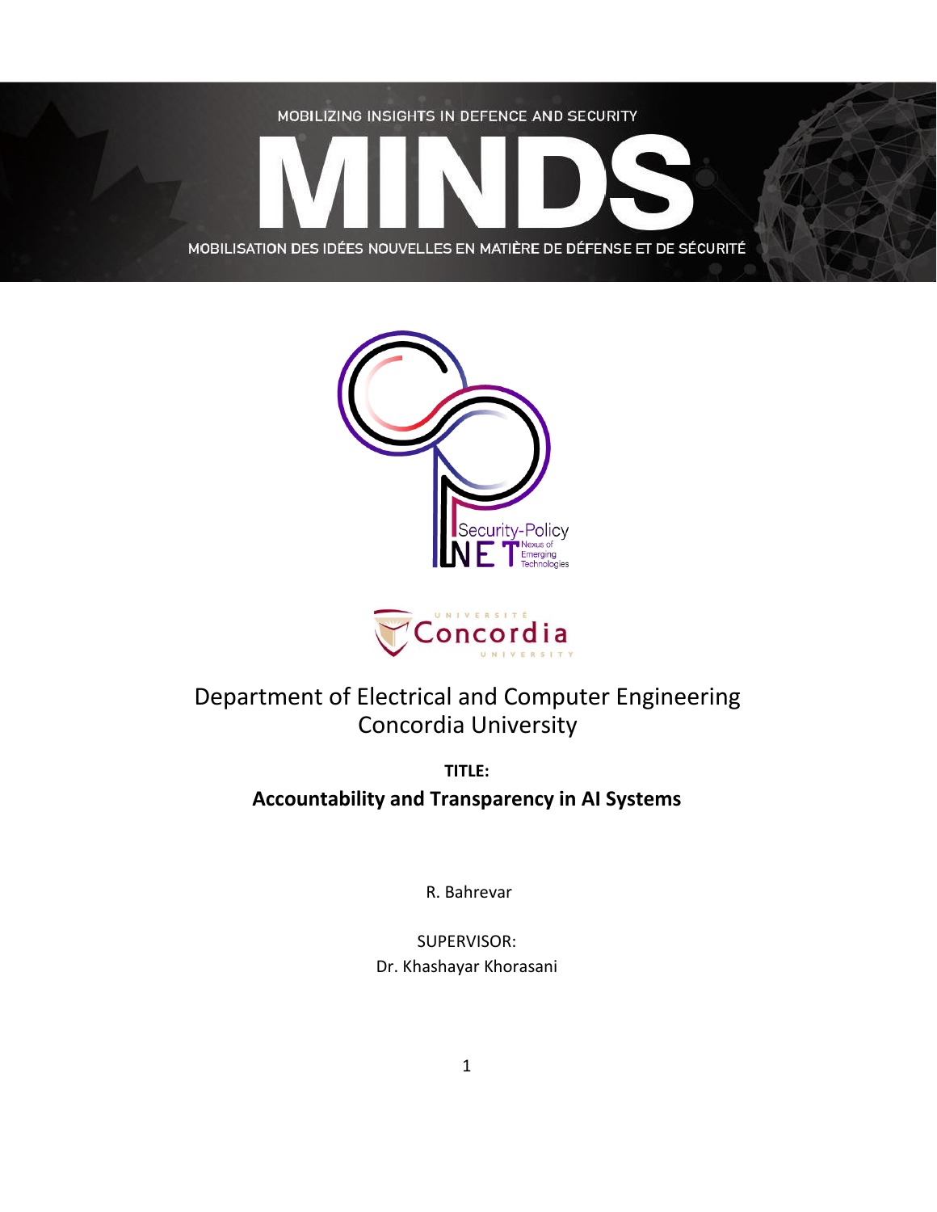MOBILIZING INSIGHTS IN DEFENCE AND SECURITY

MINDS

MOBILISATION DES IDÉES NOUVELLES EN MATIÈRE DE DÉFENSE ET DE SÉCURITÉ

Security-Policy NET Nexus of Emerging Technologies

Université Concordia University

Department of Electrical and Computer Engineering
Concordia University

**TITLE:**

**Accountability and Transparency in AI Systems**

R. Bahrevar

SUPERVISOR:
Dr. Khashayar Khorasani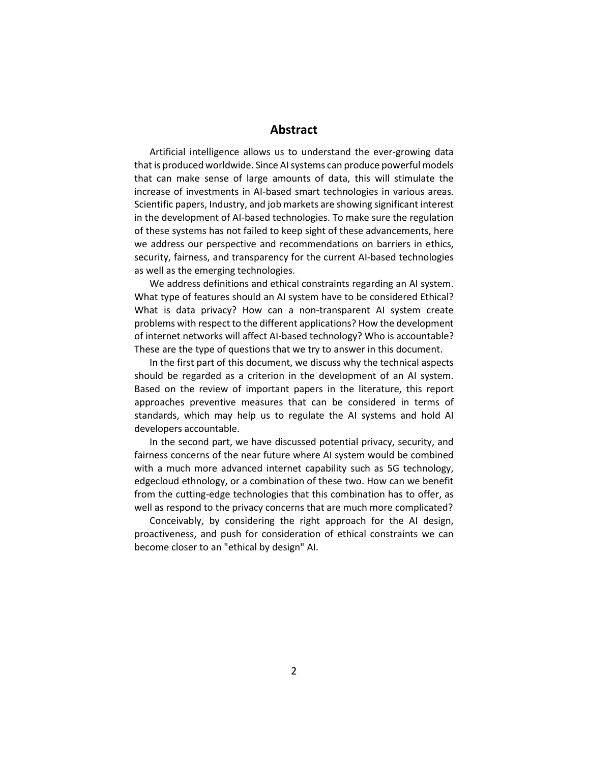## Abstract

Artificial intelligence allows us to understand the ever-growing data that is produced worldwide. Since AI systems can produce powerful models that can make sense of large amounts of data, this will stimulate the increase of investments in AI-based smart technologies in various areas. Scientific papers, Industry, and job markets are showing significant interest in the development of AI-based technologies. To make sure the regulation of these systems has not failed to keep sight of these advancements, here we address our perspective and recommendations on barriers in ethics, security, fairness, and transparency for the current AI-based technologies as well as the emerging technologies.

We address definitions and ethical constraints regarding an AI system. What type of features should an AI system have to be considered Ethical? What is data privacy? How can a non-transparent AI system create problems with respect to the different applications? How the development of internet networks will affect AI-based technology? Who is accountable? These are the type of questions that we try to answer in this document.

In the first part of this document, we discuss why the technical aspects should be regarded as a criterion in the development of an AI system. Based on the review of important papers in the literature, this report approaches preventive measures that can be considered in terms of standards, which may help us to regulate the AI systems and hold AI developers accountable.

In the second part, we have discussed potential privacy, security, and fairness concerns of the near future where AI system would be combined with a much more advanced internet capability such as 5G technology, edgecloud ethnology, or a combination of these two. How can we benefit from the cutting-edge technologies that this combination has to offer, as well as respond to the privacy concerns that are much more complicated?

Conceivably, by considering the right approach for the AI design, proactiveness, and push for consideration of ethical constraints we can become closer to an "ethical by design" AI.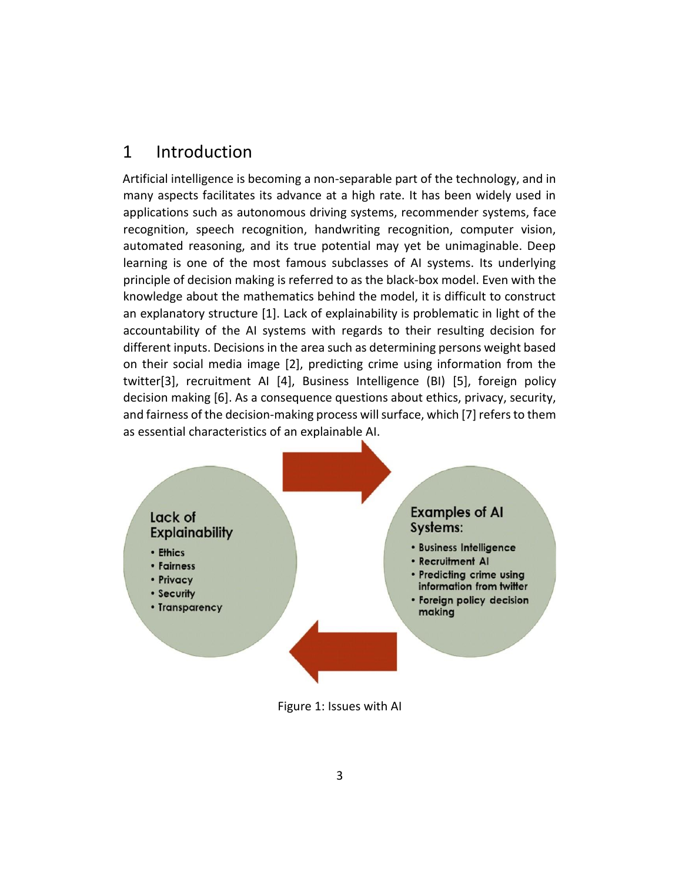# 1 Introduction

Artificial intelligence is becoming a non-separable part of the technology, and in many aspects facilitates its advance at a high rate. It has been widely used in applications such as autonomous driving systems, recommender systems, face recognition, speech recognition, handwriting recognition, computer vision, automated reasoning, and its true potential may yet be unimaginable. Deep learning is one of the most famous subclasses of AI systems. Its underlying principle of decision making is referred to as the black-box model. Even with the knowledge about the mathematics behind the model, it is difficult to construct an explanatory structure [1]. Lack of explainability is problematic in light of the accountability of the AI systems with regards to their resulting decision for different inputs. Decisions in the area such as determining persons weight based on their social media image [2], predicting crime using information from the twitter[3], recruitment AI [4], Business Intelligence (BI) [5], foreign policy decision making [6]. As a consequence questions about ethics, privacy, security, and fairness of the decision-making process will surface, which [7] refers to them as essential characteristics of an explainable AI.

**Lack of Explainability**

- Ethics
- Fairness
- Privacy
- Security
- Transparency

**Examples of AI Systems:**

- Business Intelligence
- Recruitment AI
- Predicting crime using information from twitter
- Foreign policy decision making

Figure 1: Issues with AI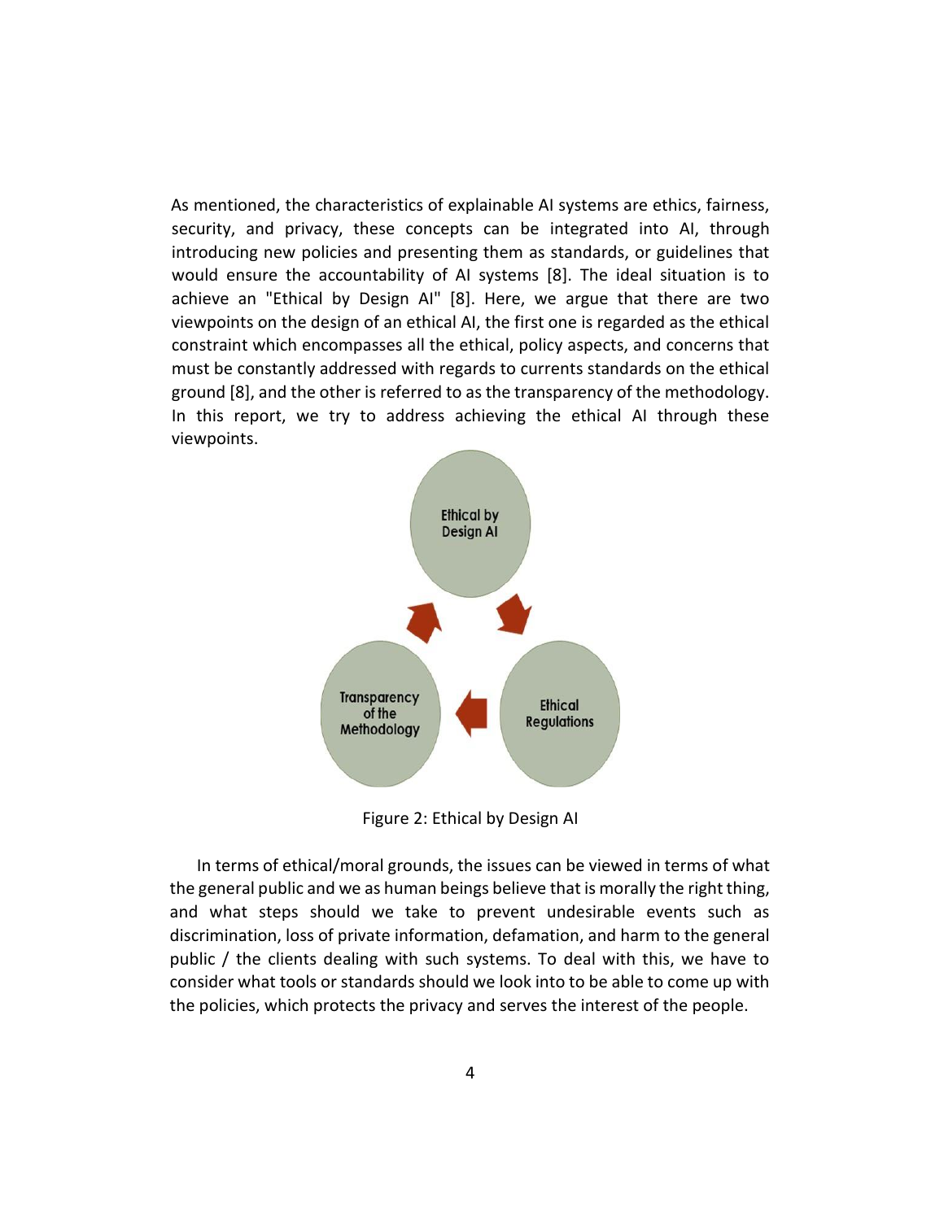As mentioned, the characteristics of explainable AI systems are ethics, fairness, security, and privacy, these concepts can be integrated into AI, through introducing new policies and presenting them as standards, or guidelines that would ensure the accountability of AI systems [8]. The ideal situation is to achieve an "Ethical by Design AI" [8]. Here, we argue that there are two viewpoints on the design of an ethical AI, the first one is regarded as the ethical constraint which encompasses all the ethical, policy aspects, and concerns that must be constantly addressed with regards to currents standards on the ethical ground [8], and the other is referred to as the transparency of the methodology. In this report, we try to address achieving the ethical AI through these viewpoints.

Figure 2: Ethical by Design AI

In terms of ethical/moral grounds, the issues can be viewed in terms of what the general public and we as human beings believe that is morally the right thing, and what steps should we take to prevent undesirable events such as discrimination, loss of private information, defamation, and harm to the general public / the clients dealing with such systems. To deal with this, we have to consider what tools or standards should we look into to be able to come up with the policies, which protects the privacy and serves the interest of the people.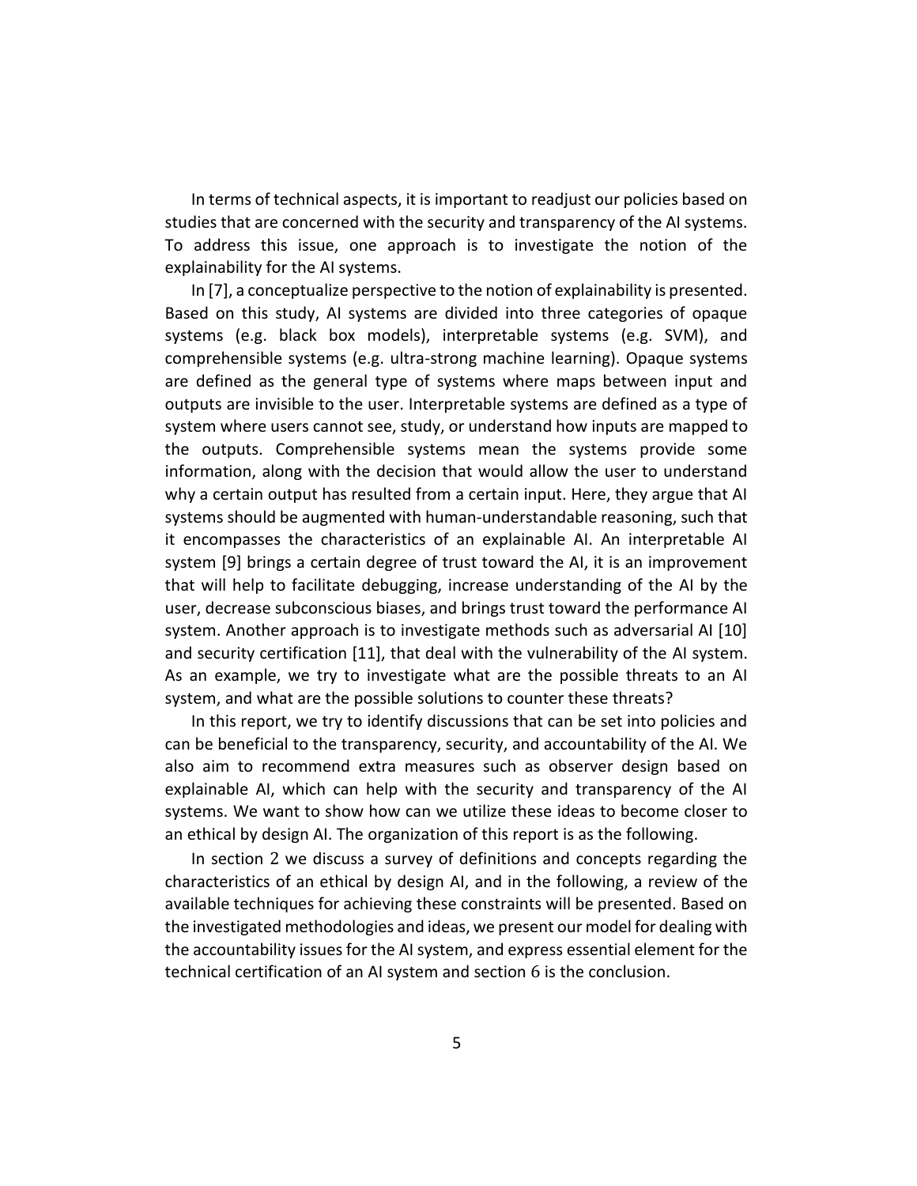In terms of technical aspects, it is important to readjust our policies based on studies that are concerned with the security and transparency of the AI systems. To address this issue, one approach is to investigate the notion of the explainability for the AI systems.

In [7], a conceptualize perspective to the notion of explainability is presented. Based on this study, AI systems are divided into three categories of opaque systems (e.g. black box models), interpretable systems (e.g. SVM), and comprehensible systems (e.g. ultra-strong machine learning). Opaque systems are defined as the general type of systems where maps between input and outputs are invisible to the user. Interpretable systems are defined as a type of system where users cannot see, study, or understand how inputs are mapped to the outputs. Comprehensible systems mean the systems provide some information, along with the decision that would allow the user to understand why a certain output has resulted from a certain input. Here, they argue that AI systems should be augmented with human-understandable reasoning, such that it encompasses the characteristics of an explainable AI. An interpretable AI system [9] brings a certain degree of trust toward the AI, it is an improvement that will help to facilitate debugging, increase understanding of the AI by the user, decrease subconscious biases, and brings trust toward the performance AI system. Another approach is to investigate methods such as adversarial AI [10] and security certification [11], that deal with the vulnerability of the AI system. As an example, we try to investigate what are the possible threats to an AI system, and what are the possible solutions to counter these threats?

In this report, we try to identify discussions that can be set into policies and can be beneficial to the transparency, security, and accountability of the AI. We also aim to recommend extra measures such as observer design based on explainable AI, which can help with the security and transparency of the AI systems. We want to show how can we utilize these ideas to become closer to an ethical by design AI. The organization of this report is as the following.

In section 2 we discuss a survey of definitions and concepts regarding the characteristics of an ethical by design AI, and in the following, a review of the available techniques for achieving these constraints will be presented. Based on the investigated methodologies and ideas, we present our model for dealing with the accountability issues for the AI system, and express essential element for the technical certification of an AI system and section 6 is the conclusion.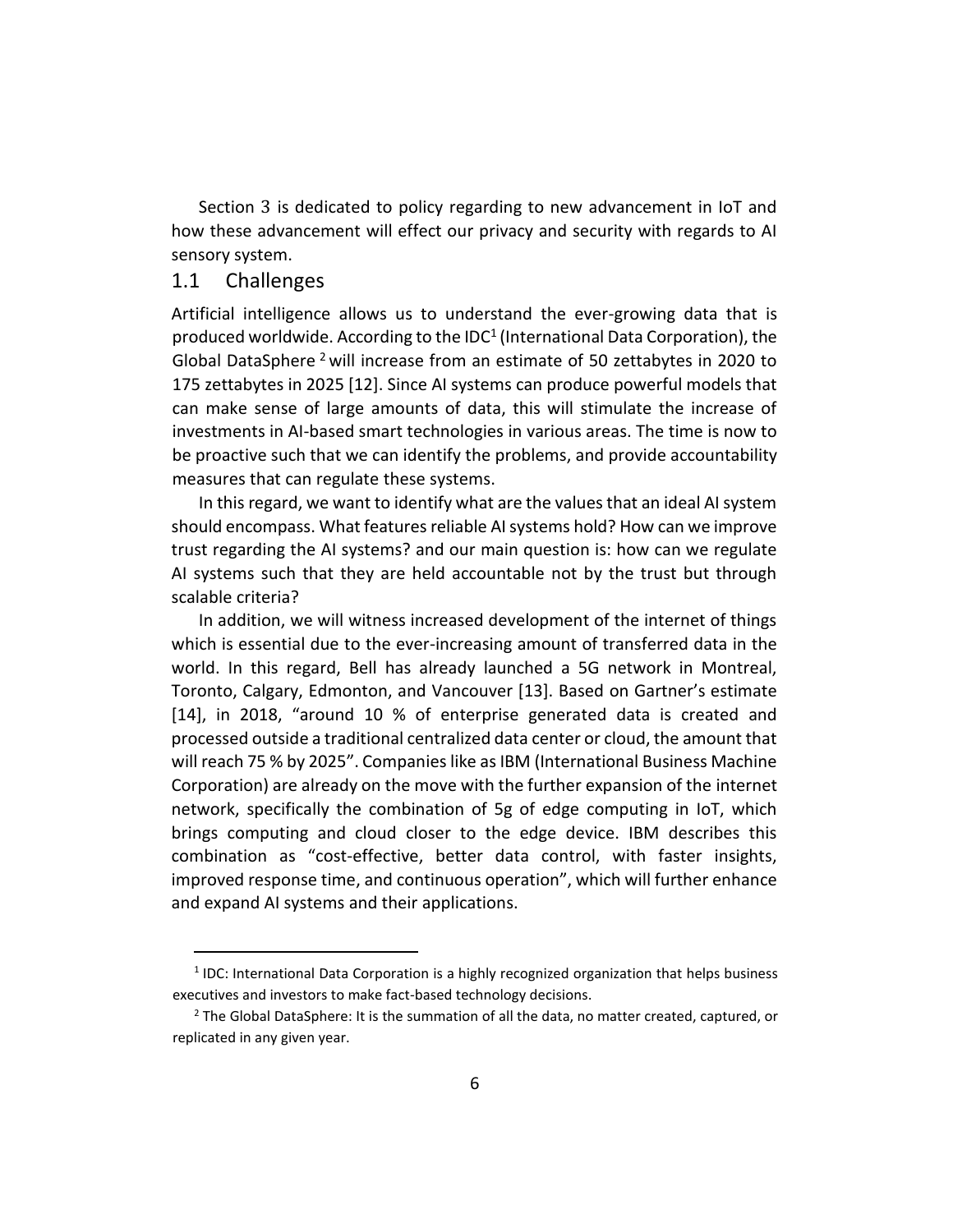Section 3 is dedicated to policy regarding to new advancement in IoT and how these advancement will effect our privacy and security with regards to AI sensory system.

## 1.1 Challenges

Artificial intelligence allows us to understand the ever-growing data that is produced worldwide. According to the IDC[1] (International Data Corporation), the Global DataSphere [2] will increase from an estimate of 50 zettabytes in 2020 to 175 zettabytes in 2025 [12]. Since AI systems can produce powerful models that can make sense of large amounts of data, this will stimulate the increase of investments in AI-based smart technologies in various areas. The time is now to be proactive such that we can identify the problems, and provide accountability measures that can regulate these systems.

In this regard, we want to identify what are the values that an ideal AI system should encompass. What features reliable AI systems hold? How can we improve trust regarding the AI systems? and our main question is: how can we regulate AI systems such that they are held accountable not by the trust but through scalable criteria?

In addition, we will witness increased development of the internet of things which is essential due to the ever-increasing amount of transferred data in the world. In this regard, Bell has already launched a 5G network in Montreal, Toronto, Calgary, Edmonton, and Vancouver [13]. Based on Gartner's estimate [14], in 2018, "around 10 % of enterprise generated data is created and processed outside a traditional centralized data center or cloud, the amount that will reach 75 % by 2025". Companies like as IBM (International Business Machine Corporation) are already on the move with the further expansion of the internet network, specifically the combination of 5g of edge computing in IoT, which brings computing and cloud closer to the edge device. IBM describes this combination as "cost-effective, better data control, with faster insights, improved response time, and continuous operation", which will further enhance and expand AI systems and their applications.

---

[1] IDC: International Data Corporation is a highly recognized organization that helps business executives and investors to make fact-based technology decisions.

[2] The Global DataSphere: It is the summation of all the data, no matter created, captured, or replicated in any given year.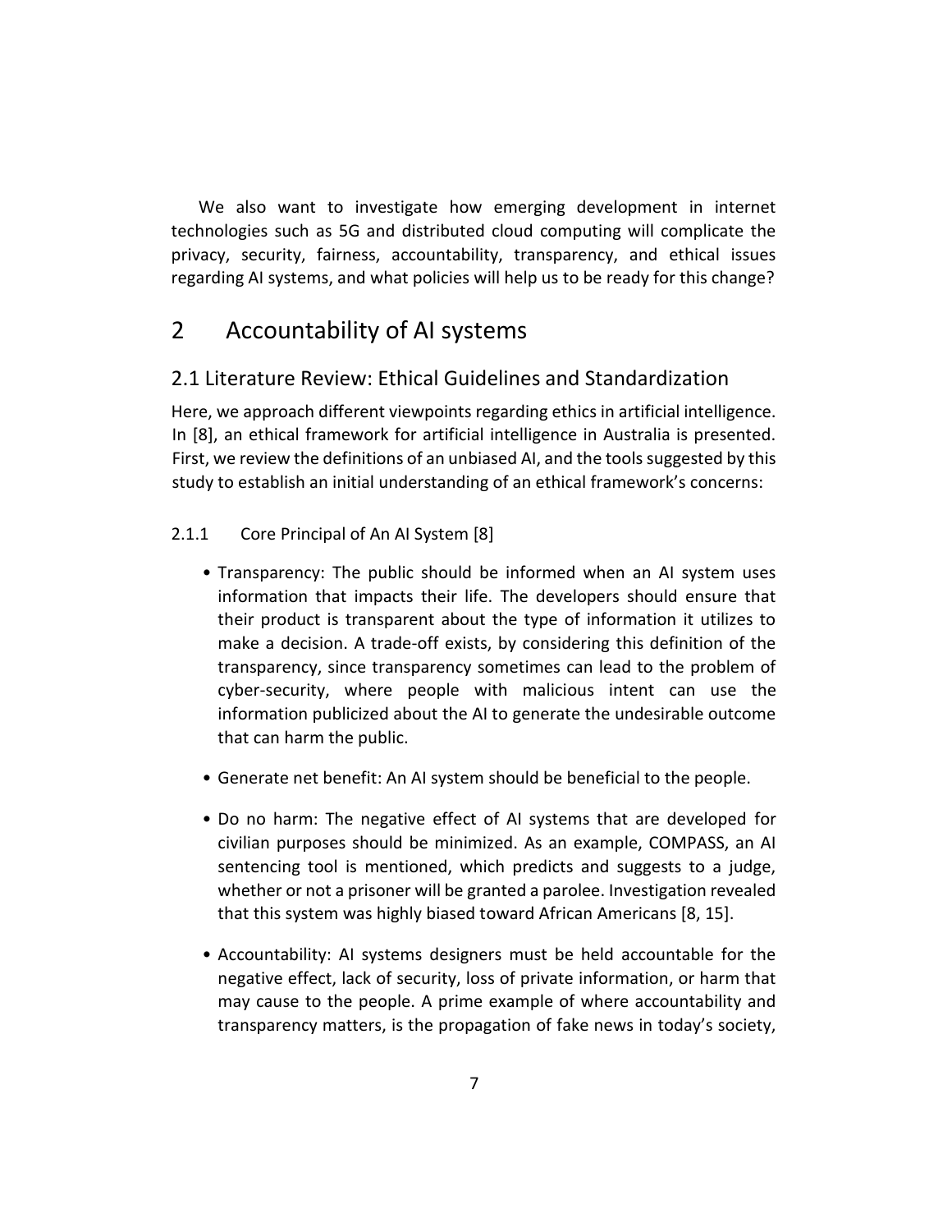We also want to investigate how emerging development in internet technologies such as 5G and distributed cloud computing will complicate the privacy, security, fairness, accountability, transparency, and ethical issues regarding AI systems, and what policies will help us to be ready for this change?

# 2 Accountability of AI systems

## 2.1 Literature Review: Ethical Guidelines and Standardization

Here, we approach different viewpoints regarding ethics in artificial intelligence. In [8], an ethical framework for artificial intelligence in Australia is presented. First, we review the definitions of an unbiased AI, and the tools suggested by this study to establish an initial understanding of an ethical framework's concerns:

### 2.1.1 Core Principal of An AI System [8]

- Transparency: The public should be informed when an AI system uses information that impacts their life. The developers should ensure that their product is transparent about the type of information it utilizes to make a decision. A trade-off exists, by considering this definition of the transparency, since transparency sometimes can lead to the problem of cyber-security, where people with malicious intent can use the information publicized about the AI to generate the undesirable outcome that can harm the public.

- Generate net benefit: An AI system should be beneficial to the people.

- Do no harm: The negative effect of AI systems that are developed for civilian purposes should be minimized. As an example, COMPASS, an AI sentencing tool is mentioned, which predicts and suggests to a judge, whether or not a prisoner will be granted a parolee. Investigation revealed that this system was highly biased toward African Americans [8, 15].

- Accountability: AI systems designers must be held accountable for the negative effect, lack of security, loss of private information, or harm that may cause to the people. A prime example of where accountability and transparency matters, is the propagation of fake news in today's society,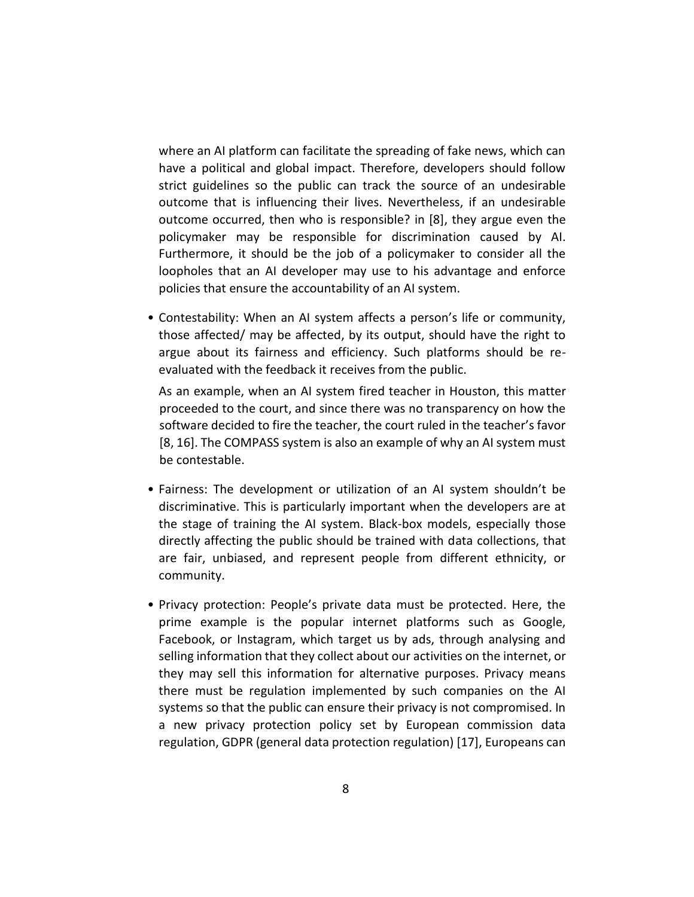where an AI platform can facilitate the spreading of fake news, which can have a political and global impact. Therefore, developers should follow strict guidelines so the public can track the source of an undesirable outcome that is influencing their lives. Nevertheless, if an undesirable outcome occurred, then who is responsible? in [8], they argue even the policymaker may be responsible for discrimination caused by AI. Furthermore, it should be the job of a policymaker to consider all the loopholes that an AI developer may use to his advantage and enforce policies that ensure the accountability of an AI system.

- Contestability: When an AI system affects a person's life or community, those affected/ may be affected, by its output, should have the right to argue about its fairness and efficiency. Such platforms should be re-evaluated with the feedback it receives from the public.

  As an example, when an AI system fired teacher in Houston, this matter proceeded to the court, and since there was no transparency on how the software decided to fire the teacher, the court ruled in the teacher's favor [8, 16]. The COMPASS system is also an example of why an AI system must be contestable.

- Fairness: The development or utilization of an AI system shouldn't be discriminative. This is particularly important when the developers are at the stage of training the AI system. Black-box models, especially those directly affecting the public should be trained with data collections, that are fair, unbiased, and represent people from different ethnicity, or community.

- Privacy protection: People's private data must be protected. Here, the prime example is the popular internet platforms such as Google, Facebook, or Instagram, which target us by ads, through analysing and selling information that they collect about our activities on the internet, or they may sell this information for alternative purposes. Privacy means there must be regulation implemented by such companies on the AI systems so that the public can ensure their privacy is not compromised. In a new privacy protection policy set by European commission data regulation, GDPR (general data protection regulation) [17], Europeans can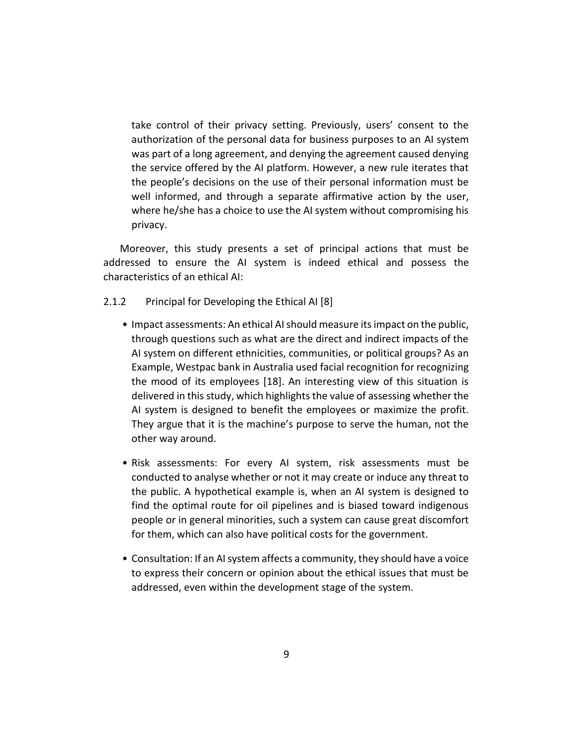take control of their privacy setting. Previously, users' consent to the authorization of the personal data for business purposes to an AI system was part of a long agreement, and denying the agreement caused denying the service offered by the AI platform. However, a new rule iterates that the people's decisions on the use of their personal information must be well informed, and through a separate affirmative action by the user, where he/she has a choice to use the AI system without compromising his privacy.

Moreover, this study presents a set of principal actions that must be addressed to ensure the AI system is indeed ethical and possess the characteristics of an ethical AI:

### 2.1.2 Principal for Developing the Ethical AI [8]

- Impact assessments: An ethical AI should measure its impact on the public, through questions such as what are the direct and indirect impacts of the AI system on different ethnicities, communities, or political groups? As an Example, Westpac bank in Australia used facial recognition for recognizing the mood of its employees [18]. An interesting view of this situation is delivered in this study, which highlights the value of assessing whether the AI system is designed to benefit the employees or maximize the profit. They argue that it is the machine's purpose to serve the human, not the other way around.

- Risk assessments: For every AI system, risk assessments must be conducted to analyse whether or not it may create or induce any threat to the public. A hypothetical example is, when an AI system is designed to find the optimal route for oil pipelines and is biased toward indigenous people or in general minorities, such a system can cause great discomfort for them, which can also have political costs for the government.

- Consultation: If an AI system affects a community, they should have a voice to express their concern or opinion about the ethical issues that must be addressed, even within the development stage of the system.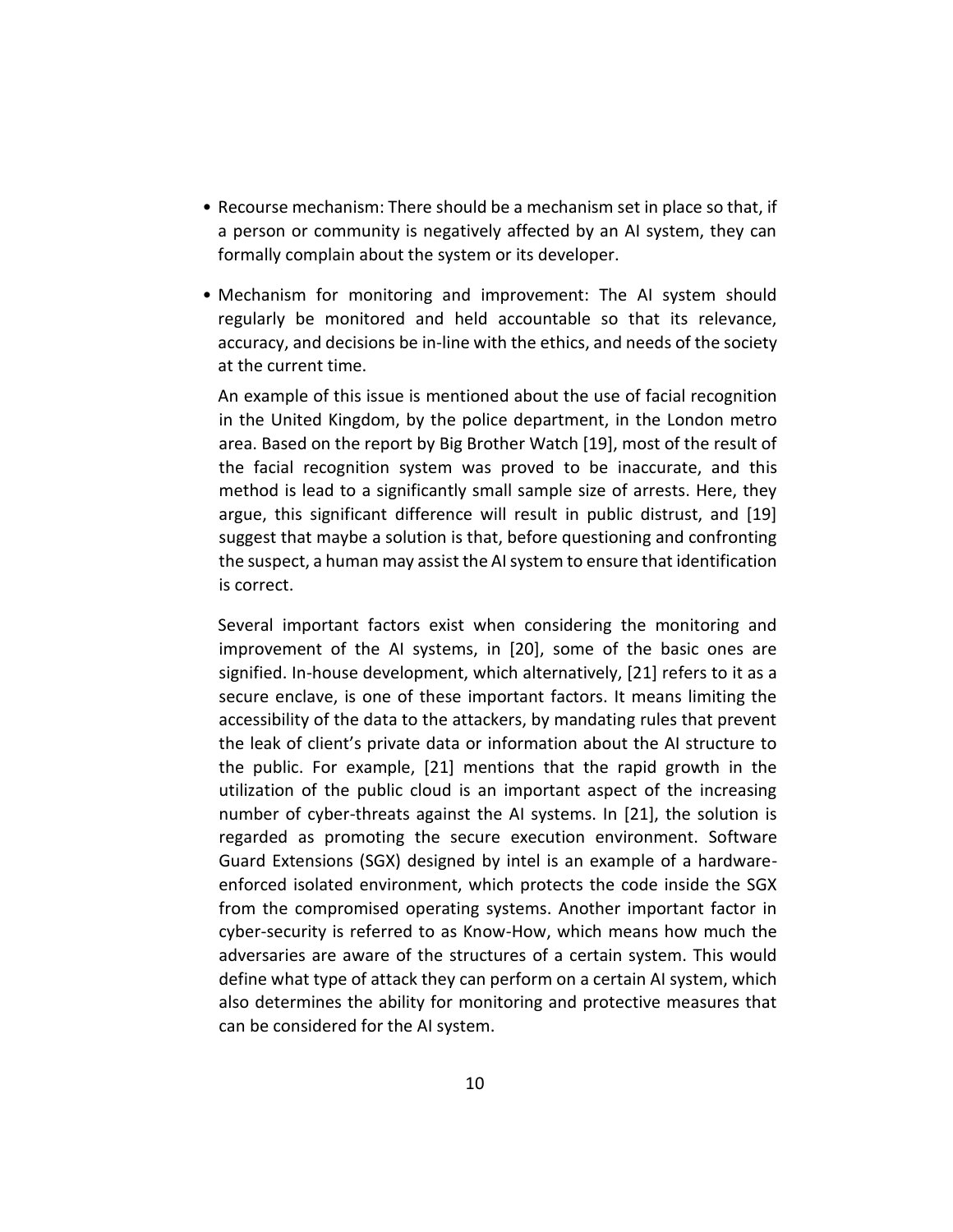- Recourse mechanism: There should be a mechanism set in place so that, if a person or community is negatively affected by an AI system, they can formally complain about the system or its developer.

- Mechanism for monitoring and improvement: The AI system should regularly be monitored and held accountable so that its relevance, accuracy, and decisions be in-line with the ethics, and needs of the society at the current time.

  An example of this issue is mentioned about the use of facial recognition in the United Kingdom, by the police department, in the London metro area. Based on the report by Big Brother Watch [19], most of the result of the facial recognition system was proved to be inaccurate, and this method is lead to a significantly small sample size of arrests. Here, they argue, this significant difference will result in public distrust, and [19] suggest that maybe a solution is that, before questioning and confronting the suspect, a human may assist the AI system to ensure that identification is correct.

  Several important factors exist when considering the monitoring and improvement of the AI systems, in [20], some of the basic ones are signified. In-house development, which alternatively, [21] refers to it as a secure enclave, is one of these important factors. It means limiting the accessibility of the data to the attackers, by mandating rules that prevent the leak of client's private data or information about the AI structure to the public. For example, [21] mentions that the rapid growth in the utilization of the public cloud is an important aspect of the increasing number of cyber-threats against the AI systems. In [21], the solution is regarded as promoting the secure execution environment. Software Guard Extensions (SGX) designed by intel is an example of a hardware-enforced isolated environment, which protects the code inside the SGX from the compromised operating systems. Another important factor in cyber-security is referred to as Know-How, which means how much the adversaries are aware of the structures of a certain system. This would define what type of attack they can perform on a certain AI system, which also determines the ability for monitoring and protective measures that can be considered for the AI system.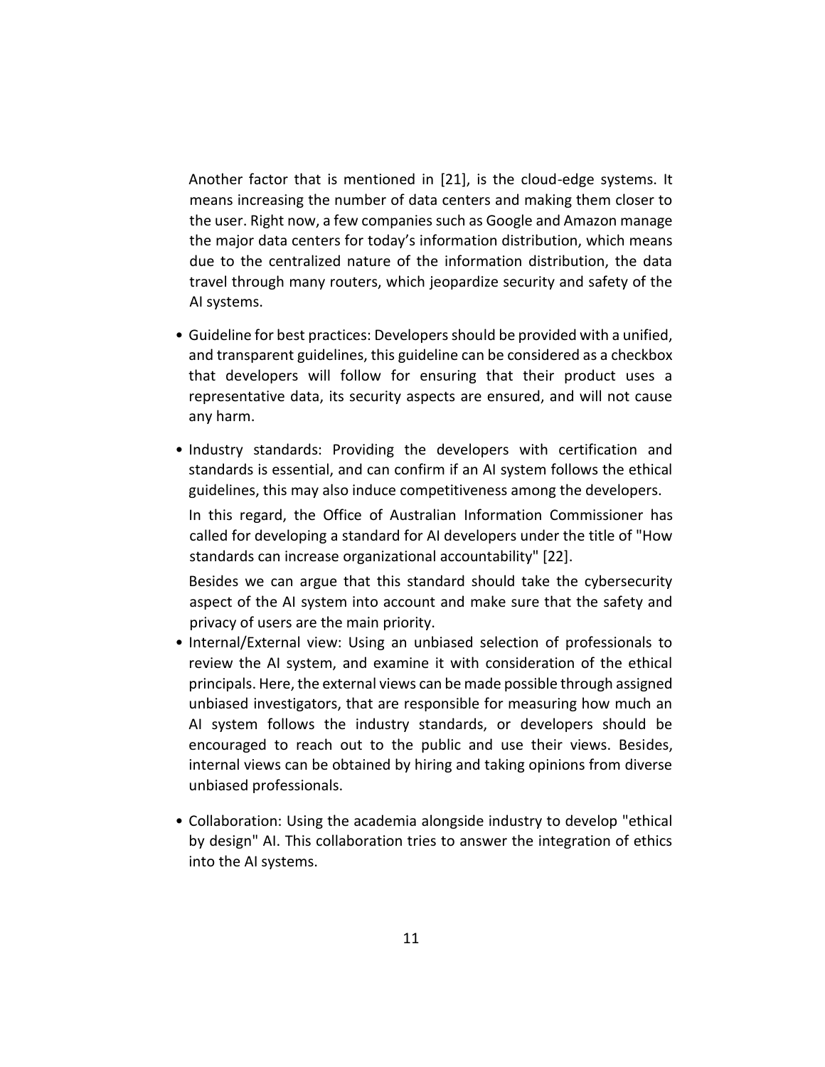Another factor that is mentioned in [21], is the cloud-edge systems. It means increasing the number of data centers and making them closer to the user. Right now, a few companies such as Google and Amazon manage the major data centers for today's information distribution, which means due to the centralized nature of the information distribution, the data travel through many routers, which jeopardize security and safety of the AI systems.

- Guideline for best practices: Developers should be provided with a unified, and transparent guidelines, this guideline can be considered as a checkbox that developers will follow for ensuring that their product uses a representative data, its security aspects are ensured, and will not cause any harm.

- Industry standards: Providing the developers with certification and standards is essential, and can confirm if an AI system follows the ethical guidelines, this may also induce competitiveness among the developers.

  In this regard, the Office of Australian Information Commissioner has called for developing a standard for AI developers under the title of "How standards can increase organizational accountability" [22].

  Besides we can argue that this standard should take the cybersecurity aspect of the AI system into account and make sure that the safety and privacy of users are the main priority.

- Internal/External view: Using an unbiased selection of professionals to review the AI system, and examine it with consideration of the ethical principals. Here, the external views can be made possible through assigned unbiased investigators, that are responsible for measuring how much an AI system follows the industry standards, or developers should be encouraged to reach out to the public and use their views. Besides, internal views can be obtained by hiring and taking opinions from diverse unbiased professionals.

- Collaboration: Using the academia alongside industry to develop "ethical by design" AI. This collaboration tries to answer the integration of ethics into the AI systems.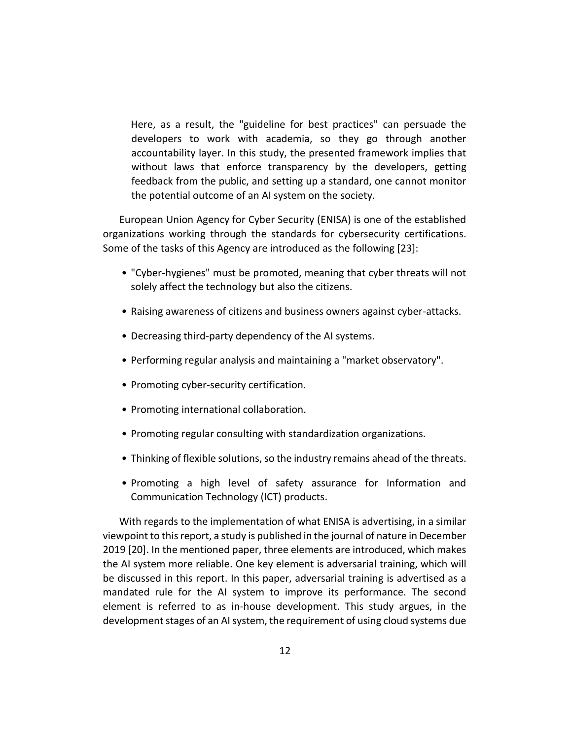> Here, as a result, the "guideline for best practices" can persuade the developers to work with academia, so they go through another accountability layer. In this study, the presented framework implies that without laws that enforce transparency by the developers, getting feedback from the public, and setting up a standard, one cannot monitor the potential outcome of an AI system on the society.

European Union Agency for Cyber Security (ENISA) is one of the established organizations working through the standards for cybersecurity certifications. Some of the tasks of this Agency are introduced as the following [23]:

- "Cyber-hygienes" must be promoted, meaning that cyber threats will not solely affect the technology but also the citizens.
- Raising awareness of citizens and business owners against cyber-attacks.
- Decreasing third-party dependency of the AI systems.
- Performing regular analysis and maintaining a "market observatory".
- Promoting cyber-security certification.
- Promoting international collaboration.
- Promoting regular consulting with standardization organizations.
- Thinking of flexible solutions, so the industry remains ahead of the threats.
- Promoting a high level of safety assurance for Information and Communication Technology (ICT) products.

With regards to the implementation of what ENISA is advertising, in a similar viewpoint to this report, a study is published in the journal of nature in December 2019 [20]. In the mentioned paper, three elements are introduced, which makes the AI system more reliable. One key element is adversarial training, which will be discussed in this report. In this paper, adversarial training is advertised as a mandated rule for the AI system to improve its performance. The second element is referred to as in-house development. This study argues, in the development stages of an AI system, the requirement of using cloud systems due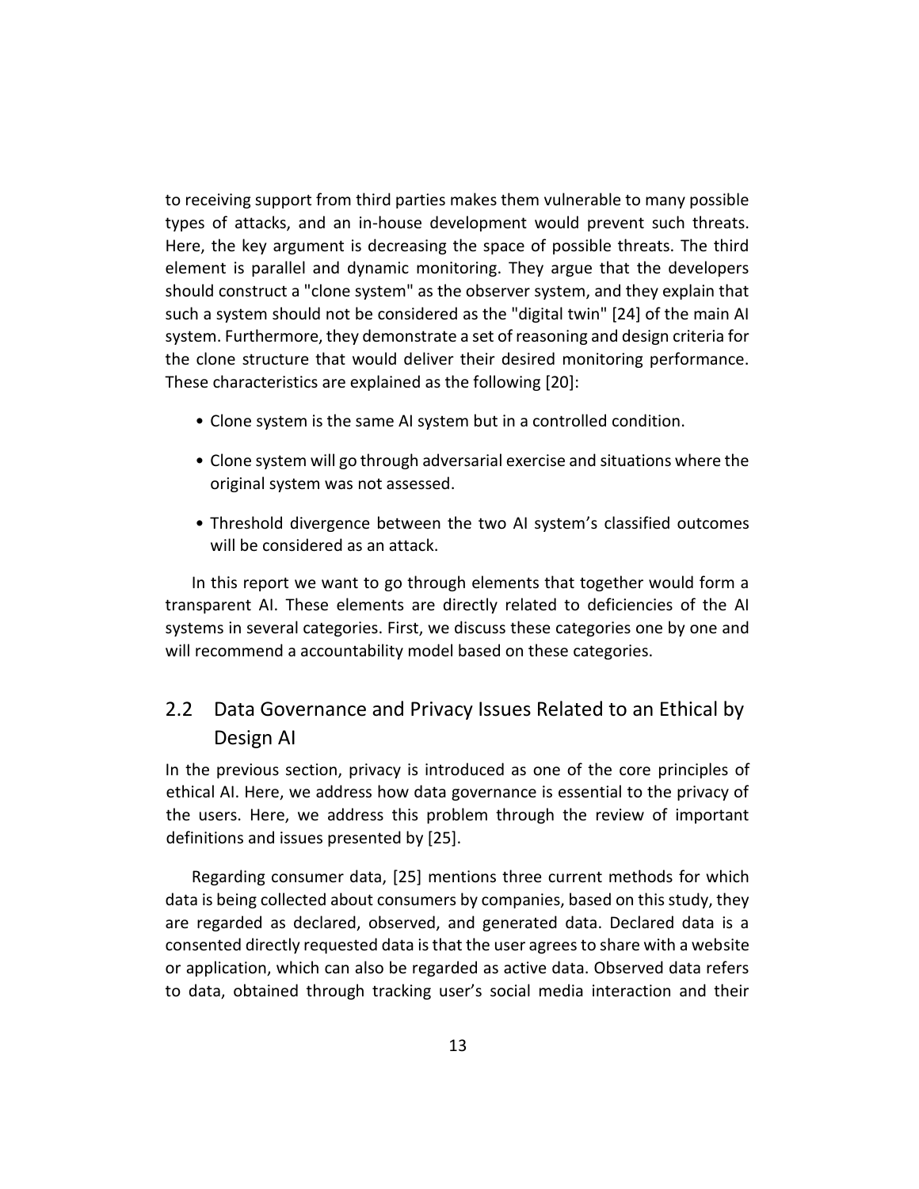to receiving support from third parties makes them vulnerable to many possible types of attacks, and an in-house development would prevent such threats. Here, the key argument is decreasing the space of possible threats. The third element is parallel and dynamic monitoring. They argue that the developers should construct a "clone system" as the observer system, and they explain that such a system should not be considered as the "digital twin" [24] of the main AI system. Furthermore, they demonstrate a set of reasoning and design criteria for the clone structure that would deliver their desired monitoring performance. These characteristics are explained as the following [20]:

- Clone system is the same AI system but in a controlled condition.
- Clone system will go through adversarial exercise and situations where the original system was not assessed.
- Threshold divergence between the two AI system's classified outcomes will be considered as an attack.

In this report we want to go through elements that together would form a transparent AI. These elements are directly related to deficiencies of the AI systems in several categories. First, we discuss these categories one by one and will recommend a accountability model based on these categories.

## 2.2 Data Governance and Privacy Issues Related to an Ethical by Design AI

In the previous section, privacy is introduced as one of the core principles of ethical AI. Here, we address how data governance is essential to the privacy of the users. Here, we address this problem through the review of important definitions and issues presented by [25].

Regarding consumer data, [25] mentions three current methods for which data is being collected about consumers by companies, based on this study, they are regarded as declared, observed, and generated data. Declared data is a consented directly requested data is that the user agrees to share with a website or application, which can also be regarded as active data. Observed data refers to data, obtained through tracking user's social media interaction and their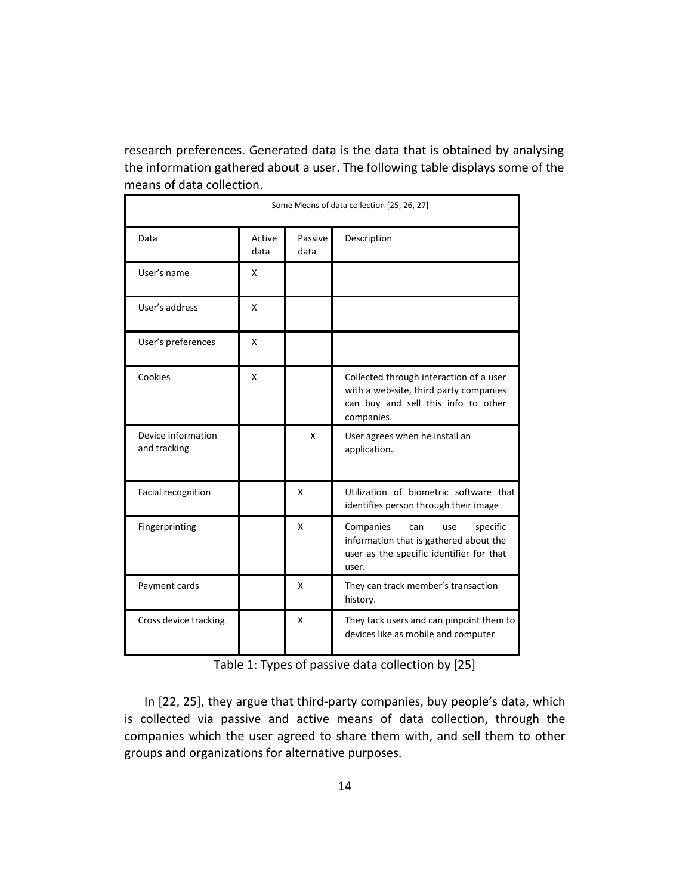research preferences. Generated data is the data that is obtained by analysing the information gathered about a user. The following table displays some of the means of data collection.

| Some Means of data collection [25, 26, 27] | | | |
|---|---|---|---|
| Data | Active data | Passive data | Description |
| User's name | X | | |
| User's address | X | | |
| User's preferences | X | | |
| Cookies | X | | Collected through interaction of a user with a web-site, third party companies can buy and sell this info to other companies. |
| Device information and tracking | | X | User agrees when he install an application. |
| Facial recognition | | X | Utilization of biometric software that identifies person through their image |
| Fingerprinting | | X | Companies can use specific information that is gathered about the user as the specific identifier for that user. |
| Payment cards | | X | They can track member's transaction history. |
| Cross device tracking | | X | They tack users and can pinpoint them to devices like as mobile and computer |

Table 1: Types of passive data collection by [25]

In [22, 25], they argue that third-party companies, buy people's data, which is collected via passive and active means of data collection, through the companies which the user agreed to share them with, and sell them to other groups and organizations for alternative purposes.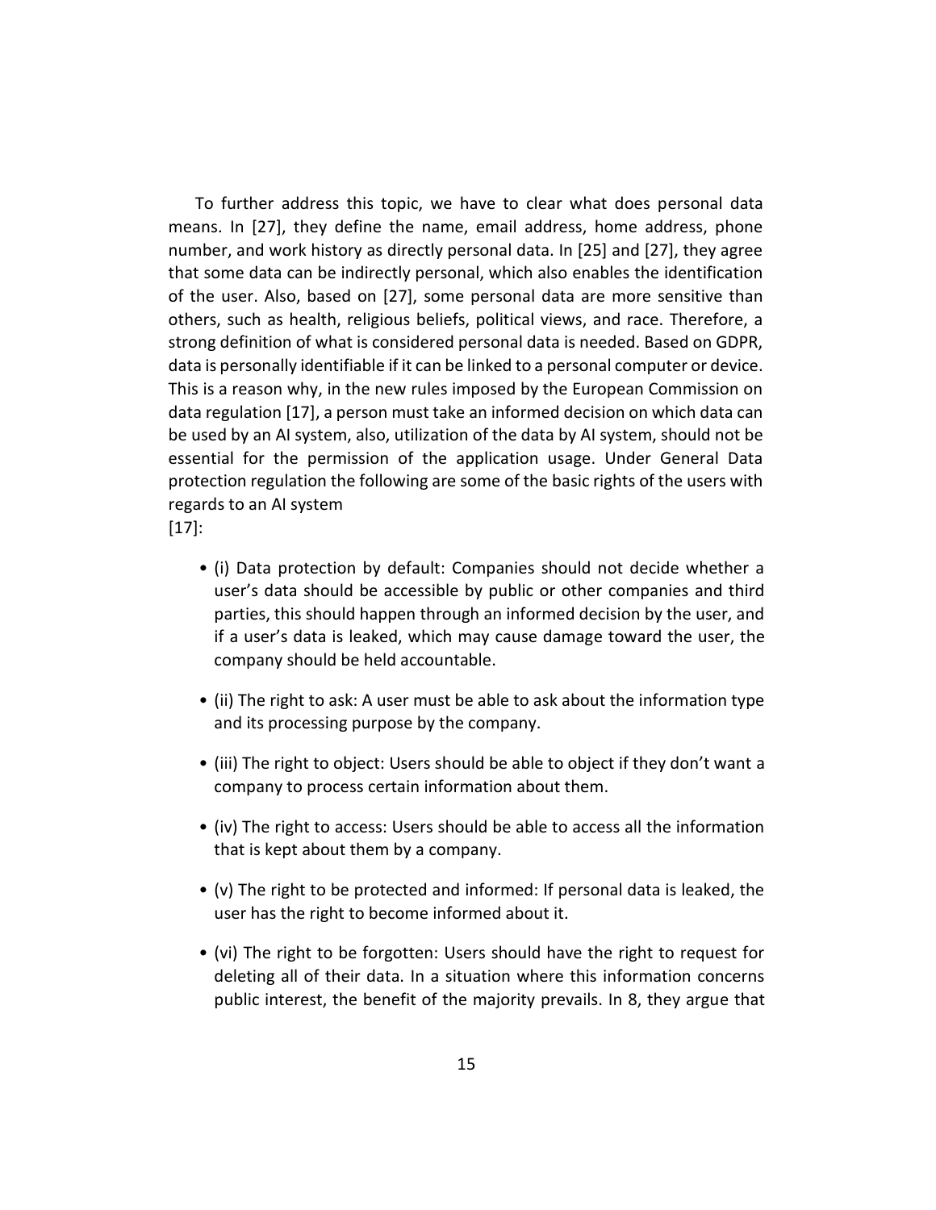To further address this topic, we have to clear what does personal data means. In [27], they define the name, email address, home address, phone number, and work history as directly personal data. In [25] and [27], they agree that some data can be indirectly personal, which also enables the identification of the user. Also, based on [27], some personal data are more sensitive than others, such as health, religious beliefs, political views, and race. Therefore, a strong definition of what is considered personal data is needed. Based on GDPR, data is personally identifiable if it can be linked to a personal computer or device. This is a reason why, in the new rules imposed by the European Commission on data regulation [17], a person must take an informed decision on which data can be used by an AI system, also, utilization of the data by AI system, should not be essential for the permission of the application usage. Under General Data protection regulation the following are some of the basic rights of the users with regards to an AI system
[17]:

- (i) Data protection by default: Companies should not decide whether a user's data should be accessible by public or other companies and third parties, this should happen through an informed decision by the user, and if a user's data is leaked, which may cause damage toward the user, the company should be held accountable.
- (ii) The right to ask: A user must be able to ask about the information type and its processing purpose by the company.
- (iii) The right to object: Users should be able to object if they don't want a company to process certain information about them.
- (iv) The right to access: Users should be able to access all the information that is kept about them by a company.
- (v) The right to be protected and informed: If personal data is leaked, the user has the right to become informed about it.
- (vi) The right to be forgotten: Users should have the right to request for deleting all of their data. In a situation where this information concerns public interest, the benefit of the majority prevails. In 8, they argue that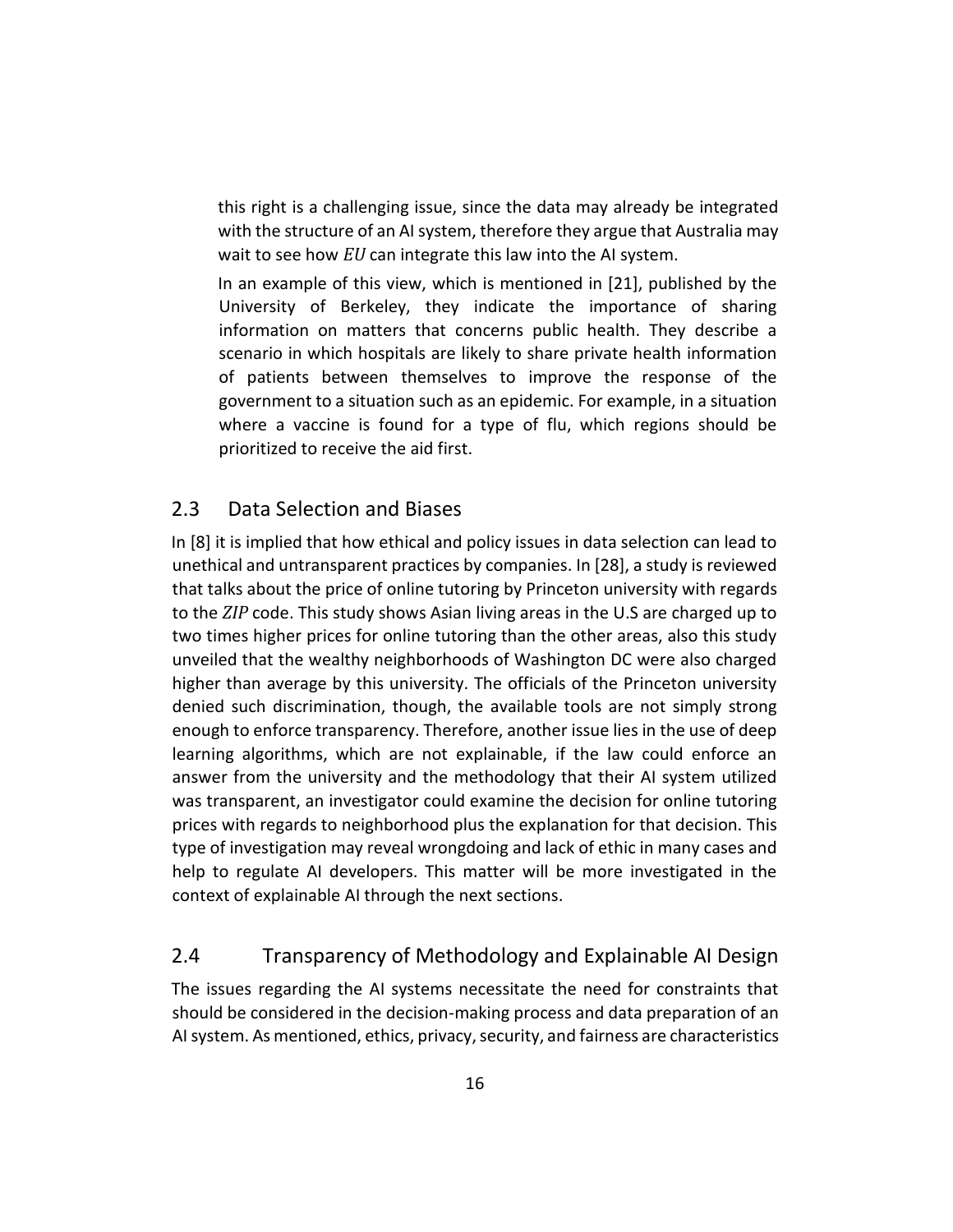this right is a challenging issue, since the data may already be integrated with the structure of an AI system, therefore they argue that Australia may wait to see how $EU$ can integrate this law into the AI system.

In an example of this view, which is mentioned in [21], published by the University of Berkeley, they indicate the importance of sharing information on matters that concerns public health. They describe a scenario in which hospitals are likely to share private health information of patients between themselves to improve the response of the government to a situation such as an epidemic. For example, in a situation where a vaccine is found for a type of flu, which regions should be prioritized to receive the aid first.

## 2.3 Data Selection and Biases

In [8] it is implied that how ethical and policy issues in data selection can lead to unethical and untransparent practices by companies. In [28], a study is reviewed that talks about the price of online tutoring by Princeton university with regards to the $ZIP$ code. This study shows Asian living areas in the U.S are charged up to two times higher prices for online tutoring than the other areas, also this study unveiled that the wealthy neighborhoods of Washington DC were also charged higher than average by this university. The officials of the Princeton university denied such discrimination, though, the available tools are not simply strong enough to enforce transparency. Therefore, another issue lies in the use of deep learning algorithms, which are not explainable, if the law could enforce an answer from the university and the methodology that their AI system utilized was transparent, an investigator could examine the decision for online tutoring prices with regards to neighborhood plus the explanation for that decision. This type of investigation may reveal wrongdoing and lack of ethic in many cases and help to regulate AI developers. This matter will be more investigated in the context of explainable AI through the next sections.

## 2.4 Transparency of Methodology and Explainable AI Design

The issues regarding the AI systems necessitate the need for constraints that should be considered in the decision-making process and data preparation of an AI system. As mentioned, ethics, privacy, security, and fairness are characteristics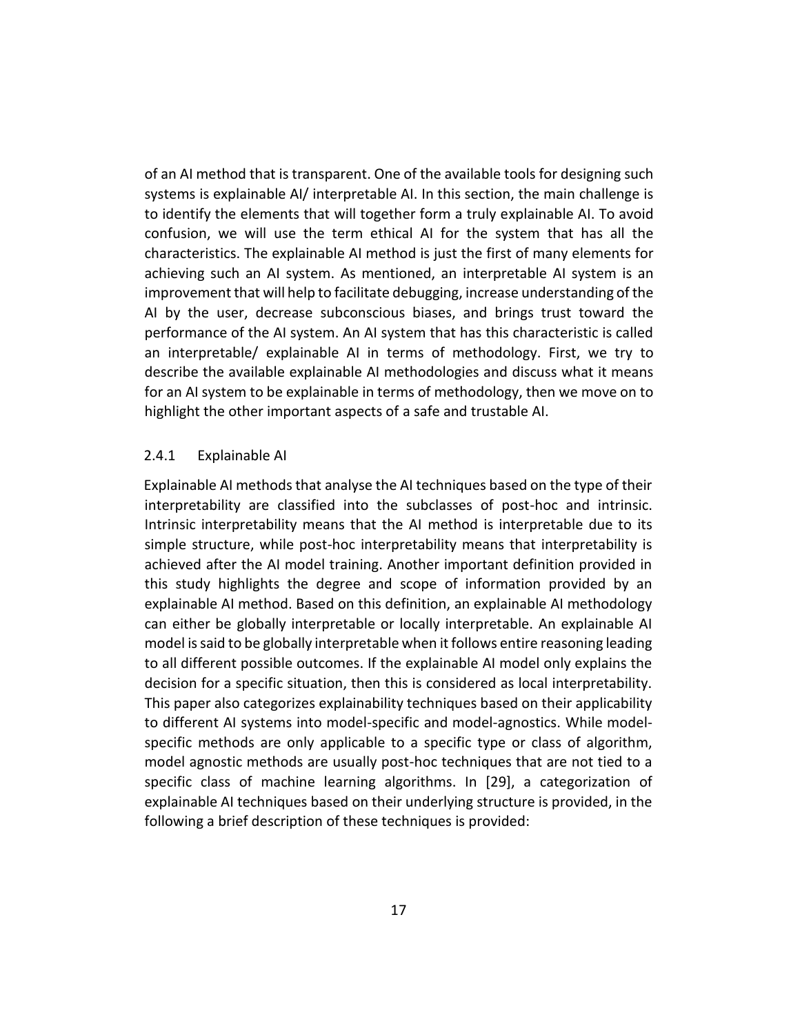of an AI method that is transparent. One of the available tools for designing such systems is explainable AI/ interpretable AI. In this section, the main challenge is to identify the elements that will together form a truly explainable AI. To avoid confusion, we will use the term ethical AI for the system that has all the characteristics. The explainable AI method is just the first of many elements for achieving such an AI system. As mentioned, an interpretable AI system is an improvement that will help to facilitate debugging, increase understanding of the AI by the user, decrease subconscious biases, and brings trust toward the performance of the AI system. An AI system that has this characteristic is called an interpretable/ explainable AI in terms of methodology. First, we try to describe the available explainable AI methodologies and discuss what it means for an AI system to be explainable in terms of methodology, then we move on to highlight the other important aspects of a safe and trustable AI.

### 2.4.1 Explainable AI

Explainable AI methods that analyse the AI techniques based on the type of their interpretability are classified into the subclasses of post-hoc and intrinsic. Intrinsic interpretability means that the AI method is interpretable due to its simple structure, while post-hoc interpretability means that interpretability is achieved after the AI model training. Another important definition provided in this study highlights the degree and scope of information provided by an explainable AI method. Based on this definition, an explainable AI methodology can either be globally interpretable or locally interpretable. An explainable AI model is said to be globally interpretable when it follows entire reasoning leading to all different possible outcomes. If the explainable AI model only explains the decision for a specific situation, then this is considered as local interpretability. This paper also categorizes explainability techniques based on their applicability to different AI systems into model-specific and model-agnostics. While model-specific methods are only applicable to a specific type or class of algorithm, model agnostic methods are usually post-hoc techniques that are not tied to a specific class of machine learning algorithms. In [29], a categorization of explainable AI techniques based on their underlying structure is provided, in the following a brief description of these techniques is provided: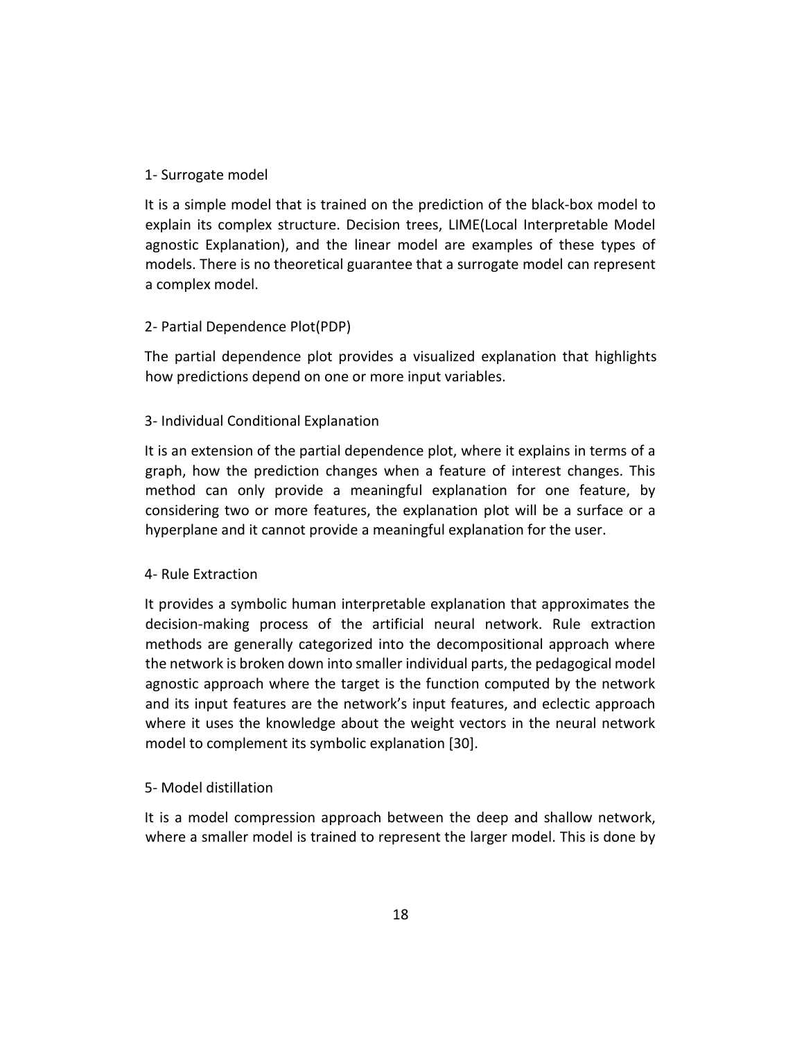1- Surrogate model

It is a simple model that is trained on the prediction of the black-box model to explain its complex structure. Decision trees, LIME(Local Interpretable Model agnostic Explanation), and the linear model are examples of these types of models. There is no theoretical guarantee that a surrogate model can represent a complex model.

2- Partial Dependence Plot(PDP)

The partial dependence plot provides a visualized explanation that highlights how predictions depend on one or more input variables.

3- Individual Conditional Explanation

It is an extension of the partial dependence plot, where it explains in terms of a graph, how the prediction changes when a feature of interest changes. This method can only provide a meaningful explanation for one feature, by considering two or more features, the explanation plot will be a surface or a hyperplane and it cannot provide a meaningful explanation for the user.

4- Rule Extraction

It provides a symbolic human interpretable explanation that approximates the decision-making process of the artificial neural network. Rule extraction methods are generally categorized into the decompositional approach where the network is broken down into smaller individual parts, the pedagogical model agnostic approach where the target is the function computed by the network and its input features are the network's input features, and eclectic approach where it uses the knowledge about the weight vectors in the neural network model to complement its symbolic explanation [30].

5- Model distillation

It is a model compression approach between the deep and shallow network, where a smaller model is trained to represent the larger model. This is done by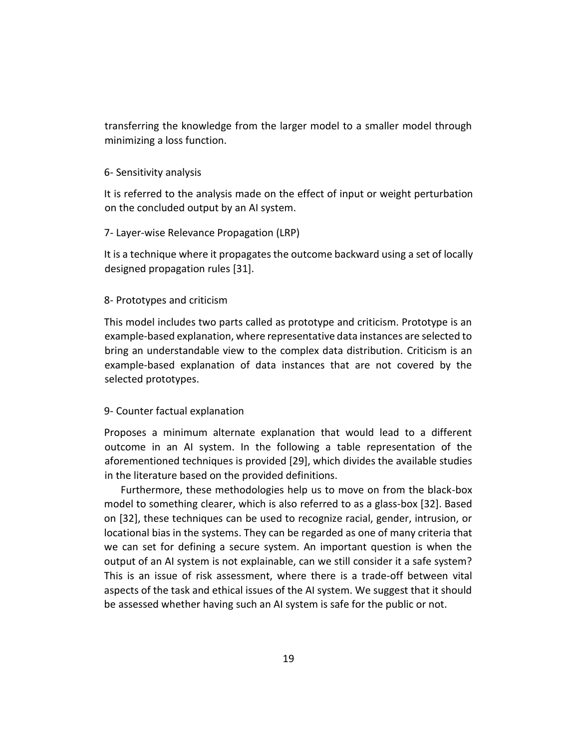transferring the knowledge from the larger model to a smaller model through minimizing a loss function.

6- Sensitivity analysis

It is referred to the analysis made on the effect of input or weight perturbation on the concluded output by an AI system.

7- Layer-wise Relevance Propagation (LRP)

It is a technique where it propagates the outcome backward using a set of locally designed propagation rules [31].

8- Prototypes and criticism

This model includes two parts called as prototype and criticism. Prototype is an example-based explanation, where representative data instances are selected to bring an understandable view to the complex data distribution. Criticism is an example-based explanation of data instances that are not covered by the selected prototypes.

9- Counter factual explanation

Proposes a minimum alternate explanation that would lead to a different outcome in an AI system. In the following a table representation of the aforementioned techniques is provided [29], which divides the available studies in the literature based on the provided definitions.

Furthermore, these methodologies help us to move on from the black-box model to something clearer, which is also referred to as a glass-box [32]. Based on [32], these techniques can be used to recognize racial, gender, intrusion, or locational bias in the systems. They can be regarded as one of many criteria that we can set for defining a secure system. An important question is when the output of an AI system is not explainable, can we still consider it a safe system? This is an issue of risk assessment, where there is a trade-off between vital aspects of the task and ethical issues of the AI system. We suggest that it should be assessed whether having such an AI system is safe for the public or not.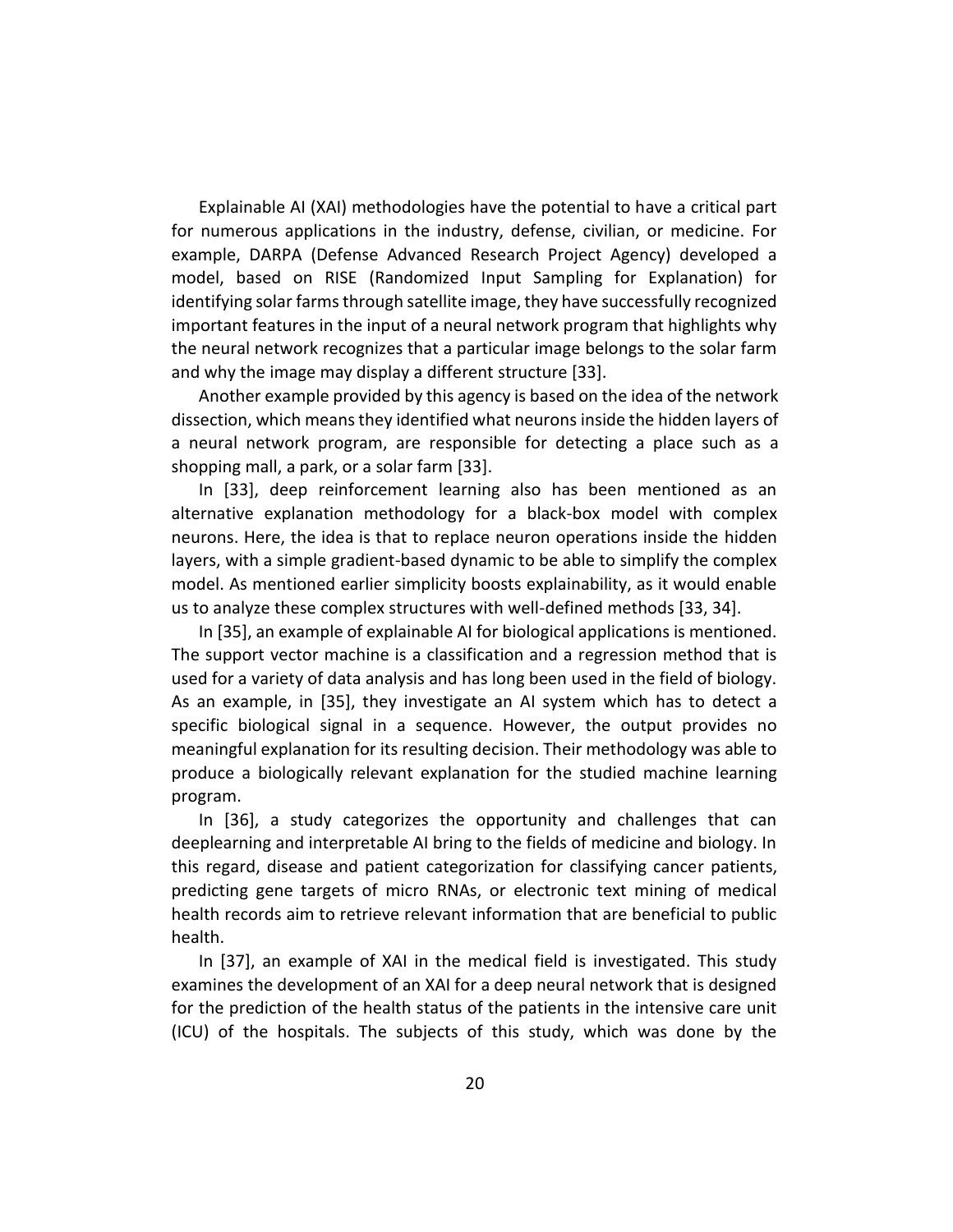Explainable AI (XAI) methodologies have the potential to have a critical part for numerous applications in the industry, defense, civilian, or medicine. For example, DARPA (Defense Advanced Research Project Agency) developed a model, based on RISE (Randomized Input Sampling for Explanation) for identifying solar farms through satellite image, they have successfully recognized important features in the input of a neural network program that highlights why the neural network recognizes that a particular image belongs to the solar farm and why the image may display a different structure [33].

Another example provided by this agency is based on the idea of the network dissection, which means they identified what neurons inside the hidden layers of a neural network program, are responsible for detecting a place such as a shopping mall, a park, or a solar farm [33].

In [33], deep reinforcement learning also has been mentioned as an alternative explanation methodology for a black-box model with complex neurons. Here, the idea is that to replace neuron operations inside the hidden layers, with a simple gradient-based dynamic to be able to simplify the complex model. As mentioned earlier simplicity boosts explainability, as it would enable us to analyze these complex structures with well-defined methods [33, 34].

In [35], an example of explainable AI for biological applications is mentioned. The support vector machine is a classification and a regression method that is used for a variety of data analysis and has long been used in the field of biology. As an example, in [35], they investigate an AI system which has to detect a specific biological signal in a sequence. However, the output provides no meaningful explanation for its resulting decision. Their methodology was able to produce a biologically relevant explanation for the studied machine learning program.

In [36], a study categorizes the opportunity and challenges that can deeplearning and interpretable AI bring to the fields of medicine and biology. In this regard, disease and patient categorization for classifying cancer patients, predicting gene targets of micro RNAs, or electronic text mining of medical health records aim to retrieve relevant information that are beneficial to public health.

In [37], an example of XAI in the medical field is investigated. This study examines the development of an XAI for a deep neural network that is designed for the prediction of the health status of the patients in the intensive care unit (ICU) of the hospitals. The subjects of this study, which was done by the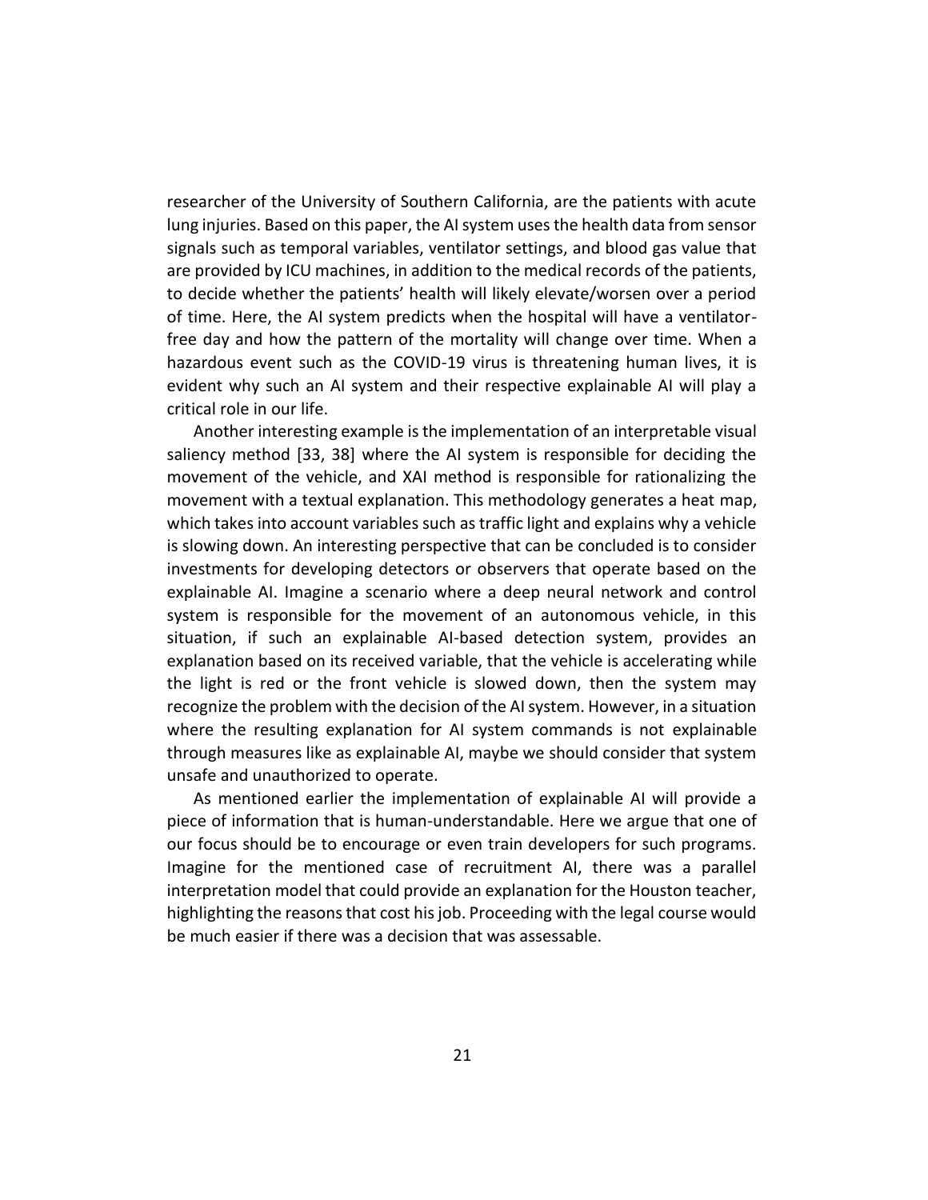researcher of the University of Southern California, are the patients with acute lung injuries. Based on this paper, the AI system uses the health data from sensor signals such as temporal variables, ventilator settings, and blood gas value that are provided by ICU machines, in addition to the medical records of the patients, to decide whether the patients' health will likely elevate/worsen over a period of time. Here, the AI system predicts when the hospital will have a ventilator-free day and how the pattern of the mortality will change over time. When a hazardous event such as the COVID-19 virus is threatening human lives, it is evident why such an AI system and their respective explainable AI will play a critical role in our life.

Another interesting example is the implementation of an interpretable visual saliency method [33, 38] where the AI system is responsible for deciding the movement of the vehicle, and XAI method is responsible for rationalizing the movement with a textual explanation. This methodology generates a heat map, which takes into account variables such as traffic light and explains why a vehicle is slowing down. An interesting perspective that can be concluded is to consider investments for developing detectors or observers that operate based on the explainable AI. Imagine a scenario where a deep neural network and control system is responsible for the movement of an autonomous vehicle, in this situation, if such an explainable AI-based detection system, provides an explanation based on its received variable, that the vehicle is accelerating while the light is red or the front vehicle is slowed down, then the system may recognize the problem with the decision of the AI system. However, in a situation where the resulting explanation for AI system commands is not explainable through measures like as explainable AI, maybe we should consider that system unsafe and unauthorized to operate.

As mentioned earlier the implementation of explainable AI will provide a piece of information that is human-understandable. Here we argue that one of our focus should be to encourage or even train developers for such programs. Imagine for the mentioned case of recruitment AI, there was a parallel interpretation model that could provide an explanation for the Houston teacher, highlighting the reasons that cost his job. Proceeding with the legal course would be much easier if there was a decision that was assessable.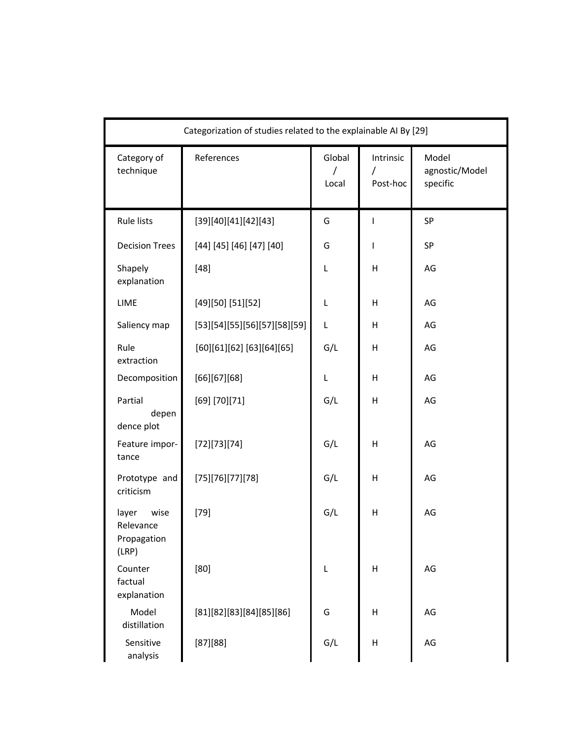| Categorization of studies related to the explainable AI By [29] | | | | |
|---|---|---|---|---|
| Category of technique | References | Global / Local | Intrinsic / Post-hoc | Model agnostic/Model specific |
| Rule lists | [39][40][41][42][43] | G | I | SP |
| Decision Trees | [44] [45] [46] [47] [40] | G | I | SP |
| Shapely explanation | [48] | L | H | AG |
| LIME | [49][50] [51][52] | L | H | AG |
| Saliency map | [53][54][55][56][57][58][59] | L | H | AG |
| Rule extraction | [60][61][62] [63][64][65] | G/L | H | AG |
| Decomposition | [66][67][68] | L | H | AG |
| Partial dependence plot | [69] [70][71] | G/L | H | AG |
| Feature importance | [72][73][74] | G/L | H | AG |
| Prototype and criticism | [75][76][77][78] | G/L | H | AG |
| layer wise Relevance Propagation (LRP) | [79] | G/L | H | AG |
| Counter factual explanation | [80] | L | H | AG |
| Model distillation | [81][82][83][84][85][86] | G | H | AG |
| Sensitive analysis | [87][88] | G/L | H | AG |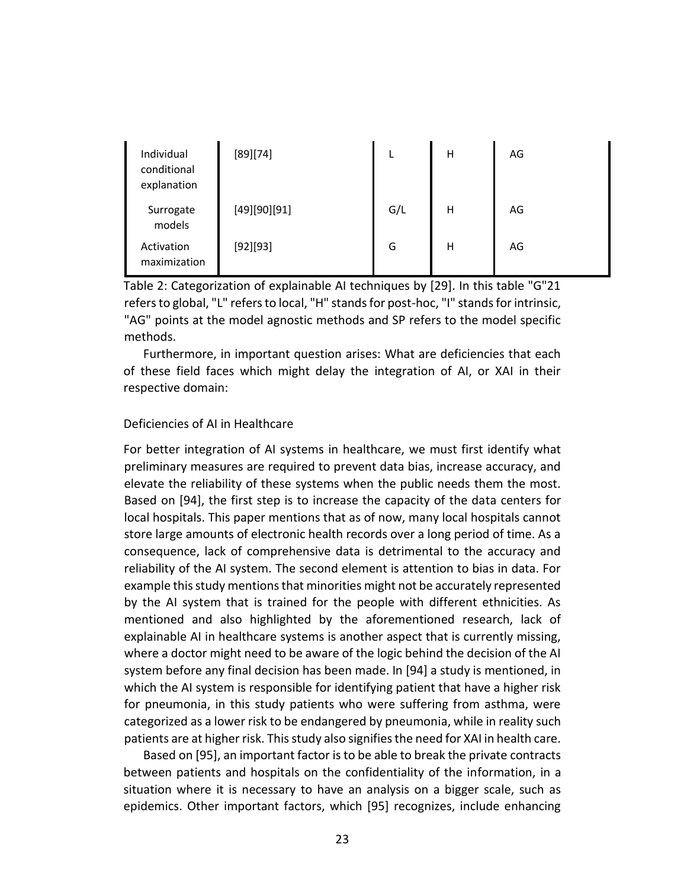| Individual conditional explanation | [89][74] | L | H | AG |
| --- | --- | --- | --- | --- |
| Surrogate models | [49][90][91] | G/L | H | AG |
| Activation maximization | [92][93] | G | H | AG |

Table 2: Categorization of explainable AI techniques by [29]. In this table "G"21 refers to global, "L" refers to local, "H" stands for post-hoc, "I" stands for intrinsic, "AG" points at the model agnostic methods and SP refers to the model specific methods.

Furthermore, in important question arises: What are deficiencies that each of these field faces which might delay the integration of AI, or XAI in their respective domain:

### Deficiencies of AI in Healthcare

For better integration of AI systems in healthcare, we must first identify what preliminary measures are required to prevent data bias, increase accuracy, and elevate the reliability of these systems when the public needs them the most. Based on [94], the first step is to increase the capacity of the data centers for local hospitals. This paper mentions that as of now, many local hospitals cannot store large amounts of electronic health records over a long period of time. As a consequence, lack of comprehensive data is detrimental to the accuracy and reliability of the AI system. The second element is attention to bias in data. For example this study mentions that minorities might not be accurately represented by the AI system that is trained for the people with different ethnicities. As mentioned and also highlighted by the aforementioned research, lack of explainable AI in healthcare systems is another aspect that is currently missing, where a doctor might need to be aware of the logic behind the decision of the AI system before any final decision has been made. In [94] a study is mentioned, in which the AI system is responsible for identifying patient that have a higher risk for pneumonia, in this study patients who were suffering from asthma, were categorized as a lower risk to be endangered by pneumonia, while in reality such patients are at higher risk. This study also signifies the need for XAI in health care.

Based on [95], an important factor is to be able to break the private contracts between patients and hospitals on the confidentiality of the information, in a situation where it is necessary to have an analysis on a bigger scale, such as epidemics. Other important factors, which [95] recognizes, include enhancing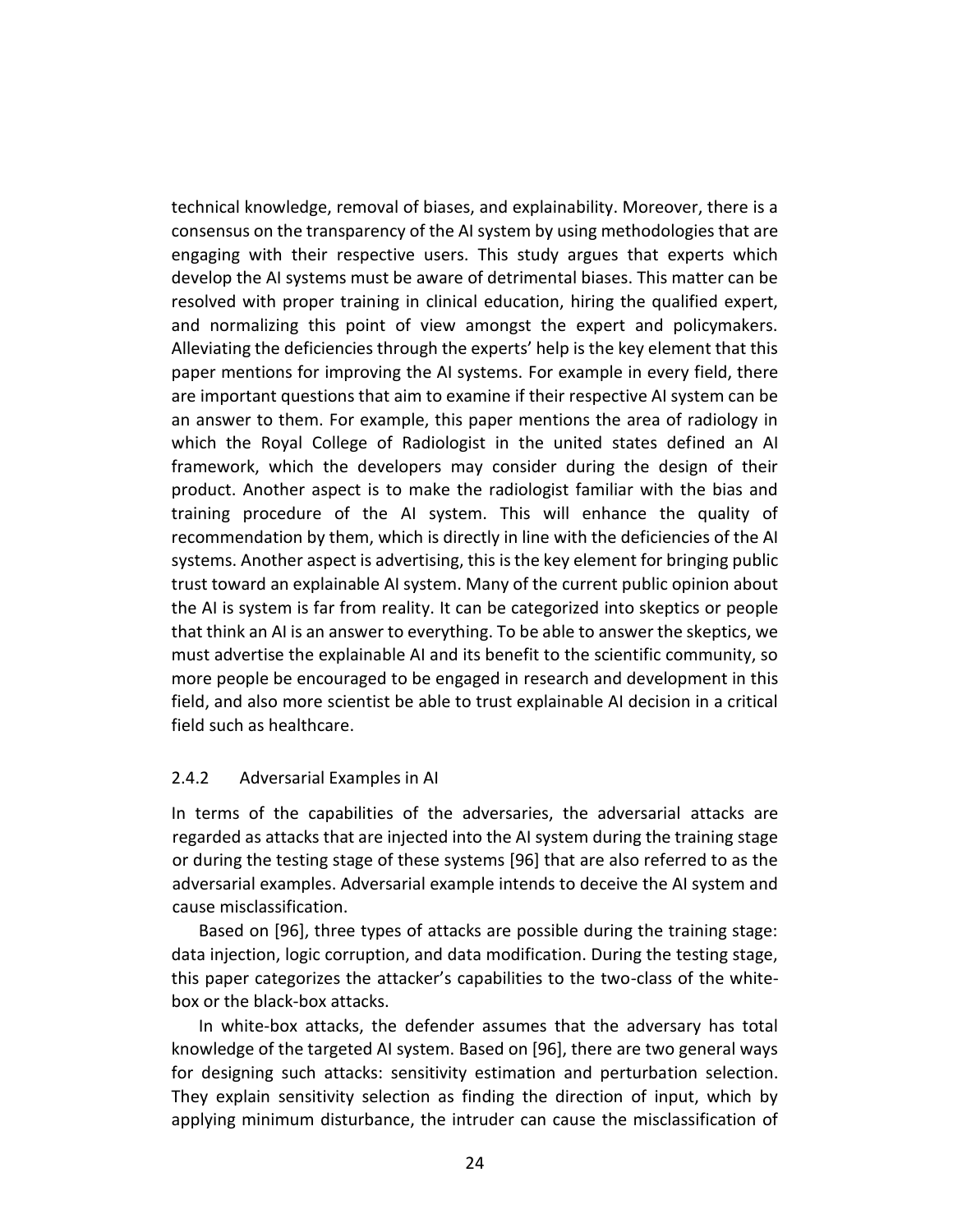technical knowledge, removal of biases, and explainability. Moreover, there is a consensus on the transparency of the AI system by using methodologies that are engaging with their respective users. This study argues that experts which develop the AI systems must be aware of detrimental biases. This matter can be resolved with proper training in clinical education, hiring the qualified expert, and normalizing this point of view amongst the expert and policymakers. Alleviating the deficiencies through the experts' help is the key element that this paper mentions for improving the AI systems. For example in every field, there are important questions that aim to examine if their respective AI system can be an answer to them. For example, this paper mentions the area of radiology in which the Royal College of Radiologist in the united states defined an AI framework, which the developers may consider during the design of their product. Another aspect is to make the radiologist familiar with the bias and training procedure of the AI system. This will enhance the quality of recommendation by them, which is directly in line with the deficiencies of the AI systems. Another aspect is advertising, this is the key element for bringing public trust toward an explainable AI system. Many of the current public opinion about the AI is system is far from reality. It can be categorized into skeptics or people that think an AI is an answer to everything. To be able to answer the skeptics, we must advertise the explainable AI and its benefit to the scientific community, so more people be encouraged to be engaged in research and development in this field, and also more scientist be able to trust explainable AI decision in a critical field such as healthcare.

### 2.4.2 Adversarial Examples in AI

In terms of the capabilities of the adversaries, the adversarial attacks are regarded as attacks that are injected into the AI system during the training stage or during the testing stage of these systems [96] that are also referred to as the adversarial examples. Adversarial example intends to deceive the AI system and cause misclassification.

Based on [96], three types of attacks are possible during the training stage: data injection, logic corruption, and data modification. During the testing stage, this paper categorizes the attacker's capabilities to the two-class of the white-box or the black-box attacks.

In white-box attacks, the defender assumes that the adversary has total knowledge of the targeted AI system. Based on [96], there are two general ways for designing such attacks: sensitivity estimation and perturbation selection. They explain sensitivity selection as finding the direction of input, which by applying minimum disturbance, the intruder can cause the misclassification of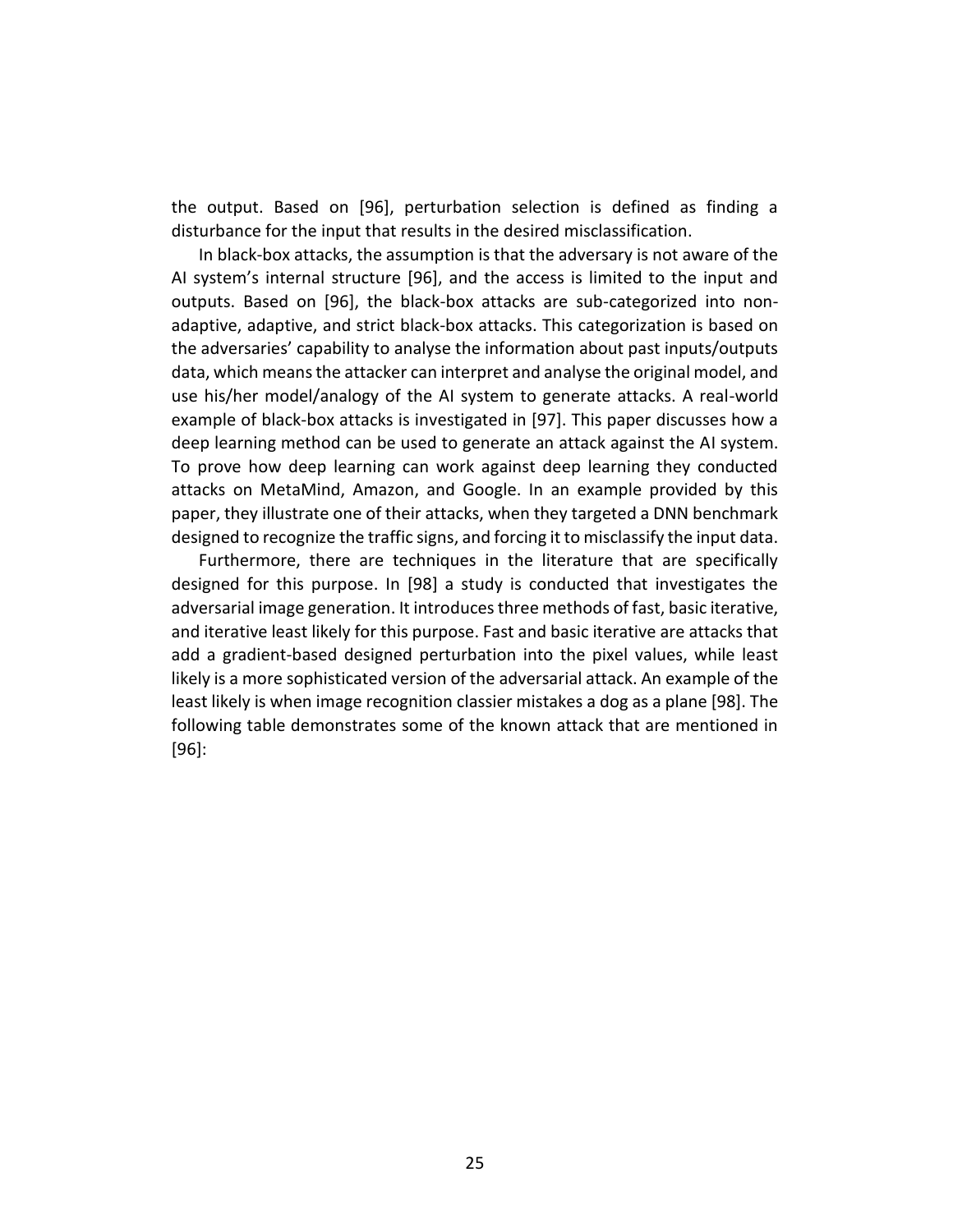the output. Based on [96], perturbation selection is defined as finding a disturbance for the input that results in the desired misclassification.

In black-box attacks, the assumption is that the adversary is not aware of the AI system's internal structure [96], and the access is limited to the input and outputs. Based on [96], the black-box attacks are sub-categorized into non-adaptive, adaptive, and strict black-box attacks. This categorization is based on the adversaries' capability to analyse the information about past inputs/outputs data, which means the attacker can interpret and analyse the original model, and use his/her model/analogy of the AI system to generate attacks. A real-world example of black-box attacks is investigated in [97]. This paper discusses how a deep learning method can be used to generate an attack against the AI system. To prove how deep learning can work against deep learning they conducted attacks on MetaMind, Amazon, and Google. In an example provided by this paper, they illustrate one of their attacks, when they targeted a DNN benchmark designed to recognize the traffic signs, and forcing it to misclassify the input data.

Furthermore, there are techniques in the literature that are specifically designed for this purpose. In [98] a study is conducted that investigates the adversarial image generation. It introduces three methods of fast, basic iterative, and iterative least likely for this purpose. Fast and basic iterative are attacks that add a gradient-based designed perturbation into the pixel values, while least likely is a more sophisticated version of the adversarial attack. An example of the least likely is when image recognition classier mistakes a dog as a plane [98]. The following table demonstrates some of the known attack that are mentioned in [96]: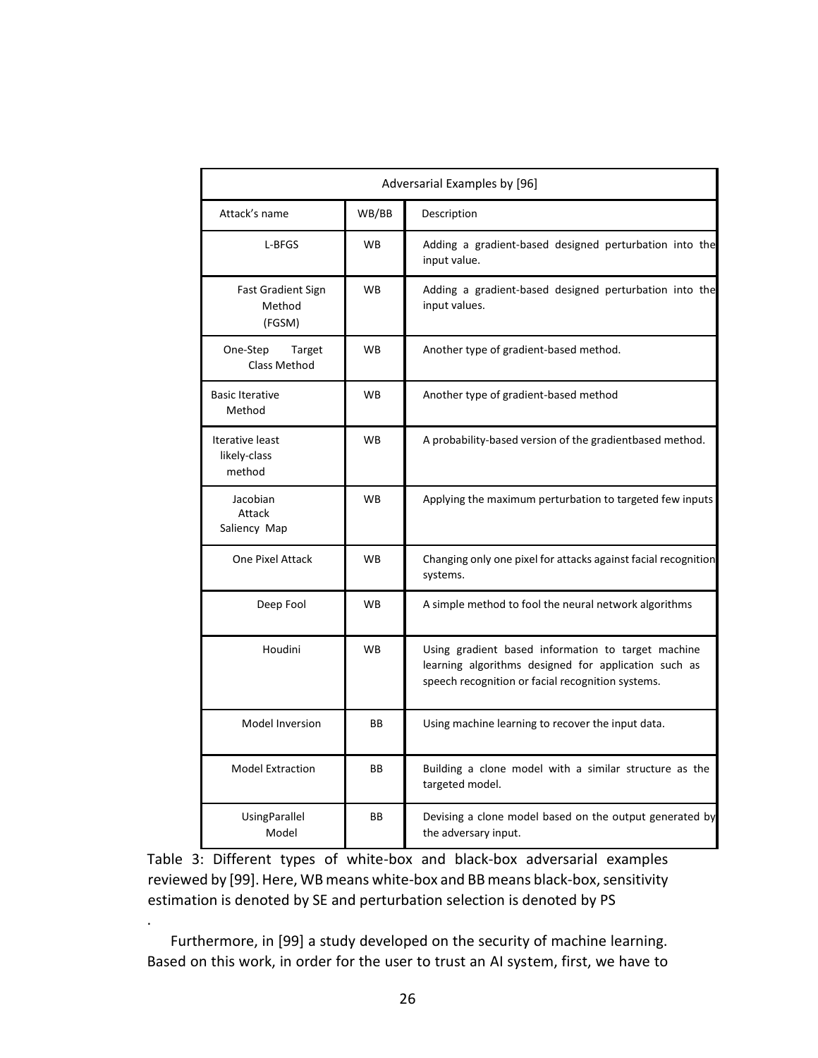| Adversarial Examples by [96] | | |
|---|---|---|
| Attack's name | WB/BB | Description |
| L-BFGS | WB | Adding a gradient-based designed perturbation into the input value. |
| Fast Gradient Sign Method (FGSM) | WB | Adding a gradient-based designed perturbation into the input values. |
| One-Step Target Class Method | WB | Another type of gradient-based method. |
| Basic Iterative Method | WB | Another type of gradient-based method |
| Iterative least likely-class method | WB | A probability-based version of the gradientbased method. |
| Jacobian Attack Saliency Map | WB | Applying the maximum perturbation to targeted few inputs |
| One Pixel Attack | WB | Changing only one pixel for attacks against facial recognition systems. |
| Deep Fool | WB | A simple method to fool the neural network algorithms |
| Houdini | WB | Using gradient based information to target machine learning algorithms designed for application such as speech recognition or facial recognition systems. |
| Model Inversion | BB | Using machine learning to recover the input data. |
| Model Extraction | BB | Building a clone model with a similar structure as the targeted model. |
| UsingParallel Model | BB | Devising a clone model based on the output generated by the adversary input. |

Table 3: Different types of white-box and black-box adversarial examples reviewed by [99]. Here, WB means white-box and BB means black-box, sensitivity estimation is denoted by SE and perturbation selection is denoted by PS

.

Furthermore, in [99] a study developed on the security of machine learning. Based on this work, in order for the user to trust an AI system, first, we have to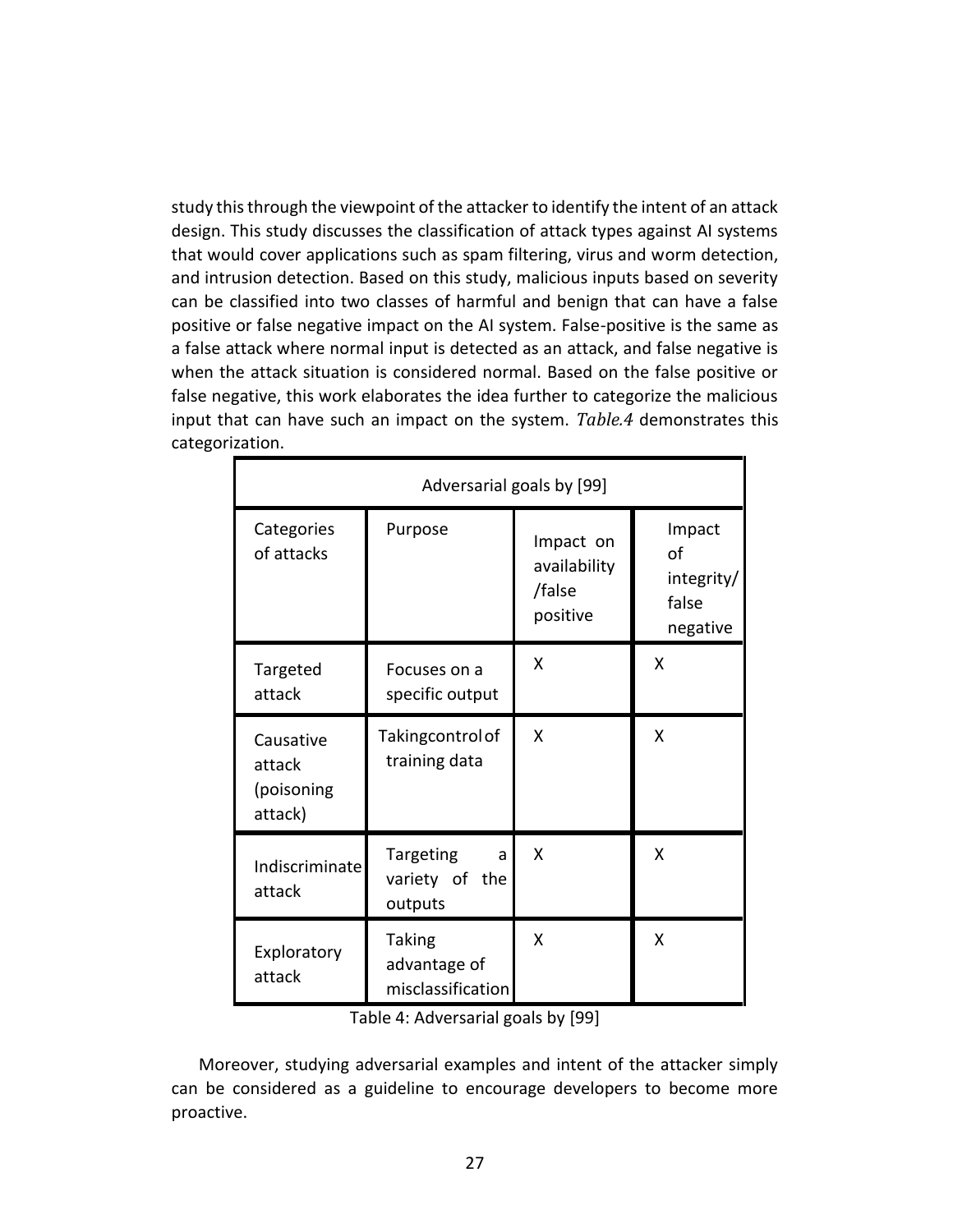study this through the viewpoint of the attacker to identify the intent of an attack design. This study discusses the classification of attack types against AI systems that would cover applications such as spam filtering, virus and worm detection, and intrusion detection. Based on this study, malicious inputs based on severity can be classified into two classes of harmful and benign that can have a false positive or false negative impact on the AI system. False-positive is the same as a false attack where normal input is detected as an attack, and false negative is when the attack situation is considered normal. Based on the false positive or false negative, this work elaborates the idea further to categorize the malicious input that can have such an impact on the system. *Table.4* demonstrates this categorization.

| Adversarial goals by [99] | | | |
|---|---|---|---|
| Categories of attacks | Purpose | Impact on availability /false positive | Impact of integrity/ false negative |
| Targeted attack | Focuses on a specific output | X | X |
| Causative attack (poisoning attack) | Takingcontrol of training data | X | X |
| Indiscriminate attack | Targeting a variety of the outputs | X | X |
| Exploratory attack | Taking advantage of misclassification | X | X |

Table 4: Adversarial goals by [99]

Moreover, studying adversarial examples and intent of the attacker simply can be considered as a guideline to encourage developers to become more proactive.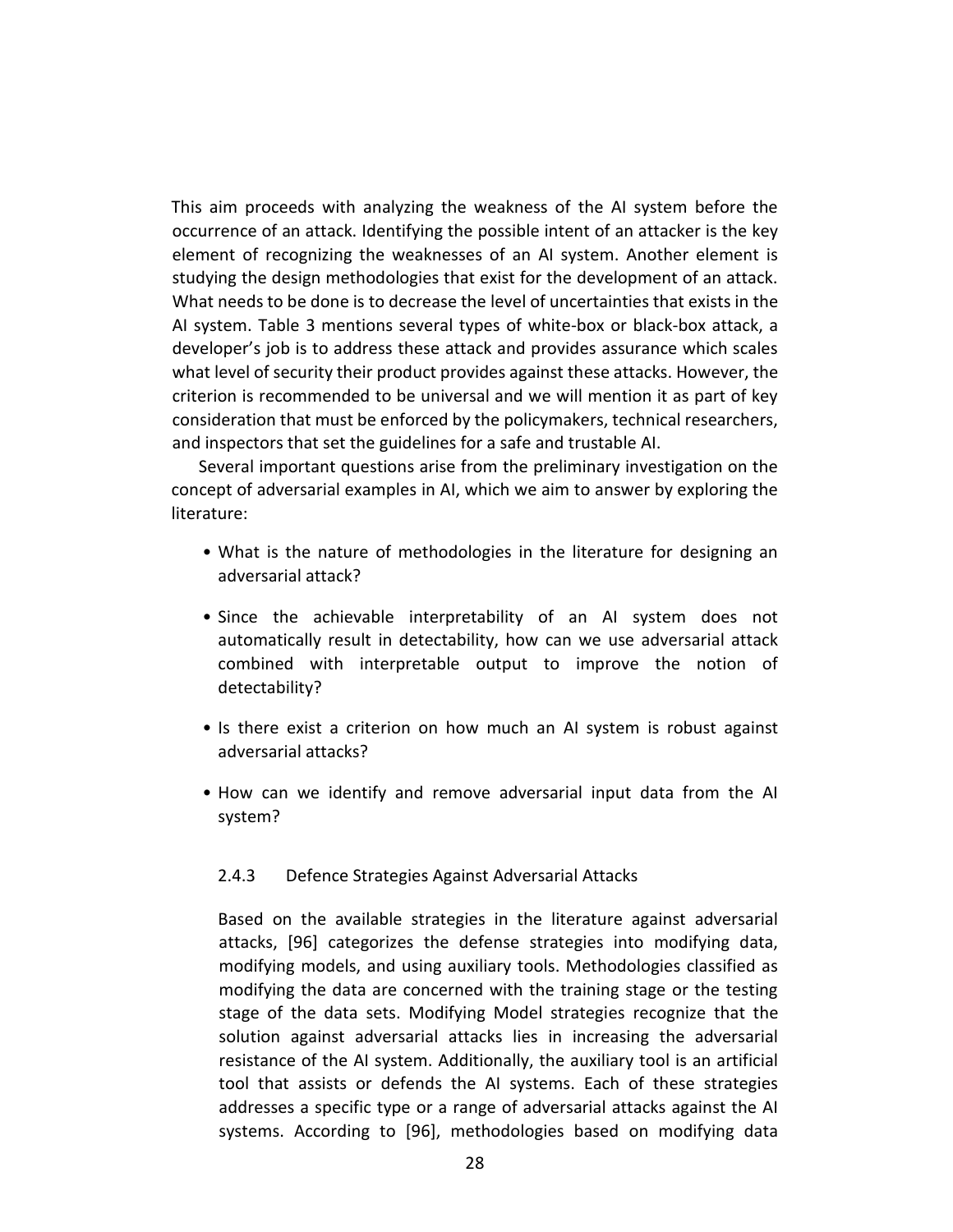This aim proceeds with analyzing the weakness of the AI system before the occurrence of an attack. Identifying the possible intent of an attacker is the key element of recognizing the weaknesses of an AI system. Another element is studying the design methodologies that exist for the development of an attack. What needs to be done is to decrease the level of uncertainties that exists in the AI system. Table 3 mentions several types of white-box or black-box attack, a developer's job is to address these attack and provides assurance which scales what level of security their product provides against these attacks. However, the criterion is recommended to be universal and we will mention it as part of key consideration that must be enforced by the policymakers, technical researchers, and inspectors that set the guidelines for a safe and trustable AI.

Several important questions arise from the preliminary investigation on the concept of adversarial examples in AI, which we aim to answer by exploring the literature:

- What is the nature of methodologies in the literature for designing an adversarial attack?
- Since the achievable interpretability of an AI system does not automatically result in detectability, how can we use adversarial attack combined with interpretable output to improve the notion of detectability?
- Is there exist a criterion on how much an AI system is robust against adversarial attacks?
- How can we identify and remove adversarial input data from the AI system?

### 2.4.3 Defence Strategies Against Adversarial Attacks

Based on the available strategies in the literature against adversarial attacks, [96] categorizes the defense strategies into modifying data, modifying models, and using auxiliary tools. Methodologies classified as modifying the data are concerned with the training stage or the testing stage of the data sets. Modifying Model strategies recognize that the solution against adversarial attacks lies in increasing the adversarial resistance of the AI system. Additionally, the auxiliary tool is an artificial tool that assists or defends the AI systems. Each of these strategies addresses a specific type or a range of adversarial attacks against the AI systems. According to [96], methodologies based on modifying data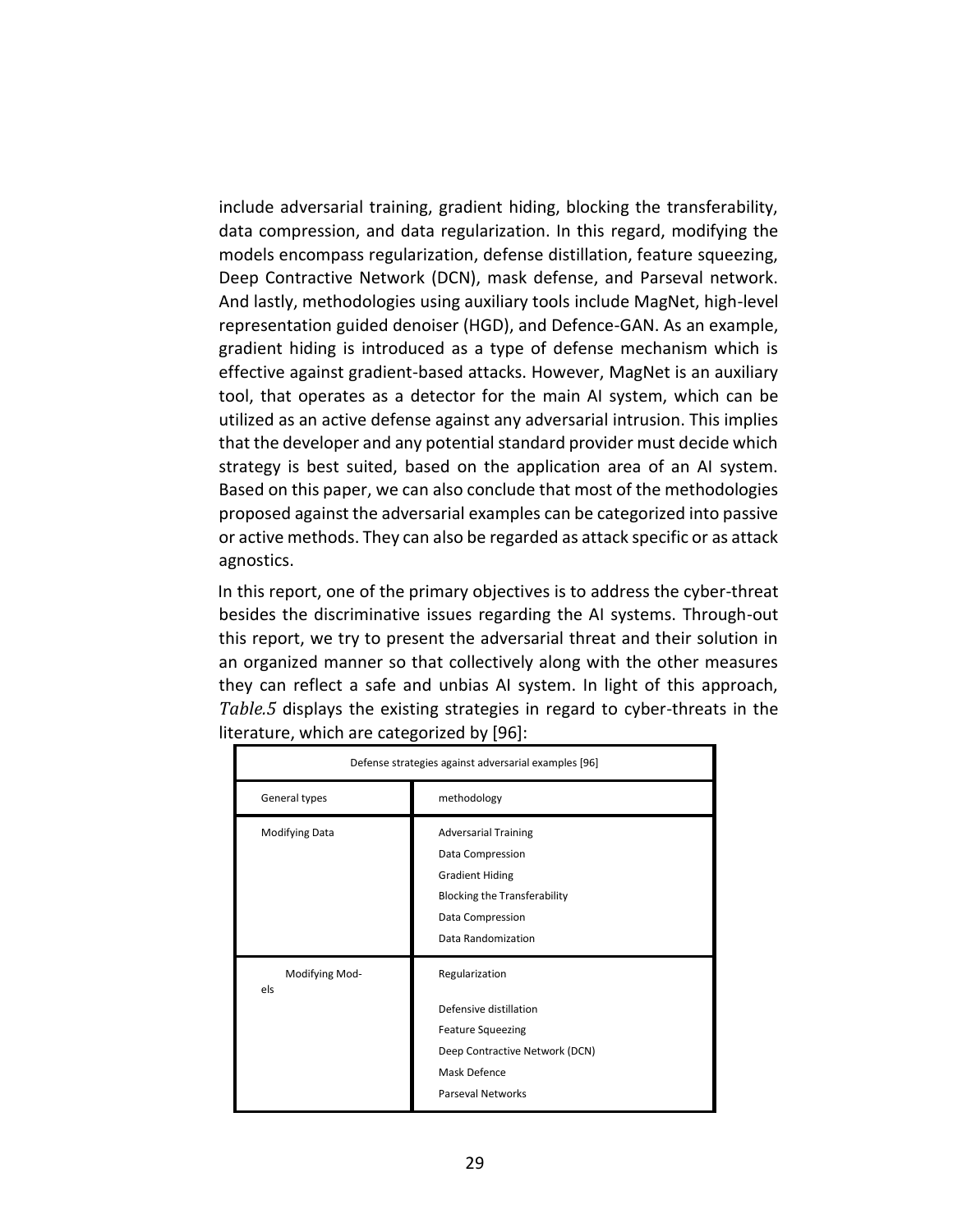include adversarial training, gradient hiding, blocking the transferability, data compression, and data regularization. In this regard, modifying the models encompass regularization, defense distillation, feature squeezing, Deep Contractive Network (DCN), mask defense, and Parseval network. And lastly, methodologies using auxiliary tools include MagNet, high-level representation guided denoiser (HGD), and Defence-GAN. As an example, gradient hiding is introduced as a type of defense mechanism which is effective against gradient-based attacks. However, MagNet is an auxiliary tool, that operates as a detector for the main AI system, which can be utilized as an active defense against any adversarial intrusion. This implies that the developer and any potential standard provider must decide which strategy is best suited, based on the application area of an AI system. Based on this paper, we can also conclude that most of the methodologies proposed against the adversarial examples can be categorized into passive or active methods. They can also be regarded as attack specific or as attack agnostics.

In this report, one of the primary objectives is to address the cyber-threat besides the discriminative issues regarding the AI systems. Through-out this report, we try to present the adversarial threat and their solution in an organized manner so that collectively along with the other measures they can reflect a safe and unbias AI system. In light of this approach, *Table.5* displays the existing strategies in regard to cyber-threats in the literature, which are categorized by [96]:

| Defense strategies against adversarial examples [96] | |
|---|---|
| General types | methodology |
| Modifying Data | Adversarial Training<br>Data Compression<br>Gradient Hiding<br>Blocking the Transferability<br>Data Compression<br>Data Randomization |
| Modifying Models | Regularization<br>Defensive distillation<br>Feature Squeezing<br>Deep Contractive Network (DCN)<br>Mask Defence<br>Parseval Networks |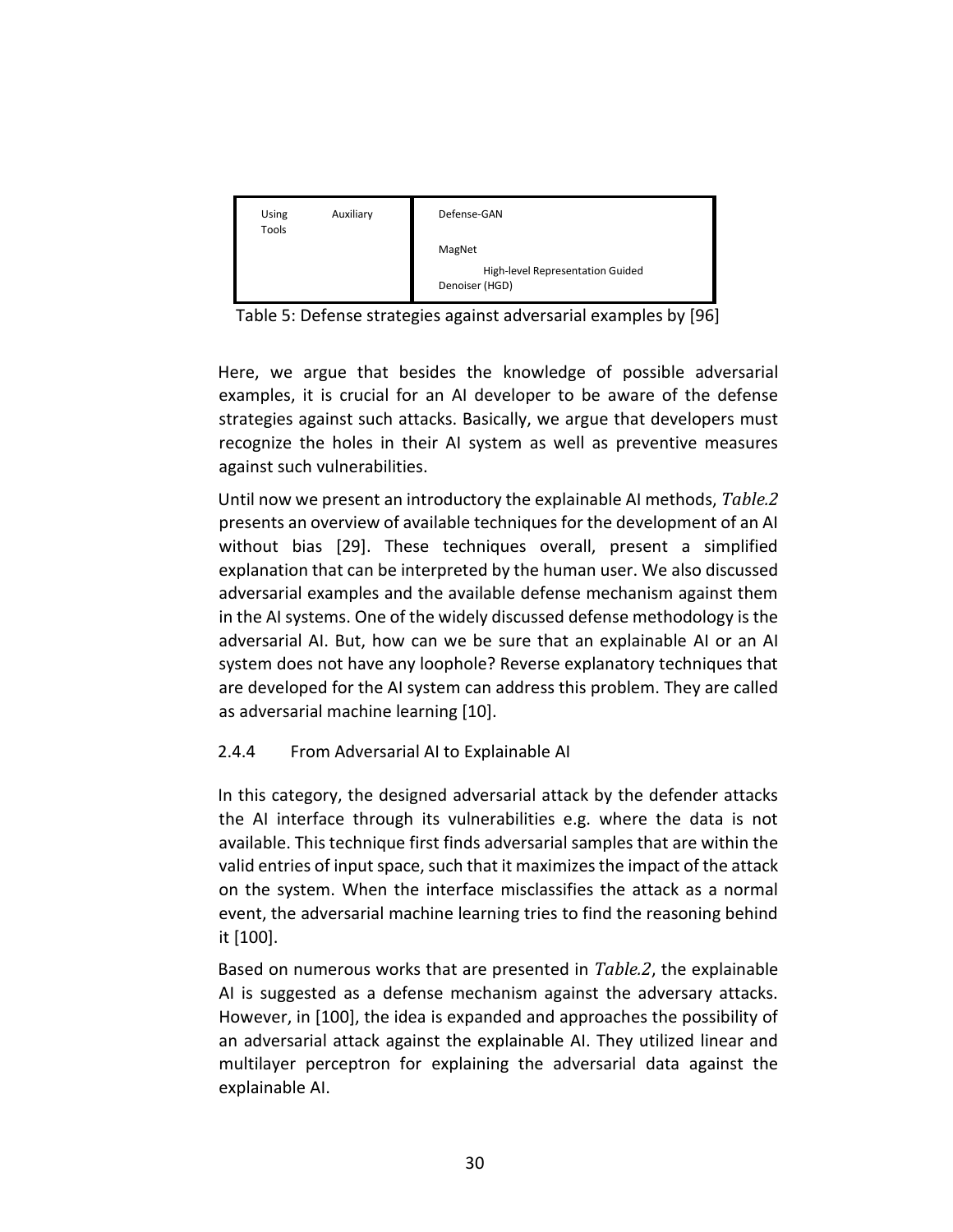| | |
|---|---|
| Using Auxiliary Tools | Defense-GAN |
| | MagNet |
| | High-level Representation Guided Denoiser (HGD) |

Table 5: Defense strategies against adversarial examples by [96]

Here, we argue that besides the knowledge of possible adversarial examples, it is crucial for an AI developer to be aware of the defense strategies against such attacks. Basically, we argue that developers must recognize the holes in their AI system as well as preventive measures against such vulnerabilities.

Until now we present an introductory the explainable AI methods, *Table.2* presents an overview of available techniques for the development of an AI without bias [29]. These techniques overall, present a simplified explanation that can be interpreted by the human user. We also discussed adversarial examples and the available defense mechanism against them in the AI systems. One of the widely discussed defense methodology is the adversarial AI. But, how can we be sure that an explainable AI or an AI system does not have any loophole? Reverse explanatory techniques that are developed for the AI system can address this problem. They are called as adversarial machine learning [10].

### 2.4.4 From Adversarial AI to Explainable AI

In this category, the designed adversarial attack by the defender attacks the AI interface through its vulnerabilities e.g. where the data is not available. This technique first finds adversarial samples that are within the valid entries of input space, such that it maximizes the impact of the attack on the system. When the interface misclassifies the attack as a normal event, the adversarial machine learning tries to find the reasoning behind it [100].

Based on numerous works that are presented in *Table.2*, the explainable AI is suggested as a defense mechanism against the adversary attacks. However, in [100], the idea is expanded and approaches the possibility of an adversarial attack against the explainable AI. They utilized linear and multilayer perceptron for explaining the adversarial data against the explainable AI.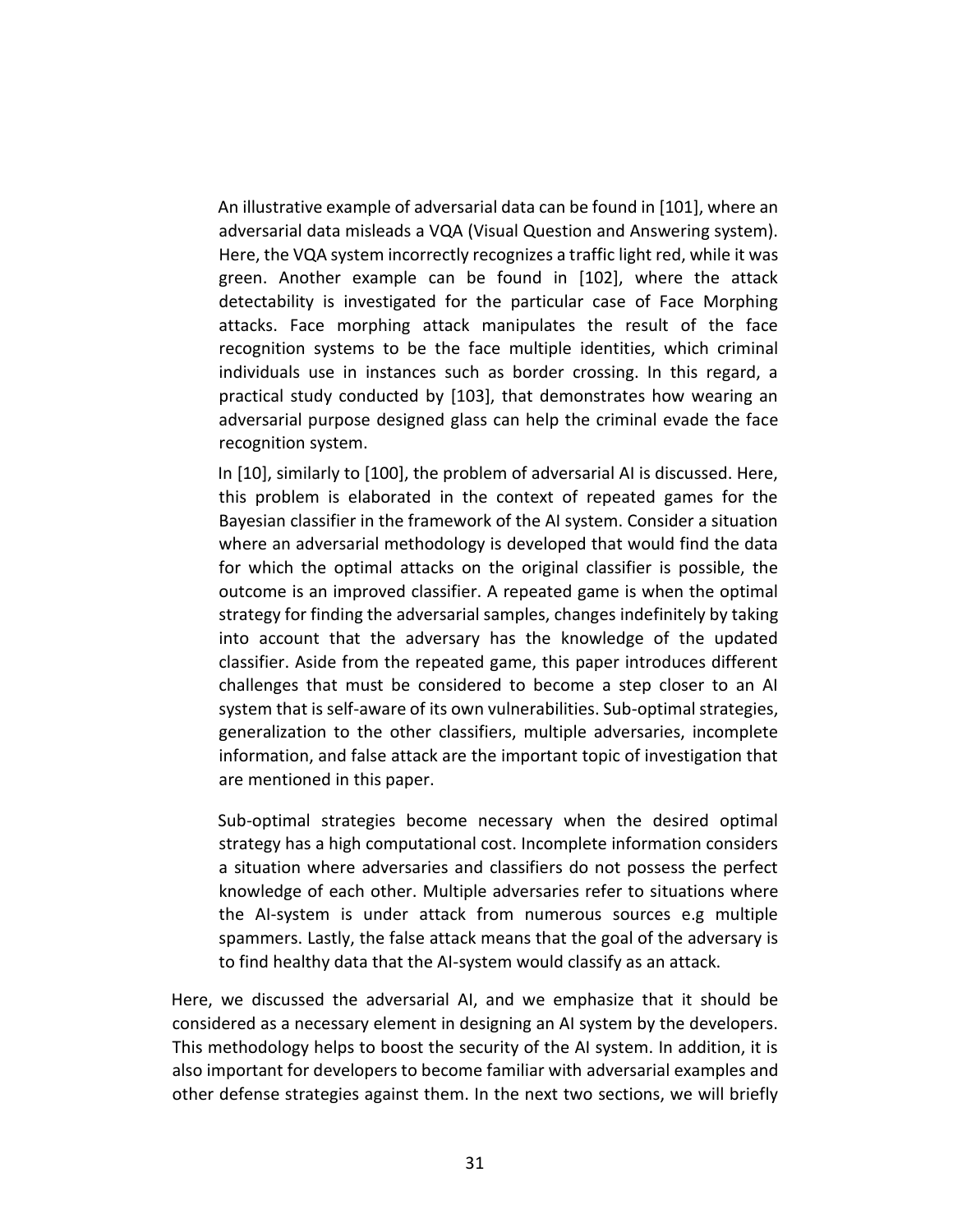An illustrative example of adversarial data can be found in [101], where an adversarial data misleads a VQA (Visual Question and Answering system). Here, the VQA system incorrectly recognizes a traffic light red, while it was green. Another example can be found in [102], where the attack detectability is investigated for the particular case of Face Morphing attacks. Face morphing attack manipulates the result of the face recognition systems to be the face multiple identities, which criminal individuals use in instances such as border crossing. In this regard, a practical study conducted by [103], that demonstrates how wearing an adversarial purpose designed glass can help the criminal evade the face recognition system.

In [10], similarly to [100], the problem of adversarial AI is discussed. Here, this problem is elaborated in the context of repeated games for the Bayesian classifier in the framework of the AI system. Consider a situation where an adversarial methodology is developed that would find the data for which the optimal attacks on the original classifier is possible, the outcome is an improved classifier. A repeated game is when the optimal strategy for finding the adversarial samples, changes indefinitely by taking into account that the adversary has the knowledge of the updated classifier. Aside from the repeated game, this paper introduces different challenges that must be considered to become a step closer to an AI system that is self-aware of its own vulnerabilities. Sub-optimal strategies, generalization to the other classifiers, multiple adversaries, incomplete information, and false attack are the important topic of investigation that are mentioned in this paper.

Sub-optimal strategies become necessary when the desired optimal strategy has a high computational cost. Incomplete information considers a situation where adversaries and classifiers do not possess the perfect knowledge of each other. Multiple adversaries refer to situations where the AI-system is under attack from numerous sources e.g multiple spammers. Lastly, the false attack means that the goal of the adversary is to find healthy data that the AI-system would classify as an attack.

Here, we discussed the adversarial AI, and we emphasize that it should be considered as a necessary element in designing an AI system by the developers. This methodology helps to boost the security of the AI system. In addition, it is also important for developers to become familiar with adversarial examples and other defense strategies against them. In the next two sections, we will briefly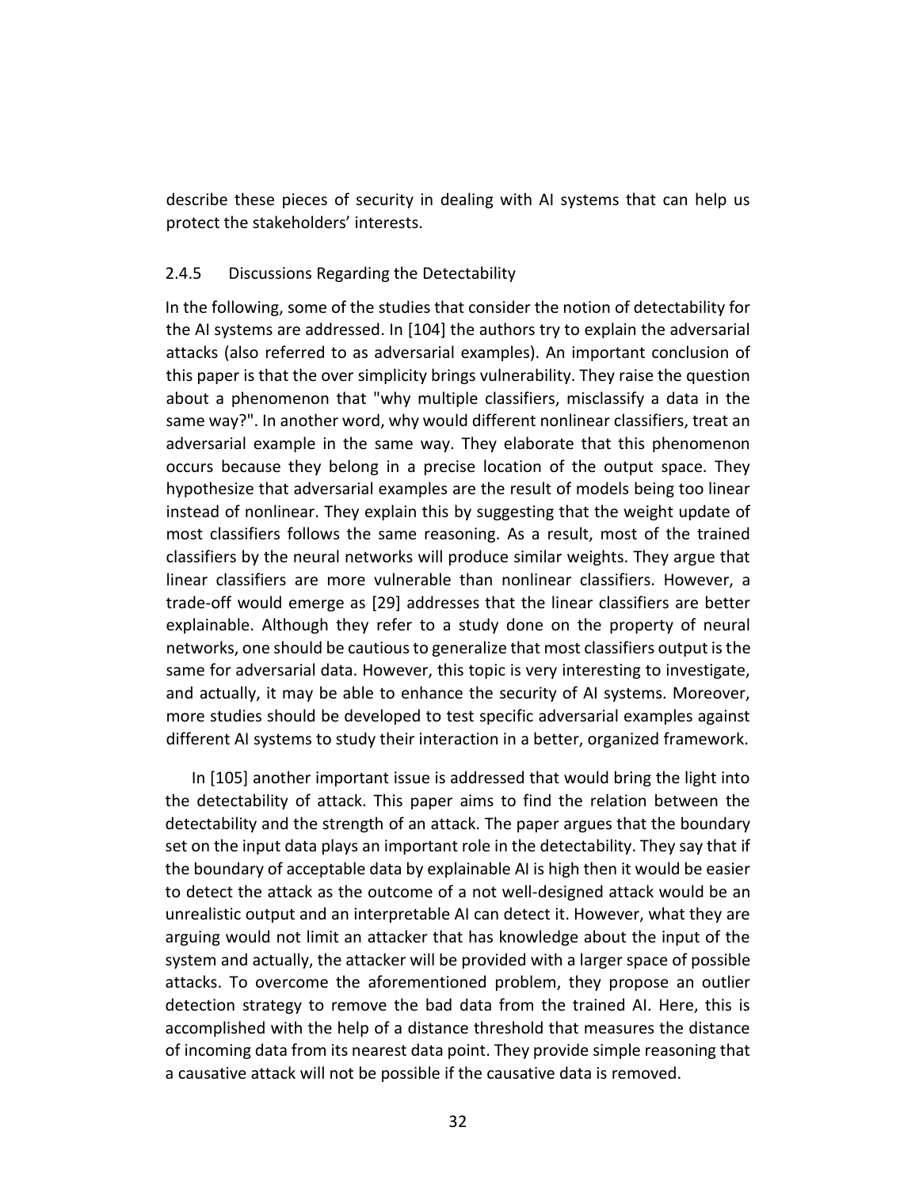describe these pieces of security in dealing with AI systems that can help us protect the stakeholders' interests.

### 2.4.5 Discussions Regarding the Detectability

In the following, some of the studies that consider the notion of detectability for the AI systems are addressed. In [104] the authors try to explain the adversarial attacks (also referred to as adversarial examples). An important conclusion of this paper is that the over simplicity brings vulnerability. They raise the question about a phenomenon that "why multiple classifiers, misclassify a data in the same way?". In another word, why would different nonlinear classifiers, treat an adversarial example in the same way. They elaborate that this phenomenon occurs because they belong in a precise location of the output space. They hypothesize that adversarial examples are the result of models being too linear instead of nonlinear. They explain this by suggesting that the weight update of most classifiers follows the same reasoning. As a result, most of the trained classifiers by the neural networks will produce similar weights. They argue that linear classifiers are more vulnerable than nonlinear classifiers. However, a trade-off would emerge as [29] addresses that the linear classifiers are better explainable. Although they refer to a study done on the property of neural networks, one should be cautious to generalize that most classifiers output is the same for adversarial data. However, this topic is very interesting to investigate, and actually, it may be able to enhance the security of AI systems. Moreover, more studies should be developed to test specific adversarial examples against different AI systems to study their interaction in a better, organized framework.

In [105] another important issue is addressed that would bring the light into the detectability of attack. This paper aims to find the relation between the detectability and the strength of an attack. The paper argues that the boundary set on the input data plays an important role in the detectability. They say that if the boundary of acceptable data by explainable AI is high then it would be easier to detect the attack as the outcome of a not well-designed attack would be an unrealistic output and an interpretable AI can detect it. However, what they are arguing would not limit an attacker that has knowledge about the input of the system and actually, the attacker will be provided with a larger space of possible attacks. To overcome the aforementioned problem, they propose an outlier detection strategy to remove the bad data from the trained AI. Here, this is accomplished with the help of a distance threshold that measures the distance of incoming data from its nearest data point. They provide simple reasoning that a causative attack will not be possible if the causative data is removed.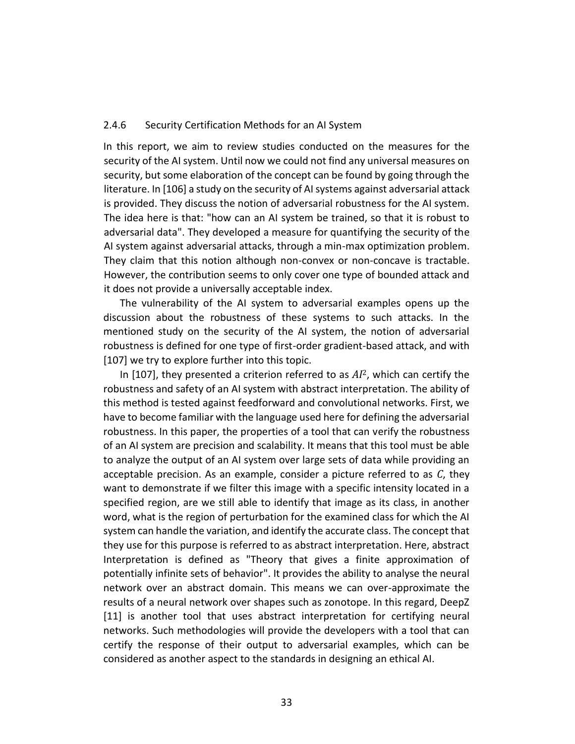### 2.4.6 Security Certification Methods for an AI System

In this report, we aim to review studies conducted on the measures for the security of the AI system. Until now we could not find any universal measures on security, but some elaboration of the concept can be found by going through the literature. In [106] a study on the security of AI systems against adversarial attack is provided. They discuss the notion of adversarial robustness for the AI system. The idea here is that: "how can an AI system be trained, so that it is robust to adversarial data". They developed a measure for quantifying the security of the AI system against adversarial attacks, through a min-max optimization problem. They claim that this notion although non-convex or non-concave is tractable. However, the contribution seems to only cover one type of bounded attack and it does not provide a universally acceptable index.

The vulnerability of the AI system to adversarial examples opens up the discussion about the robustness of these systems to such attacks. In the mentioned study on the security of the AI system, the notion of adversarial robustness is defined for one type of first-order gradient-based attack, and with [107] we try to explore further into this topic.

In [107], they presented a criterion referred to as $AI^2$, which can certify the robustness and safety of an AI system with abstract interpretation. The ability of this method is tested against feedforward and convolutional networks. First, we have to become familiar with the language used here for defining the adversarial robustness. In this paper, the properties of a tool that can verify the robustness of an AI system are precision and scalability. It means that this tool must be able to analyze the output of an AI system over large sets of data while providing an acceptable precision. As an example, consider a picture referred to as $C$, they want to demonstrate if we filter this image with a specific intensity located in a specified region, are we still able to identify that image as its class, in another word, what is the region of perturbation for the examined class for which the AI system can handle the variation, and identify the accurate class. The concept that they use for this purpose is referred to as abstract interpretation. Here, abstract Interpretation is defined as "Theory that gives a finite approximation of potentially infinite sets of behavior". It provides the ability to analyse the neural network over an abstract domain. This means we can over-approximate the results of a neural network over shapes such as zonotope. In this regard, DeepZ [11] is another tool that uses abstract interpretation for certifying neural networks. Such methodologies will provide the developers with a tool that can certify the response of their output to adversarial examples, which can be considered as another aspect to the standards in designing an ethical AI.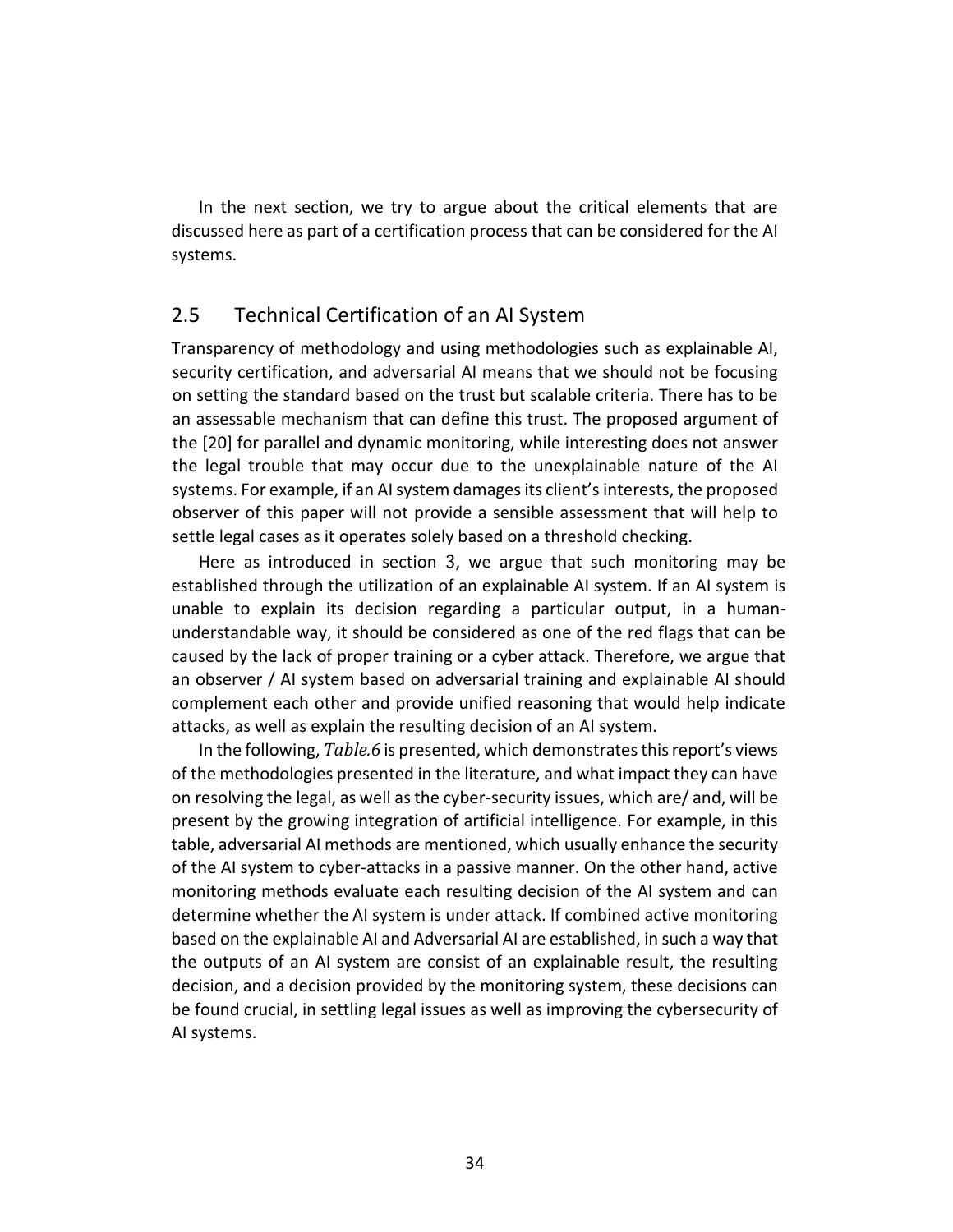In the next section, we try to argue about the critical elements that are discussed here as part of a certification process that can be considered for the AI systems.

## 2.5 Technical Certification of an AI System

Transparency of methodology and using methodologies such as explainable AI, security certification, and adversarial AI means that we should not be focusing on setting the standard based on the trust but scalable criteria. There has to be an assessable mechanism that can define this trust. The proposed argument of the [20] for parallel and dynamic monitoring, while interesting does not answer the legal trouble that may occur due to the unexplainable nature of the AI systems. For example, if an AI system damages its client's interests, the proposed observer of this paper will not provide a sensible assessment that will help to settle legal cases as it operates solely based on a threshold checking.

Here as introduced in section 3, we argue that such monitoring may be established through the utilization of an explainable AI system. If an AI system is unable to explain its decision regarding a particular output, in a human-understandable way, it should be considered as one of the red flags that can be caused by the lack of proper training or a cyber attack. Therefore, we argue that an observer / AI system based on adversarial training and explainable AI should complement each other and provide unified reasoning that would help indicate attacks, as well as explain the resulting decision of an AI system.

In the following, *Table.6* is presented, which demonstrates this report's views of the methodologies presented in the literature, and what impact they can have on resolving the legal, as well as the cyber-security issues, which are/ and, will be present by the growing integration of artificial intelligence. For example, in this table, adversarial AI methods are mentioned, which usually enhance the security of the AI system to cyber-attacks in a passive manner. On the other hand, active monitoring methods evaluate each resulting decision of the AI system and can determine whether the AI system is under attack. If combined active monitoring based on the explainable AI and Adversarial AI are established, in such a way that the outputs of an AI system are consist of an explainable result, the resulting decision, and a decision provided by the monitoring system, these decisions can be found crucial, in settling legal issues as well as improving the cybersecurity of AI systems.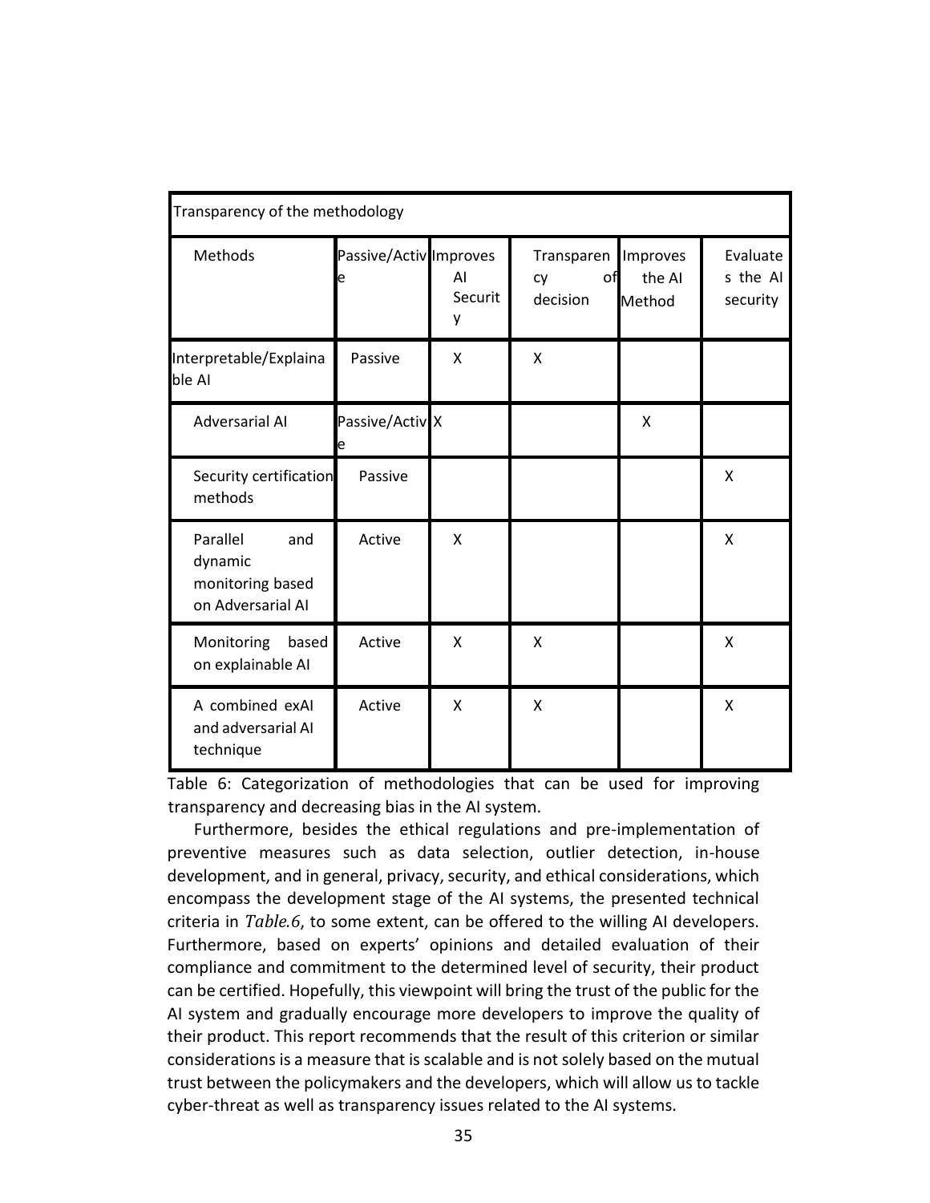| Transparency of the methodology | | | | | |
|---|---|---|---|---|---|
| Methods | Passive/Active | Improves AI Security | Transparency of decision | Improves the AI Method | Evaluates the AI security |
| Interpretable/Explainable AI | Passive | X | X | | |
| Adversarial AI | Passive/Active | X | | X | |
| Security certification methods | Passive | | | | X |
| Parallel and dynamic monitoring based on Adversarial AI | Active | X | | | X |
| Monitoring based on explainable AI | Active | X | X | | X |
| A combined exAI and adversarial AI technique | Active | X | X | | X |

Table 6: Categorization of methodologies that can be used for improving transparency and decreasing bias in the AI system.

Furthermore, besides the ethical regulations and pre-implementation of preventive measures such as data selection, outlier detection, in-house development, and in general, privacy, security, and ethical considerations, which encompass the development stage of the AI systems, the presented technical criteria in *Table.6*, to some extent, can be offered to the willing AI developers. Furthermore, based on experts' opinions and detailed evaluation of their compliance and commitment to the determined level of security, their product can be certified. Hopefully, this viewpoint will bring the trust of the public for the AI system and gradually encourage more developers to improve the quality of their product. This report recommends that the result of this criterion or similar considerations is a measure that is scalable and is not solely based on the mutual trust between the policymakers and the developers, which will allow us to tackle cyber-threat as well as transparency issues related to the AI systems.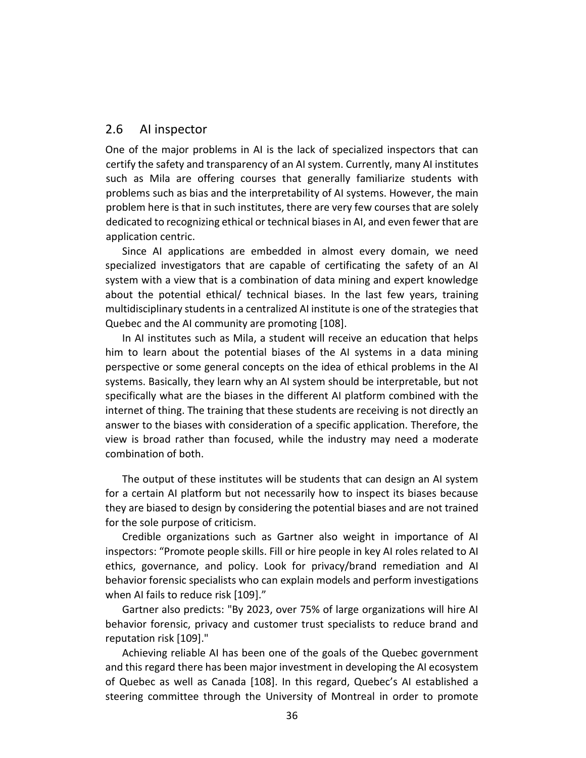## 2.6 AI inspector

One of the major problems in AI is the lack of specialized inspectors that can certify the safety and transparency of an AI system. Currently, many AI institutes such as Mila are offering courses that generally familiarize students with problems such as bias and the interpretability of AI systems. However, the main problem here is that in such institutes, there are very few courses that are solely dedicated to recognizing ethical or technical biases in AI, and even fewer that are application centric.

Since AI applications are embedded in almost every domain, we need specialized investigators that are capable of certificating the safety of an AI system with a view that is a combination of data mining and expert knowledge about the potential ethical/ technical biases. In the last few years, training multidisciplinary students in a centralized AI institute is one of the strategies that Quebec and the AI community are promoting [108].

In AI institutes such as Mila, a student will receive an education that helps him to learn about the potential biases of the AI systems in a data mining perspective or some general concepts on the idea of ethical problems in the AI systems. Basically, they learn why an AI system should be interpretable, but not specifically what are the biases in the different AI platform combined with the internet of thing. The training that these students are receiving is not directly an answer to the biases with consideration of a specific application. Therefore, the view is broad rather than focused, while the industry may need a moderate combination of both.

The output of these institutes will be students that can design an AI system for a certain AI platform but not necessarily how to inspect its biases because they are biased to design by considering the potential biases and are not trained for the sole purpose of criticism.

Credible organizations such as Gartner also weight in importance of AI inspectors: “Promote people skills. Fill or hire people in key AI roles related to AI ethics, governance, and policy. Look for privacy/brand remediation and AI behavior forensic specialists who can explain models and perform investigations when AI fails to reduce risk [109].”

Gartner also predicts: "By 2023, over 75% of large organizations will hire AI behavior forensic, privacy and customer trust specialists to reduce brand and reputation risk [109]."

Achieving reliable AI has been one of the goals of the Quebec government and this regard there has been major investment in developing the AI ecosystem of Quebec as well as Canada [108]. In this regard, Quebec’s AI established a steering committee through the University of Montreal in order to promote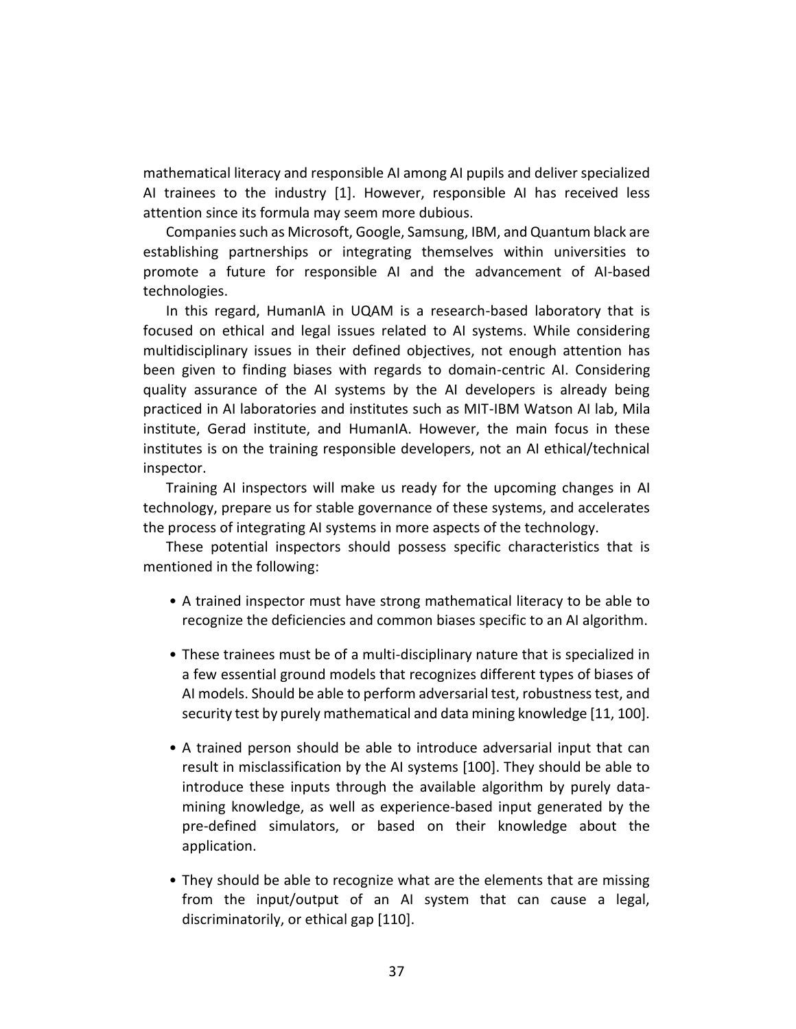mathematical literacy and responsible AI among AI pupils and deliver specialized AI trainees to the industry [1]. However, responsible AI has received less attention since its formula may seem more dubious.

Companies such as Microsoft, Google, Samsung, IBM, and Quantum black are establishing partnerships or integrating themselves within universities to promote a future for responsible AI and the advancement of AI-based technologies.

In this regard, HumanIA in UQAM is a research-based laboratory that is focused on ethical and legal issues related to AI systems. While considering multidisciplinary issues in their defined objectives, not enough attention has been given to finding biases with regards to domain-centric AI. Considering quality assurance of the AI systems by the AI developers is already being practiced in AI laboratories and institutes such as MIT-IBM Watson AI lab, Mila institute, Gerad institute, and HumanIA. However, the main focus in these institutes is on the training responsible developers, not an AI ethical/technical inspector.

Training AI inspectors will make us ready for the upcoming changes in AI technology, prepare us for stable governance of these systems, and accelerates the process of integrating AI systems in more aspects of the technology.

These potential inspectors should possess specific characteristics that is mentioned in the following:

- A trained inspector must have strong mathematical literacy to be able to recognize the deficiencies and common biases specific to an AI algorithm.
- These trainees must be of a multi-disciplinary nature that is specialized in a few essential ground models that recognizes different types of biases of AI models. Should be able to perform adversarial test, robustness test, and security test by purely mathematical and data mining knowledge [11, 100].
- A trained person should be able to introduce adversarial input that can result in misclassification by the AI systems [100]. They should be able to introduce these inputs through the available algorithm by purely data-mining knowledge, as well as experience-based input generated by the pre-defined simulators, or based on their knowledge about the application.
- They should be able to recognize what are the elements that are missing from the input/output of an AI system that can cause a legal, discriminatorily, or ethical gap [110].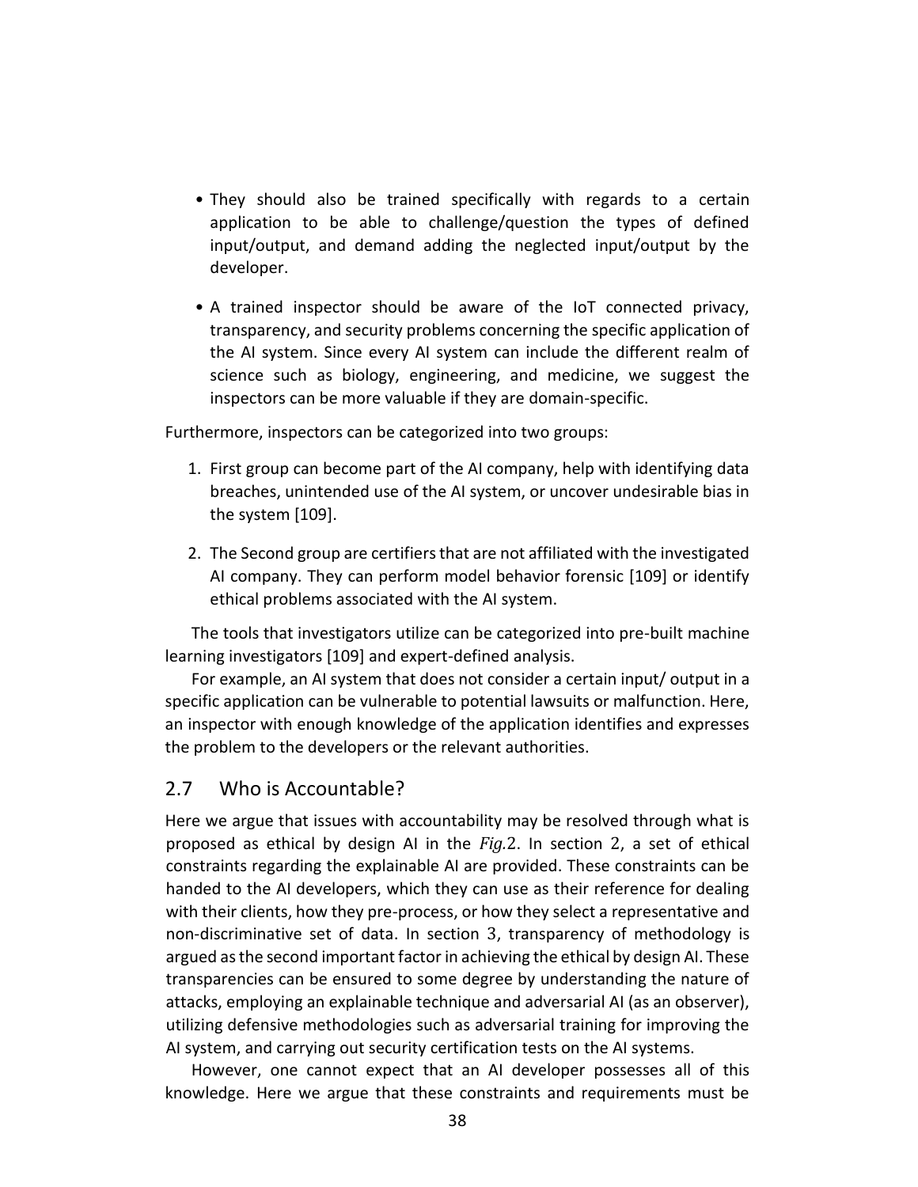- They should also be trained specifically with regards to a certain application to be able to challenge/question the types of defined input/output, and demand adding the neglected input/output by the developer.
- A trained inspector should be aware of the IoT connected privacy, transparency, and security problems concerning the specific application of the AI system. Since every AI system can include the different realm of science such as biology, engineering, and medicine, we suggest the inspectors can be more valuable if they are domain-specific.

Furthermore, inspectors can be categorized into two groups:

1. First group can become part of the AI company, help with identifying data breaches, unintended use of the AI system, or uncover undesirable bias in the system [109].
2. The Second group are certifiers that are not affiliated with the investigated AI company. They can perform model behavior forensic [109] or identify ethical problems associated with the AI system.

The tools that investigators utilize can be categorized into pre-built machine learning investigators [109] and expert-defined analysis.

For example, an AI system that does not consider a certain input/ output in a specific application can be vulnerable to potential lawsuits or malfunction. Here, an inspector with enough knowledge of the application identifies and expresses the problem to the developers or the relevant authorities.

## 2.7 Who is Accountable?

Here we argue that issues with accountability may be resolved through what is proposed as ethical by design AI in the *Fig.*2. In section 2, a set of ethical constraints regarding the explainable AI are provided. These constraints can be handed to the AI developers, which they can use as their reference for dealing with their clients, how they pre-process, or how they select a representative and non-discriminative set of data. In section 3, transparency of methodology is argued as the second important factor in achieving the ethical by design AI. These transparencies can be ensured to some degree by understanding the nature of attacks, employing an explainable technique and adversarial AI (as an observer), utilizing defensive methodologies such as adversarial training for improving the AI system, and carrying out security certification tests on the AI systems.

However, one cannot expect that an AI developer possesses all of this knowledge. Here we argue that these constraints and requirements must be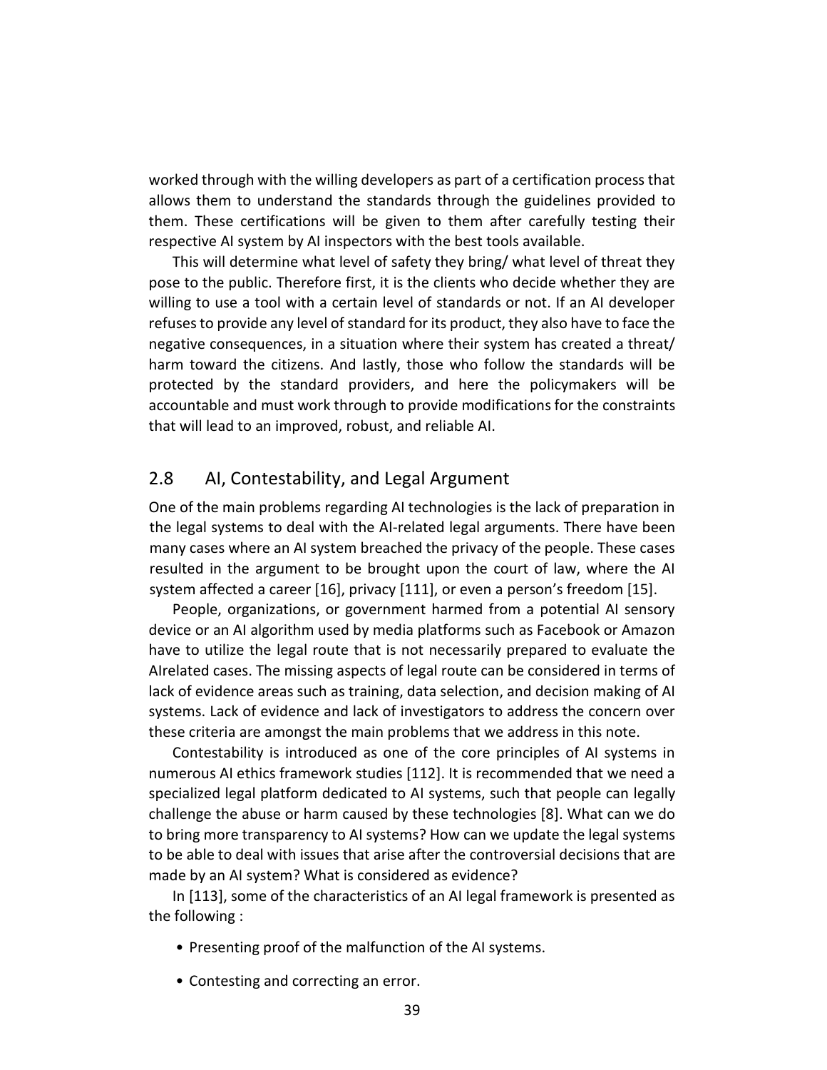worked through with the willing developers as part of a certification process that allows them to understand the standards through the guidelines provided to them. These certifications will be given to them after carefully testing their respective AI system by AI inspectors with the best tools available.

This will determine what level of safety they bring/ what level of threat they pose to the public. Therefore first, it is the clients who decide whether they are willing to use a tool with a certain level of standards or not. If an AI developer refuses to provide any level of standard for its product, they also have to face the negative consequences, in a situation where their system has created a threat/ harm toward the citizens. And lastly, those who follow the standards will be protected by the standard providers, and here the policymakers will be accountable and must work through to provide modifications for the constraints that will lead to an improved, robust, and reliable AI.

## 2.8 AI, Contestability, and Legal Argument

One of the main problems regarding AI technologies is the lack of preparation in the legal systems to deal with the AI-related legal arguments. There have been many cases where an AI system breached the privacy of the people. These cases resulted in the argument to be brought upon the court of law, where the AI system affected a career [16], privacy [111], or even a person's freedom [15].

People, organizations, or government harmed from a potential AI sensory device or an AI algorithm used by media platforms such as Facebook or Amazon have to utilize the legal route that is not necessarily prepared to evaluate the AIrelated cases. The missing aspects of legal route can be considered in terms of lack of evidence areas such as training, data selection, and decision making of AI systems. Lack of evidence and lack of investigators to address the concern over these criteria are amongst the main problems that we address in this note.

Contestability is introduced as one of the core principles of AI systems in numerous AI ethics framework studies [112]. It is recommended that we need a specialized legal platform dedicated to AI systems, such that people can legally challenge the abuse or harm caused by these technologies [8]. What can we do to bring more transparency to AI systems? How can we update the legal systems to be able to deal with issues that arise after the controversial decisions that are made by an AI system? What is considered as evidence?

In [113], some of the characteristics of an AI legal framework is presented as the following :

- Presenting proof of the malfunction of the AI systems.
- Contesting and correcting an error.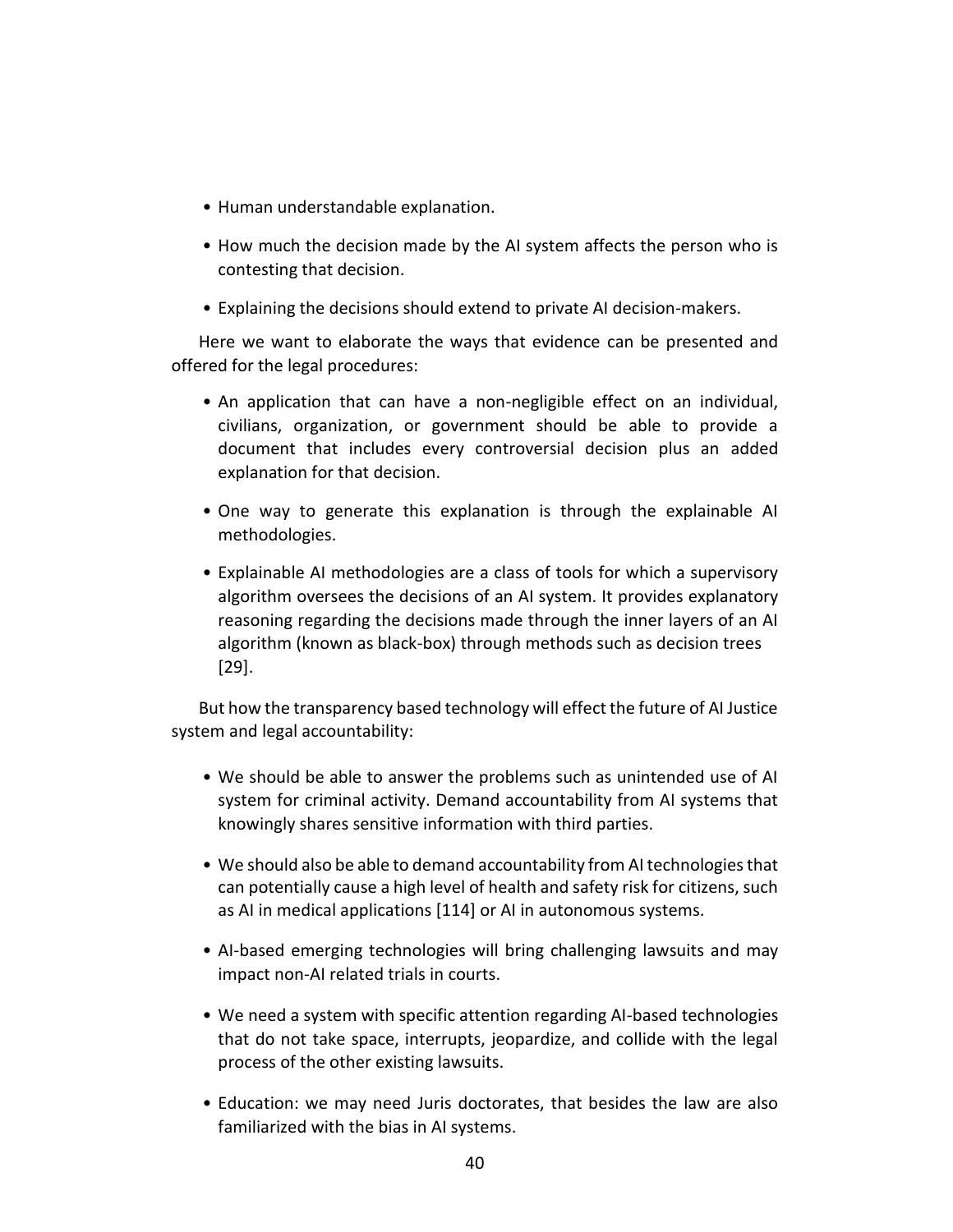- Human understandable explanation.
- How much the decision made by the AI system affects the person who is contesting that decision.
- Explaining the decisions should extend to private AI decision-makers.

Here we want to elaborate the ways that evidence can be presented and offered for the legal procedures:

- An application that can have a non-negligible effect on an individual, civilians, organization, or government should be able to provide a document that includes every controversial decision plus an added explanation for that decision.
- One way to generate this explanation is through the explainable AI methodologies.
- Explainable AI methodologies are a class of tools for which a supervisory algorithm oversees the decisions of an AI system. It provides explanatory reasoning regarding the decisions made through the inner layers of an AI algorithm (known as black-box) through methods such as decision trees [29].

But how the transparency based technology will effect the future of AI Justice system and legal accountability:

- We should be able to answer the problems such as unintended use of AI system for criminal activity. Demand accountability from AI systems that knowingly shares sensitive information with third parties.
- We should also be able to demand accountability from AI technologies that can potentially cause a high level of health and safety risk for citizens, such as AI in medical applications [114] or AI in autonomous systems.
- AI-based emerging technologies will bring challenging lawsuits and may impact non-AI related trials in courts.
- We need a system with specific attention regarding AI-based technologies that do not take space, interrupts, jeopardize, and collide with the legal process of the other existing lawsuits.
- Education: we may need Juris doctorates, that besides the law are also familiarized with the bias in AI systems.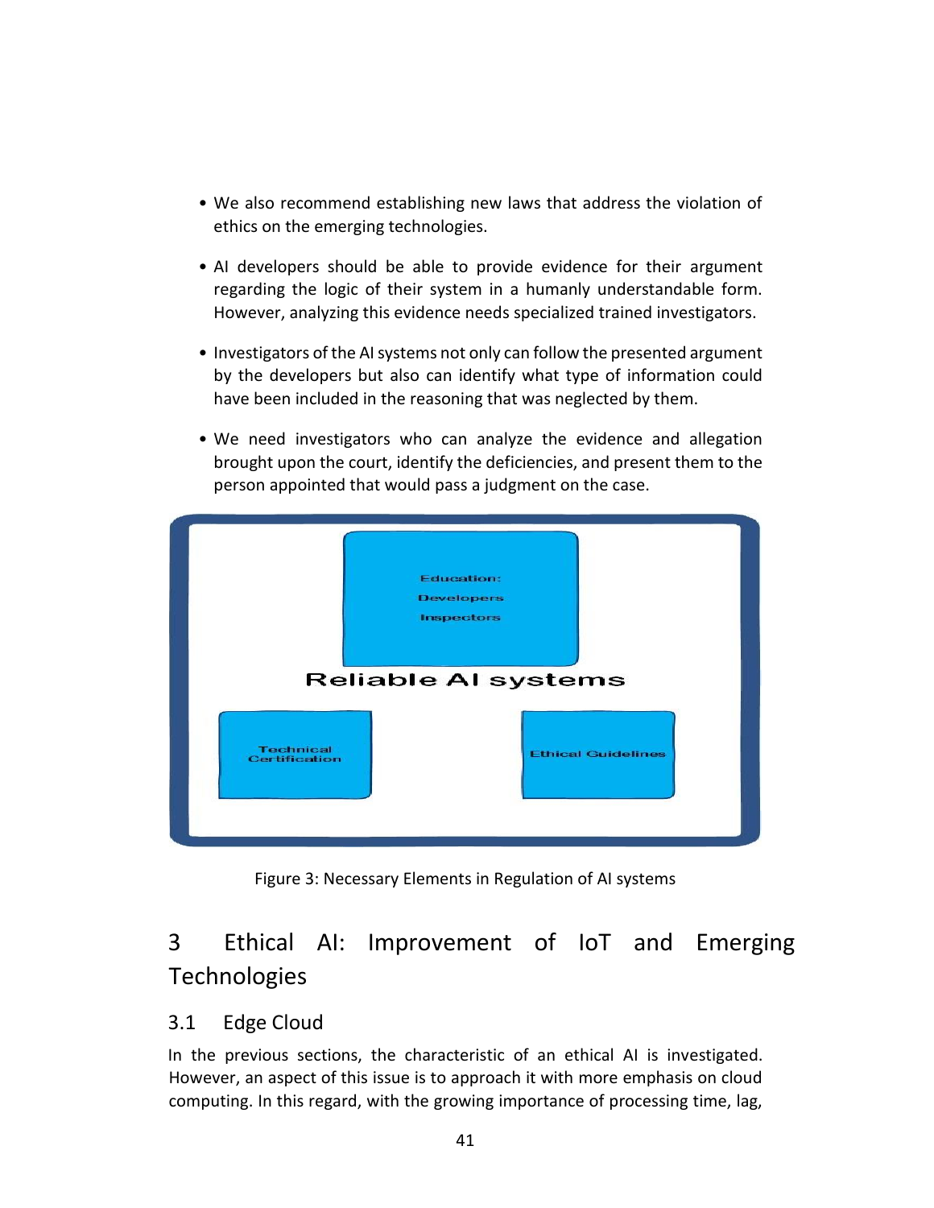- We also recommend establishing new laws that address the violation of ethics on the emerging technologies.

- AI developers should be able to provide evidence for their argument regarding the logic of their system in a humanly understandable form. However, analyzing this evidence needs specialized trained investigators.

- Investigators of the AI systems not only can follow the presented argument by the developers but also can identify what type of information could have been included in the reasoning that was neglected by them.

- We need investigators who can analyze the evidence and allegation brought upon the court, identify the deficiencies, and present them to the person appointed that would pass a judgment on the case.

Education:
Developers
Inspectors

Reliable AI systems

Technical Certification

Ethical Guidelines

Figure 3: Necessary Elements in Regulation of AI systems

# 3 Ethical AI: Improvement of IoT and Emerging Technologies

## 3.1 Edge Cloud

In the previous sections, the characteristic of an ethical AI is investigated. However, an aspect of this issue is to approach it with more emphasis on cloud computing. In this regard, with the growing importance of processing time, lag,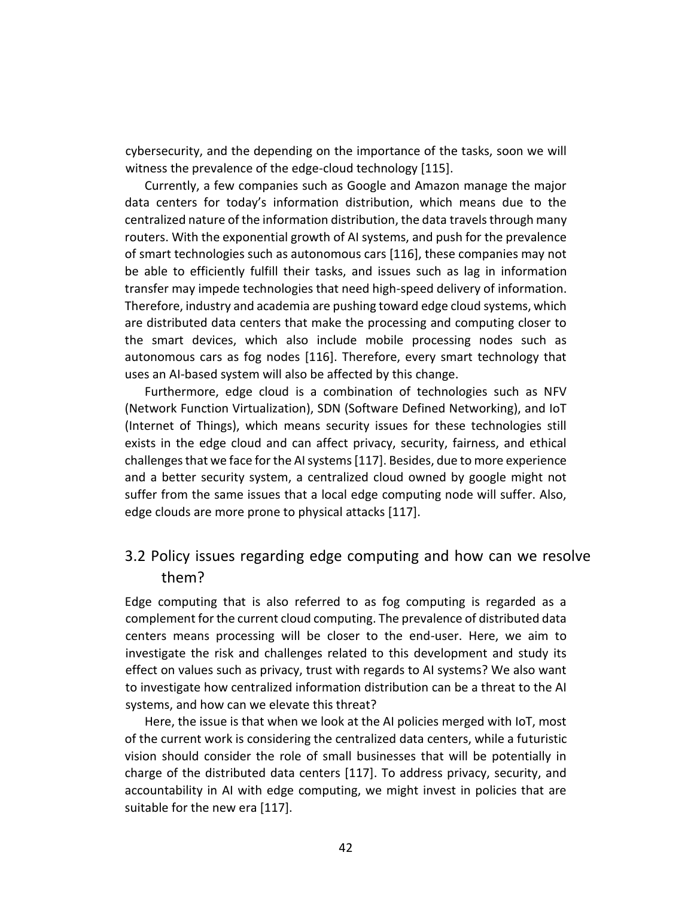cybersecurity, and the depending on the importance of the tasks, soon we will witness the prevalence of the edge-cloud technology [115].

Currently, a few companies such as Google and Amazon manage the major data centers for today's information distribution, which means due to the centralized nature of the information distribution, the data travels through many routers. With the exponential growth of AI systems, and push for the prevalence of smart technologies such as autonomous cars [116], these companies may not be able to efficiently fulfill their tasks, and issues such as lag in information transfer may impede technologies that need high-speed delivery of information. Therefore, industry and academia are pushing toward edge cloud systems, which are distributed data centers that make the processing and computing closer to the smart devices, which also include mobile processing nodes such as autonomous cars as fog nodes [116]. Therefore, every smart technology that uses an AI-based system will also be affected by this change.

Furthermore, edge cloud is a combination of technologies such as NFV (Network Function Virtualization), SDN (Software Defined Networking), and IoT (Internet of Things), which means security issues for these technologies still exists in the edge cloud and can affect privacy, security, fairness, and ethical challenges that we face for the AI systems [117]. Besides, due to more experience and a better security system, a centralized cloud owned by google might not suffer from the same issues that a local edge computing node will suffer. Also, edge clouds are more prone to physical attacks [117].

## 3.2 Policy issues regarding edge computing and how can we resolve them?

Edge computing that is also referred to as fog computing is regarded as a complement for the current cloud computing. The prevalence of distributed data centers means processing will be closer to the end-user. Here, we aim to investigate the risk and challenges related to this development and study its effect on values such as privacy, trust with regards to AI systems? We also want to investigate how centralized information distribution can be a threat to the AI systems, and how can we elevate this threat?

Here, the issue is that when we look at the AI policies merged with IoT, most of the current work is considering the centralized data centers, while a futuristic vision should consider the role of small businesses that will be potentially in charge of the distributed data centers [117]. To address privacy, security, and accountability in AI with edge computing, we might invest in policies that are suitable for the new era [117].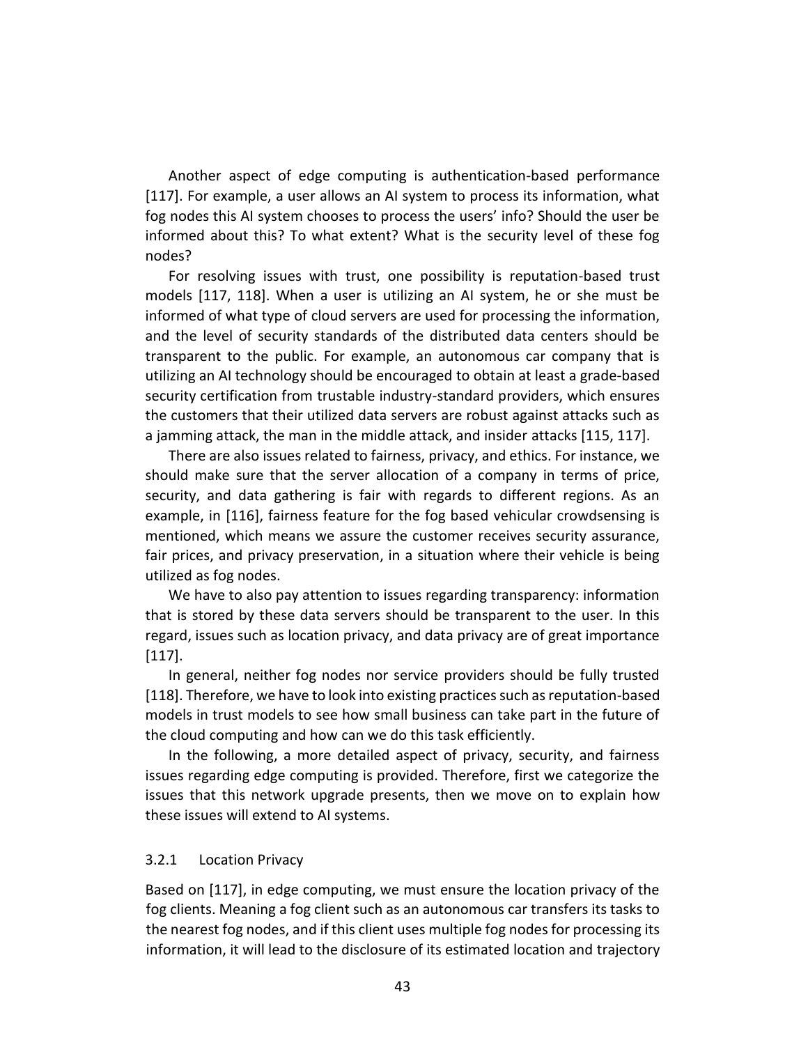Another aspect of edge computing is authentication-based performance [117]. For example, a user allows an AI system to process its information, what fog nodes this AI system chooses to process the users' info? Should the user be informed about this? To what extent? What is the security level of these fog nodes?

For resolving issues with trust, one possibility is reputation-based trust models [117, 118]. When a user is utilizing an AI system, he or she must be informed of what type of cloud servers are used for processing the information, and the level of security standards of the distributed data centers should be transparent to the public. For example, an autonomous car company that is utilizing an AI technology should be encouraged to obtain at least a grade-based security certification from trustable industry-standard providers, which ensures the customers that their utilized data servers are robust against attacks such as a jamming attack, the man in the middle attack, and insider attacks [115, 117].

There are also issues related to fairness, privacy, and ethics. For instance, we should make sure that the server allocation of a company in terms of price, security, and data gathering is fair with regards to different regions. As an example, in [116], fairness feature for the fog based vehicular crowdsensing is mentioned, which means we assure the customer receives security assurance, fair prices, and privacy preservation, in a situation where their vehicle is being utilized as fog nodes.

We have to also pay attention to issues regarding transparency: information that is stored by these data servers should be transparent to the user. In this regard, issues such as location privacy, and data privacy are of great importance [117].

In general, neither fog nodes nor service providers should be fully trusted [118]. Therefore, we have to look into existing practices such as reputation-based models in trust models to see how small business can take part in the future of the cloud computing and how can we do this task efficiently.

In the following, a more detailed aspect of privacy, security, and fairness issues regarding edge computing is provided. Therefore, first we categorize the issues that this network upgrade presents, then we move on to explain how these issues will extend to AI systems.

### 3.2.1 Location Privacy

Based on [117], in edge computing, we must ensure the location privacy of the fog clients. Meaning a fog client such as an autonomous car transfers its tasks to the nearest fog nodes, and if this client uses multiple fog nodes for processing its information, it will lead to the disclosure of its estimated location and trajectory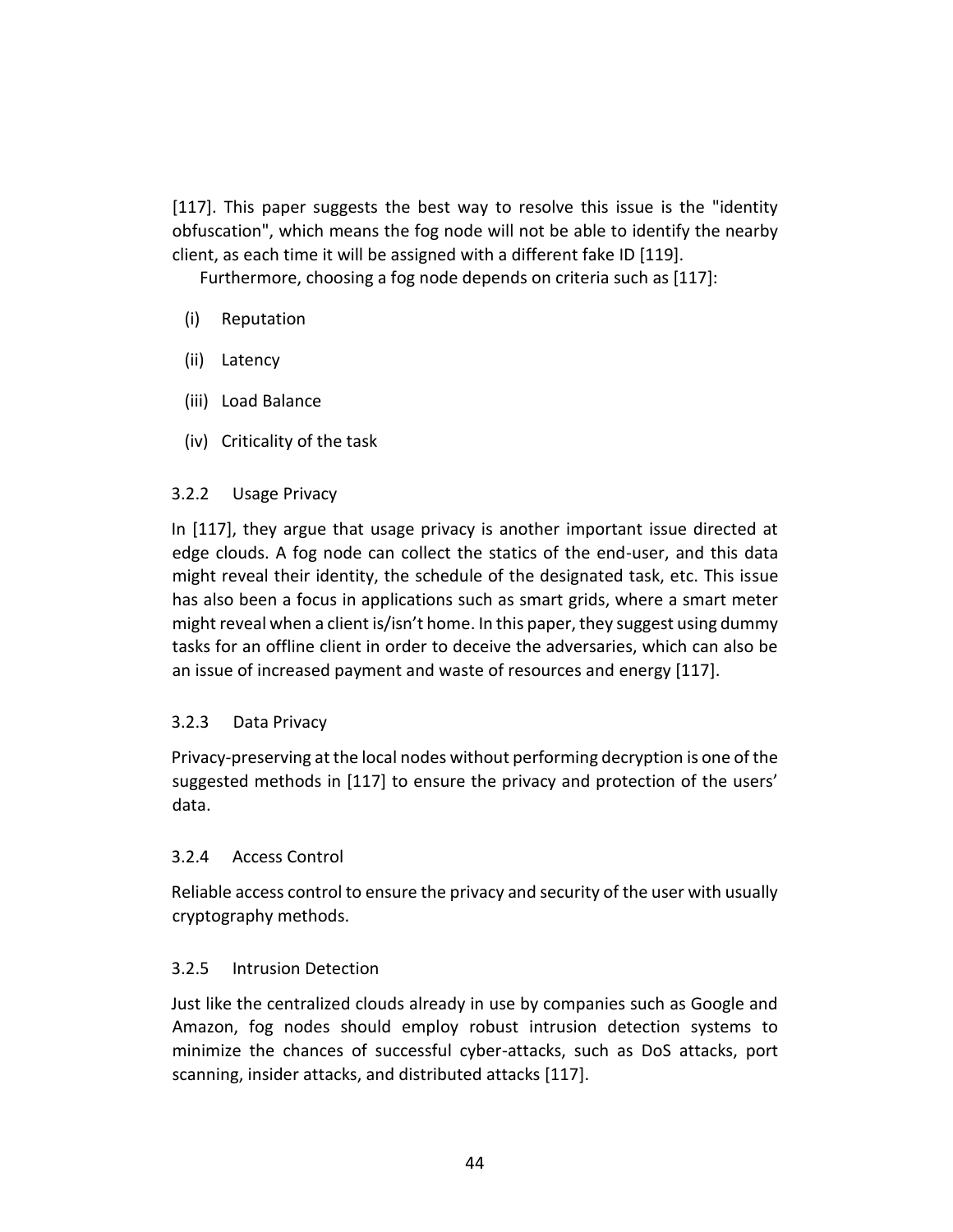[117]. This paper suggests the best way to resolve this issue is the "identity obfuscation", which means the fog node will not be able to identify the nearby client, as each time it will be assigned with a different fake ID [119].

Furthermore, choosing a fog node depends on criteria such as [117]:

(i) Reputation

(ii) Latency

(iii) Load Balance

(iv) Criticality of the task

### 3.2.2 Usage Privacy

In [117], they argue that usage privacy is another important issue directed at edge clouds. A fog node can collect the statics of the end-user, and this data might reveal their identity, the schedule of the designated task, etc. This issue has also been a focus in applications such as smart grids, where a smart meter might reveal when a client is/isn't home. In this paper, they suggest using dummy tasks for an offline client in order to deceive the adversaries, which can also be an issue of increased payment and waste of resources and energy [117].

### 3.2.3 Data Privacy

Privacy-preserving at the local nodes without performing decryption is one of the suggested methods in [117] to ensure the privacy and protection of the users' data.

### 3.2.4 Access Control

Reliable access control to ensure the privacy and security of the user with usually cryptography methods.

### 3.2.5 Intrusion Detection

Just like the centralized clouds already in use by companies such as Google and Amazon, fog nodes should employ robust intrusion detection systems to minimize the chances of successful cyber-attacks, such as DoS attacks, port scanning, insider attacks, and distributed attacks [117].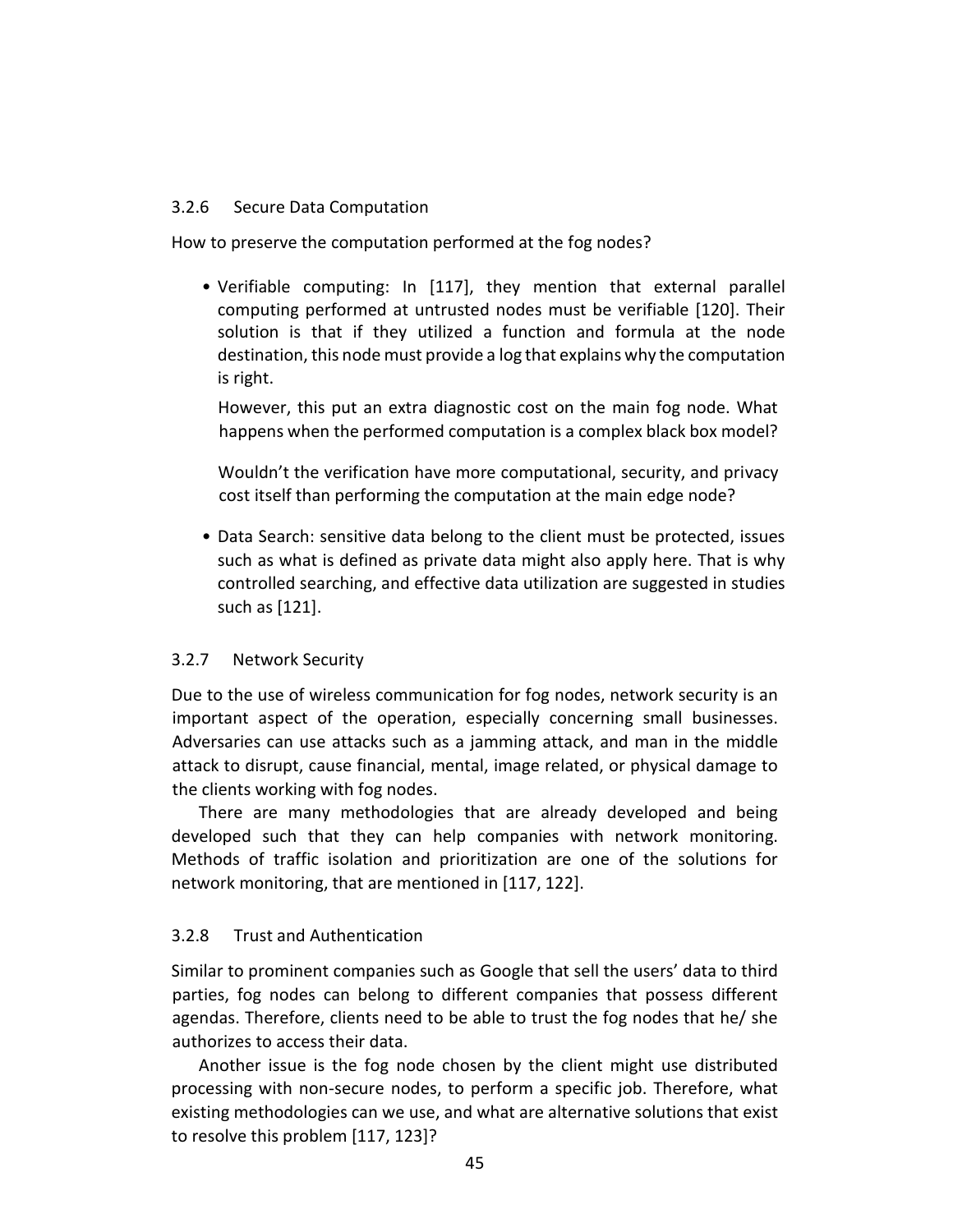### 3.2.6 Secure Data Computation

How to preserve the computation performed at the fog nodes?

- Verifiable computing: In [117], they mention that external parallel computing performed at untrusted nodes must be verifiable [120]. Their solution is that if they utilized a function and formula at the node destination, this node must provide a log that explains why the computation is right.

  However, this put an extra diagnostic cost on the main fog node. What happens when the performed computation is a complex black box model?

  Wouldn't the verification have more computational, security, and privacy cost itself than performing the computation at the main edge node?

- Data Search: sensitive data belong to the client must be protected, issues such as what is defined as private data might also apply here. That is why controlled searching, and effective data utilization are suggested in studies such as [121].

### 3.2.7 Network Security

Due to the use of wireless communication for fog nodes, network security is an important aspect of the operation, especially concerning small businesses. Adversaries can use attacks such as a jamming attack, and man in the middle attack to disrupt, cause financial, mental, image related, or physical damage to the clients working with fog nodes.

There are many methodologies that are already developed and being developed such that they can help companies with network monitoring. Methods of traffic isolation and prioritization are one of the solutions for network monitoring, that are mentioned in [117, 122].

### 3.2.8 Trust and Authentication

Similar to prominent companies such as Google that sell the users' data to third parties, fog nodes can belong to different companies that possess different agendas. Therefore, clients need to be able to trust the fog nodes that he/ she authorizes to access their data.

Another issue is the fog node chosen by the client might use distributed processing with non-secure nodes, to perform a specific job. Therefore, what existing methodologies can we use, and what are alternative solutions that exist to resolve this problem [117, 123]?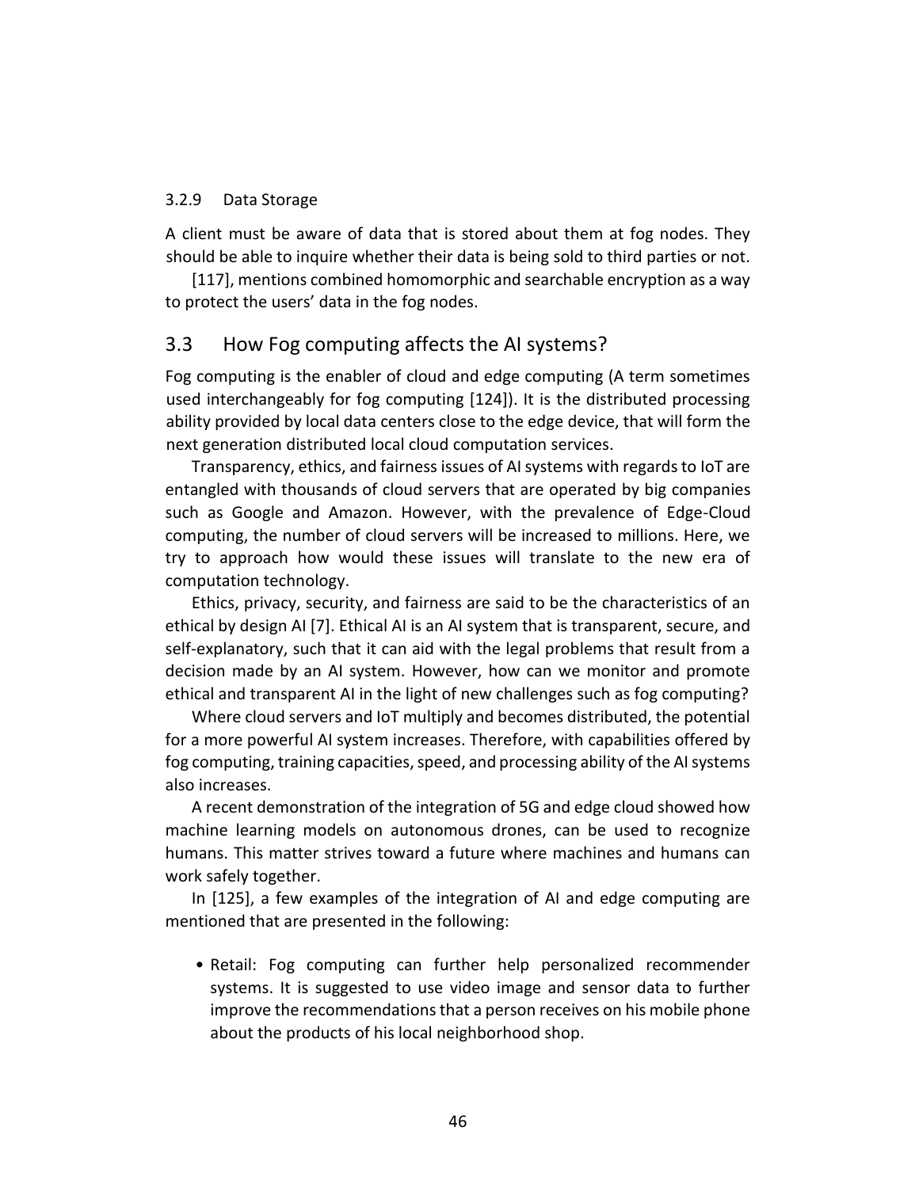#### 3.2.9 Data Storage

A client must be aware of data that is stored about them at fog nodes. They should be able to inquire whether their data is being sold to third parties or not.

[117], mentions combined homomorphic and searchable encryption as a way to protect the users' data in the fog nodes.

### 3.3 How Fog computing affects the AI systems?

Fog computing is the enabler of cloud and edge computing (A term sometimes used interchangeably for fog computing [124]). It is the distributed processing ability provided by local data centers close to the edge device, that will form the next generation distributed local cloud computation services.

Transparency, ethics, and fairness issues of AI systems with regards to IoT are entangled with thousands of cloud servers that are operated by big companies such as Google and Amazon. However, with the prevalence of Edge-Cloud computing, the number of cloud servers will be increased to millions. Here, we try to approach how would these issues will translate to the new era of computation technology.

Ethics, privacy, security, and fairness are said to be the characteristics of an ethical by design AI [7]. Ethical AI is an AI system that is transparent, secure, and self-explanatory, such that it can aid with the legal problems that result from a decision made by an AI system. However, how can we monitor and promote ethical and transparent AI in the light of new challenges such as fog computing?

Where cloud servers and IoT multiply and becomes distributed, the potential for a more powerful AI system increases. Therefore, with capabilities offered by fog computing, training capacities, speed, and processing ability of the AI systems also increases.

A recent demonstration of the integration of 5G and edge cloud showed how machine learning models on autonomous drones, can be used to recognize humans. This matter strives toward a future where machines and humans can work safely together.

In [125], a few examples of the integration of AI and edge computing are mentioned that are presented in the following:

- Retail: Fog computing can further help personalized recommender systems. It is suggested to use video image and sensor data to further improve the recommendations that a person receives on his mobile phone about the products of his local neighborhood shop.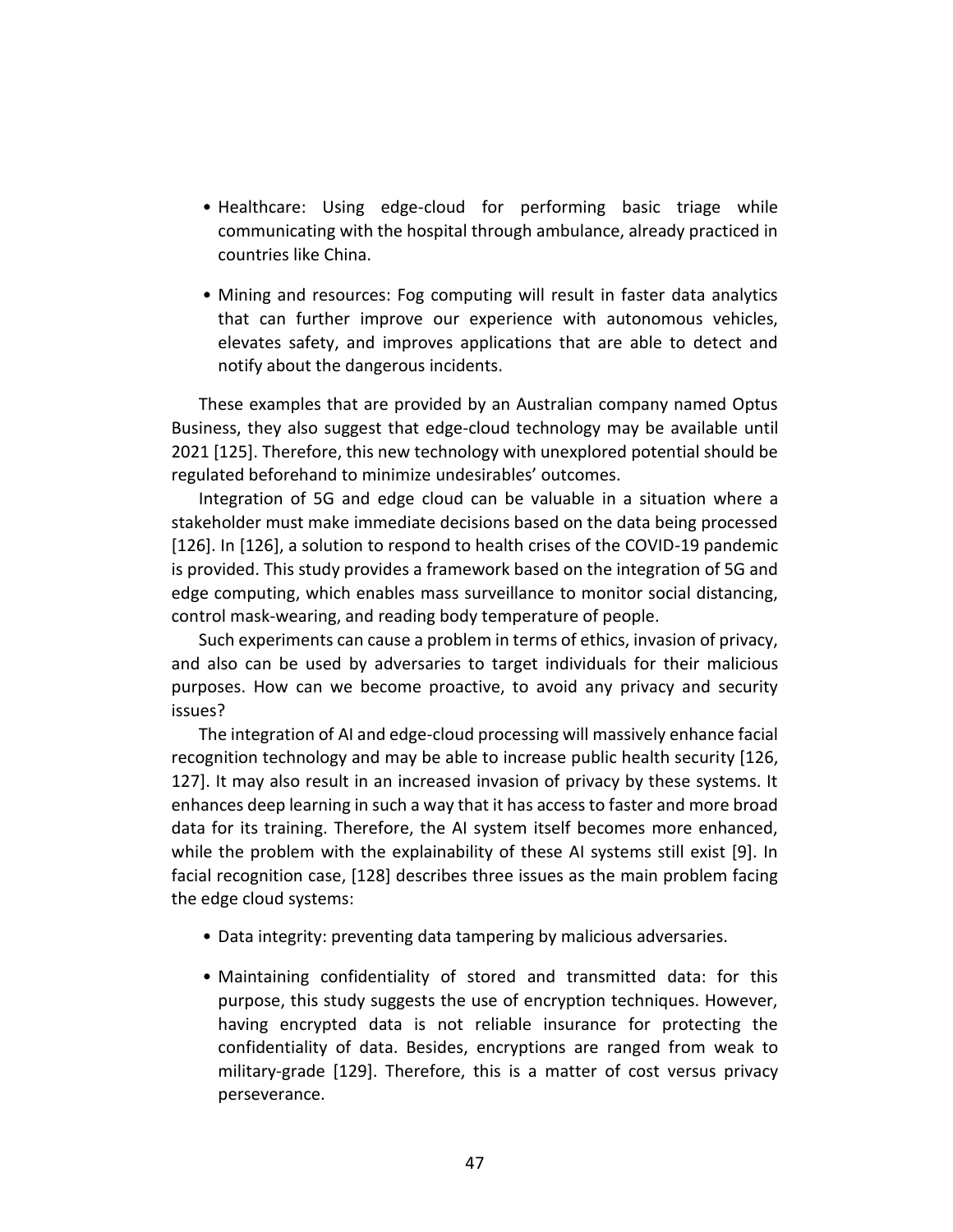- Healthcare: Using edge-cloud for performing basic triage while communicating with the hospital through ambulance, already practiced in countries like China.

- Mining and resources: Fog computing will result in faster data analytics that can further improve our experience with autonomous vehicles, elevates safety, and improves applications that are able to detect and notify about the dangerous incidents.

These examples that are provided by an Australian company named Optus Business, they also suggest that edge-cloud technology may be available until 2021 [125]. Therefore, this new technology with unexplored potential should be regulated beforehand to minimize undesirables' outcomes.

Integration of 5G and edge cloud can be valuable in a situation where a stakeholder must make immediate decisions based on the data being processed [126]. In [126], a solution to respond to health crises of the COVID-19 pandemic is provided. This study provides a framework based on the integration of 5G and edge computing, which enables mass surveillance to monitor social distancing, control mask-wearing, and reading body temperature of people.

Such experiments can cause a problem in terms of ethics, invasion of privacy, and also can be used by adversaries to target individuals for their malicious purposes. How can we become proactive, to avoid any privacy and security issues?

The integration of AI and edge-cloud processing will massively enhance facial recognition technology and may be able to increase public health security [126, 127]. It may also result in an increased invasion of privacy by these systems. It enhances deep learning in such a way that it has access to faster and more broad data for its training. Therefore, the AI system itself becomes more enhanced, while the problem with the explainability of these AI systems still exist [9]. In facial recognition case, [128] describes three issues as the main problem facing the edge cloud systems:

- Data integrity: preventing data tampering by malicious adversaries.

- Maintaining confidentiality of stored and transmitted data: for this purpose, this study suggests the use of encryption techniques. However, having encrypted data is not reliable insurance for protecting the confidentiality of data. Besides, encryptions are ranged from weak to military-grade [129]. Therefore, this is a matter of cost versus privacy perseverance.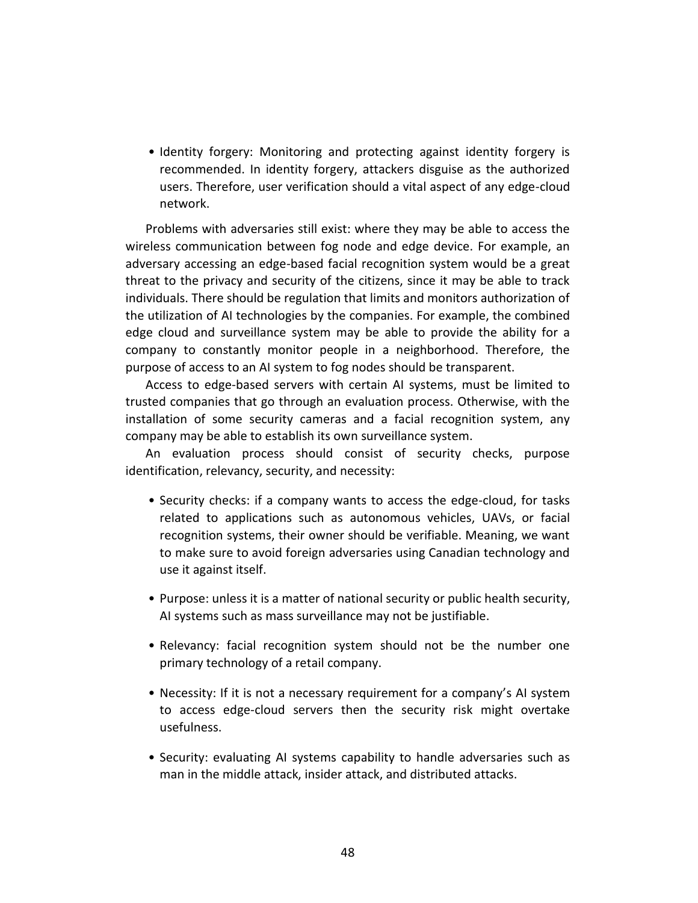- Identity forgery: Monitoring and protecting against identity forgery is recommended. In identity forgery, attackers disguise as the authorized users. Therefore, user verification should a vital aspect of any edge-cloud network.

Problems with adversaries still exist: where they may be able to access the wireless communication between fog node and edge device. For example, an adversary accessing an edge-based facial recognition system would be a great threat to the privacy and security of the citizens, since it may be able to track individuals. There should be regulation that limits and monitors authorization of the utilization of AI technologies by the companies. For example, the combined edge cloud and surveillance system may be able to provide the ability for a company to constantly monitor people in a neighborhood. Therefore, the purpose of access to an AI system to fog nodes should be transparent.

Access to edge-based servers with certain AI systems, must be limited to trusted companies that go through an evaluation process. Otherwise, with the installation of some security cameras and a facial recognition system, any company may be able to establish its own surveillance system.

An evaluation process should consist of security checks, purpose identification, relevancy, security, and necessity:

- Security checks: if a company wants to access the edge-cloud, for tasks related to applications such as autonomous vehicles, UAVs, or facial recognition systems, their owner should be verifiable. Meaning, we want to make sure to avoid foreign adversaries using Canadian technology and use it against itself.

- Purpose: unless it is a matter of national security or public health security, AI systems such as mass surveillance may not be justifiable.

- Relevancy: facial recognition system should not be the number one primary technology of a retail company.

- Necessity: If it is not a necessary requirement for a company's AI system to access edge-cloud servers then the security risk might overtake usefulness.

- Security: evaluating AI systems capability to handle adversaries such as man in the middle attack, insider attack, and distributed attacks.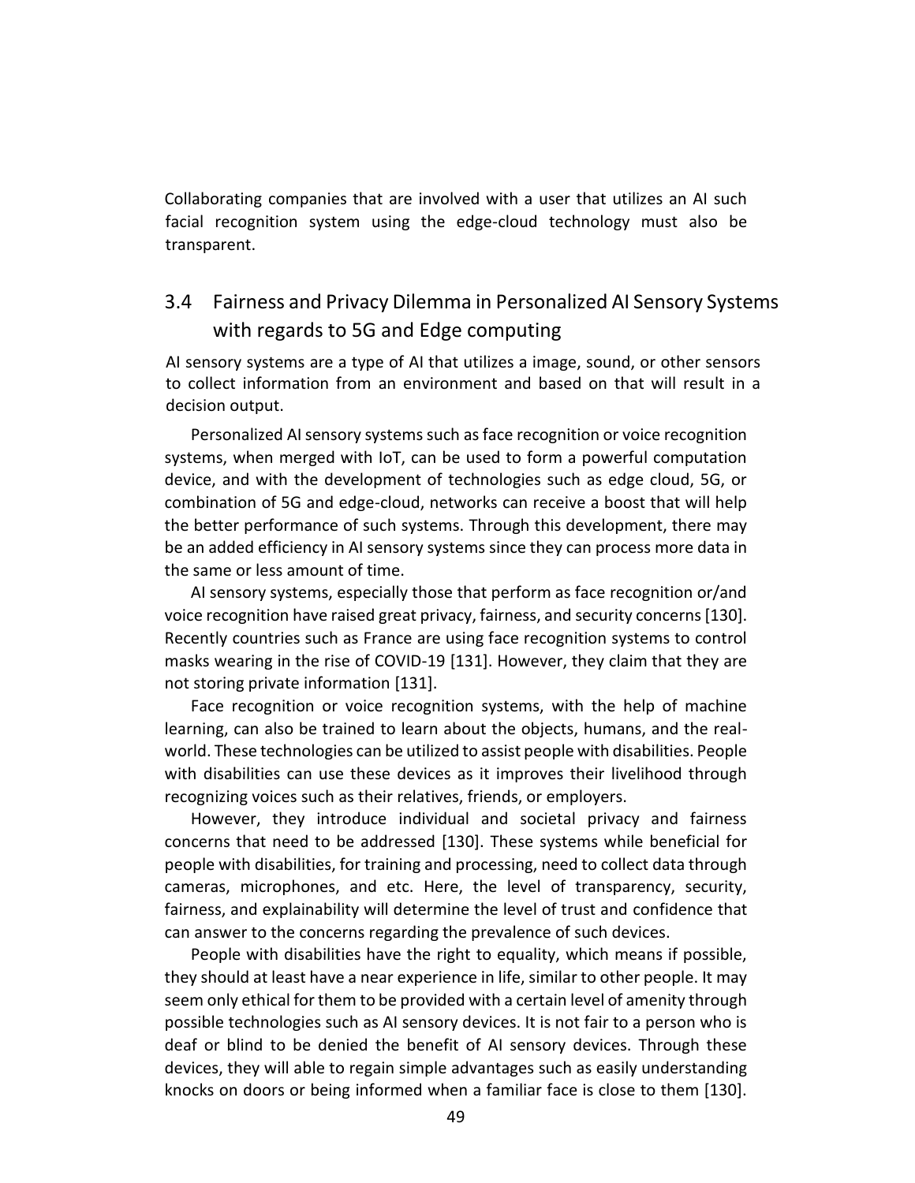Collaborating companies that are involved with a user that utilizes an AI such facial recognition system using the edge-cloud technology must also be transparent.

## 3.4 Fairness and Privacy Dilemma in Personalized AI Sensory Systems with regards to 5G and Edge computing

AI sensory systems are a type of AI that utilizes a image, sound, or other sensors to collect information from an environment and based on that will result in a decision output.

Personalized AI sensory systems such as face recognition or voice recognition systems, when merged with IoT, can be used to form a powerful computation device, and with the development of technologies such as edge cloud, 5G, or combination of 5G and edge-cloud, networks can receive a boost that will help the better performance of such systems. Through this development, there may be an added efficiency in AI sensory systems since they can process more data in the same or less amount of time.

AI sensory systems, especially those that perform as face recognition or/and voice recognition have raised great privacy, fairness, and security concerns [130]. Recently countries such as France are using face recognition systems to control masks wearing in the rise of COVID-19 [131]. However, they claim that they are not storing private information [131].

Face recognition or voice recognition systems, with the help of machine learning, can also be trained to learn about the objects, humans, and the real-world. These technologies can be utilized to assist people with disabilities. People with disabilities can use these devices as it improves their livelihood through recognizing voices such as their relatives, friends, or employers.

However, they introduce individual and societal privacy and fairness concerns that need to be addressed [130]. These systems while beneficial for people with disabilities, for training and processing, need to collect data through cameras, microphones, and etc. Here, the level of transparency, security, fairness, and explainability will determine the level of trust and confidence that can answer to the concerns regarding the prevalence of such devices.

People with disabilities have the right to equality, which means if possible, they should at least have a near experience in life, similar to other people. It may seem only ethical for them to be provided with a certain level of amenity through possible technologies such as AI sensory devices. It is not fair to a person who is deaf or blind to be denied the benefit of AI sensory devices. Through these devices, they will able to regain simple advantages such as easily understanding knocks on doors or being informed when a familiar face is close to them [130].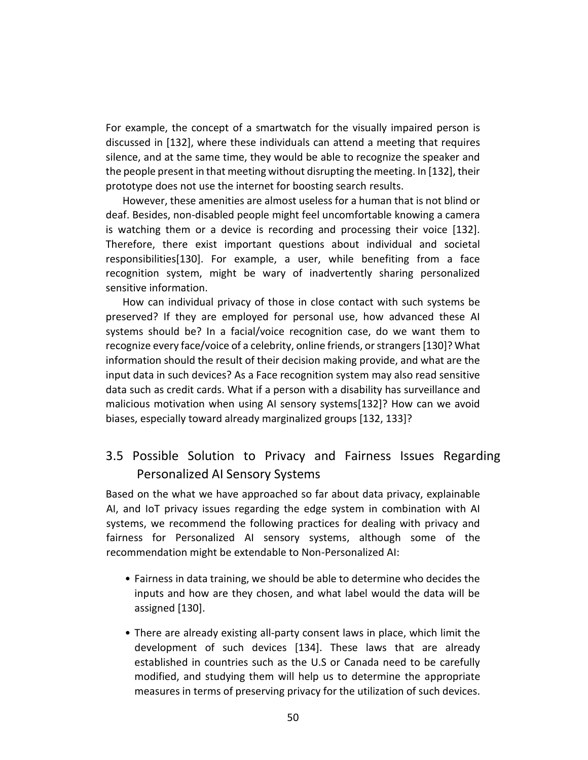For example, the concept of a smartwatch for the visually impaired person is discussed in [132], where these individuals can attend a meeting that requires silence, and at the same time, they would be able to recognize the speaker and the people present in that meeting without disrupting the meeting. In [132], their prototype does not use the internet for boosting search results.

However, these amenities are almost useless for a human that is not blind or deaf. Besides, non-disabled people might feel uncomfortable knowing a camera is watching them or a device is recording and processing their voice [132]. Therefore, there exist important questions about individual and societal responsibilities[130]. For example, a user, while benefiting from a face recognition system, might be wary of inadvertently sharing personalized sensitive information.

How can individual privacy of those in close contact with such systems be preserved? If they are employed for personal use, how advanced these AI systems should be? In a facial/voice recognition case, do we want them to recognize every face/voice of a celebrity, online friends, or strangers [130]? What information should the result of their decision making provide, and what are the input data in such devices? As a Face recognition system may also read sensitive data such as credit cards. What if a person with a disability has surveillance and malicious motivation when using AI sensory systems[132]? How can we avoid biases, especially toward already marginalized groups [132, 133]?

## 3.5 Possible Solution to Privacy and Fairness Issues Regarding Personalized AI Sensory Systems

Based on the what we have approached so far about data privacy, explainable AI, and IoT privacy issues regarding the edge system in combination with AI systems, we recommend the following practices for dealing with privacy and fairness for Personalized AI sensory systems, although some of the recommendation might be extendable to Non-Personalized AI:

- Fairness in data training, we should be able to determine who decides the inputs and how are they chosen, and what label would the data will be assigned [130].

- There are already existing all-party consent laws in place, which limit the development of such devices [134]. These laws that are already established in countries such as the U.S or Canada need to be carefully modified, and studying them will help us to determine the appropriate measures in terms of preserving privacy for the utilization of such devices.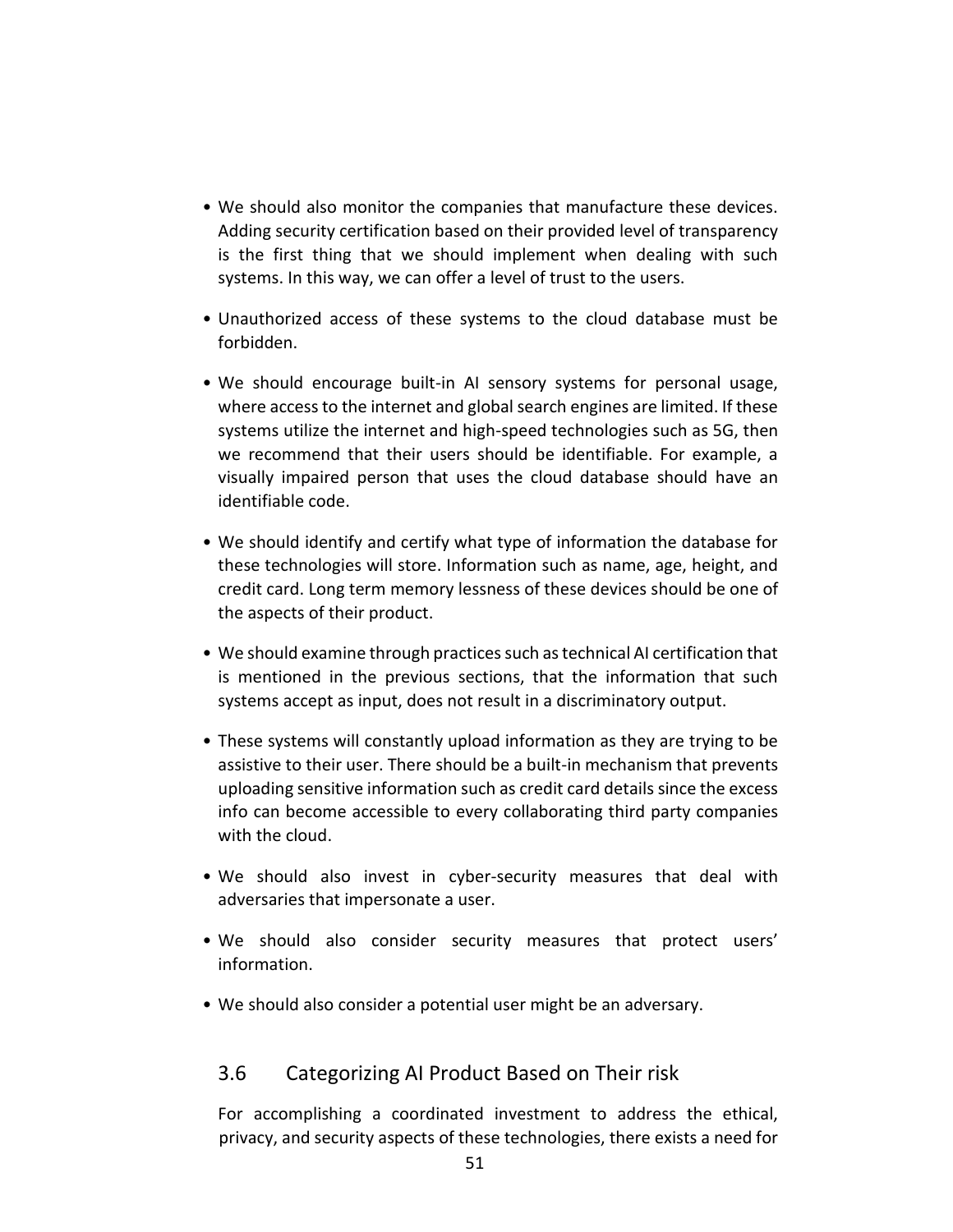- We should also monitor the companies that manufacture these devices. Adding security certification based on their provided level of transparency is the first thing that we should implement when dealing with such systems. In this way, we can offer a level of trust to the users.

- Unauthorized access of these systems to the cloud database must be forbidden.

- We should encourage built-in AI sensory systems for personal usage, where access to the internet and global search engines are limited. If these systems utilize the internet and high-speed technologies such as 5G, then we recommend that their users should be identifiable. For example, a visually impaired person that uses the cloud database should have an identifiable code.

- We should identify and certify what type of information the database for these technologies will store. Information such as name, age, height, and credit card. Long term memory lessness of these devices should be one of the aspects of their product.

- We should examine through practices such as technical AI certification that is mentioned in the previous sections, that the information that such systems accept as input, does not result in a discriminatory output.

- These systems will constantly upload information as they are trying to be assistive to their user. There should be a built-in mechanism that prevents uploading sensitive information such as credit card details since the excess info can become accessible to every collaborating third party companies with the cloud.

- We should also invest in cyber-security measures that deal with adversaries that impersonate a user.

- We should also consider security measures that protect users' information.

- We should also consider a potential user might be an adversary.

## 3.6 Categorizing AI Product Based on Their risk

For accomplishing a coordinated investment to address the ethical, privacy, and security aspects of these technologies, there exists a need for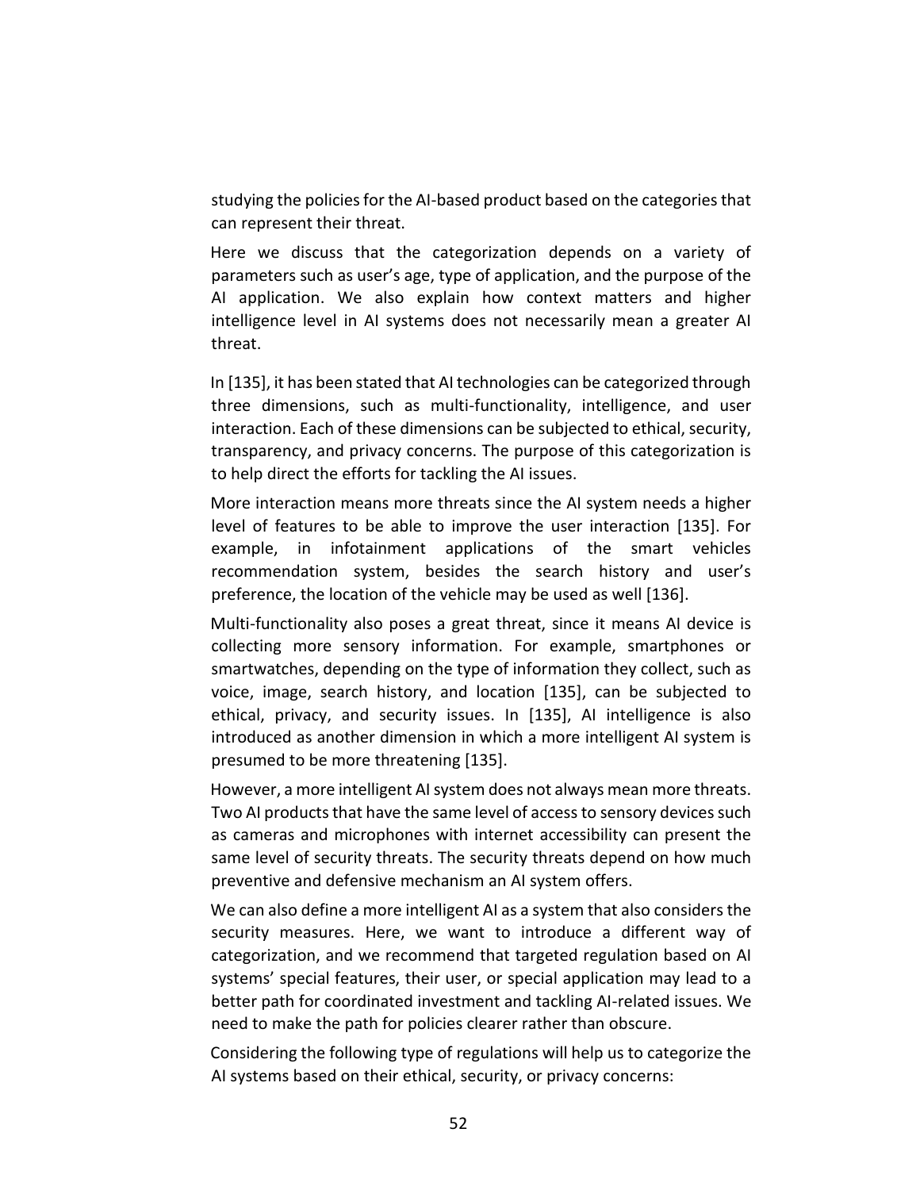studying the policies for the AI-based product based on the categories that can represent their threat.

Here we discuss that the categorization depends on a variety of parameters such as user's age, type of application, and the purpose of the AI application. We also explain how context matters and higher intelligence level in AI systems does not necessarily mean a greater AI threat.

In [135], it has been stated that AI technologies can be categorized through three dimensions, such as multi-functionality, intelligence, and user interaction. Each of these dimensions can be subjected to ethical, security, transparency, and privacy concerns. The purpose of this categorization is to help direct the efforts for tackling the AI issues.

More interaction means more threats since the AI system needs a higher level of features to be able to improve the user interaction [135]. For example, in infotainment applications of the smart vehicles recommendation system, besides the search history and user's preference, the location of the vehicle may be used as well [136].

Multi-functionality also poses a great threat, since it means AI device is collecting more sensory information. For example, smartphones or smartwatches, depending on the type of information they collect, such as voice, image, search history, and location [135], can be subjected to ethical, privacy, and security issues. In [135], AI intelligence is also introduced as another dimension in which a more intelligent AI system is presumed to be more threatening [135].

However, a more intelligent AI system does not always mean more threats. Two AI products that have the same level of access to sensory devices such as cameras and microphones with internet accessibility can present the same level of security threats. The security threats depend on how much preventive and defensive mechanism an AI system offers.

We can also define a more intelligent AI as a system that also considers the security measures. Here, we want to introduce a different way of categorization, and we recommend that targeted regulation based on AI systems' special features, their user, or special application may lead to a better path for coordinated investment and tackling AI-related issues. We need to make the path for policies clearer rather than obscure.

Considering the following type of regulations will help us to categorize the AI systems based on their ethical, security, or privacy concerns: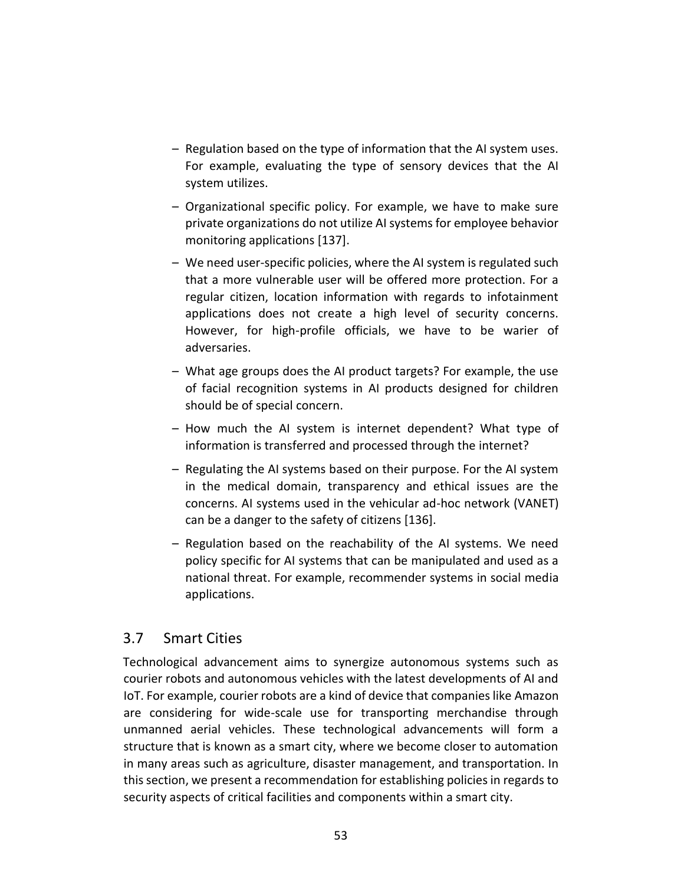- Regulation based on the type of information that the AI system uses. For example, evaluating the type of sensory devices that the AI system utilizes.
- Organizational specific policy. For example, we have to make sure private organizations do not utilize AI systems for employee behavior monitoring applications [137].
- We need user-specific policies, where the AI system is regulated such that a more vulnerable user will be offered more protection. For a regular citizen, location information with regards to infotainment applications does not create a high level of security concerns. However, for high-profile officials, we have to be warier of adversaries.
- What age groups does the AI product targets? For example, the use of facial recognition systems in AI products designed for children should be of special concern.
- How much the AI system is internet dependent? What type of information is transferred and processed through the internet?
- Regulating the AI systems based on their purpose. For the AI system in the medical domain, transparency and ethical issues are the concerns. AI systems used in the vehicular ad-hoc network (VANET) can be a danger to the safety of citizens [136].
- Regulation based on the reachability of the AI systems. We need policy specific for AI systems that can be manipulated and used as a national threat. For example, recommender systems in social media applications.

## 3.7 Smart Cities

Technological advancement aims to synergize autonomous systems such as courier robots and autonomous vehicles with the latest developments of AI and IoT. For example, courier robots are a kind of device that companies like Amazon are considering for wide-scale use for transporting merchandise through unmanned aerial vehicles. These technological advancements will form a structure that is known as a smart city, where we become closer to automation in many areas such as agriculture, disaster management, and transportation. In this section, we present a recommendation for establishing policies in regards to security aspects of critical facilities and components within a smart city.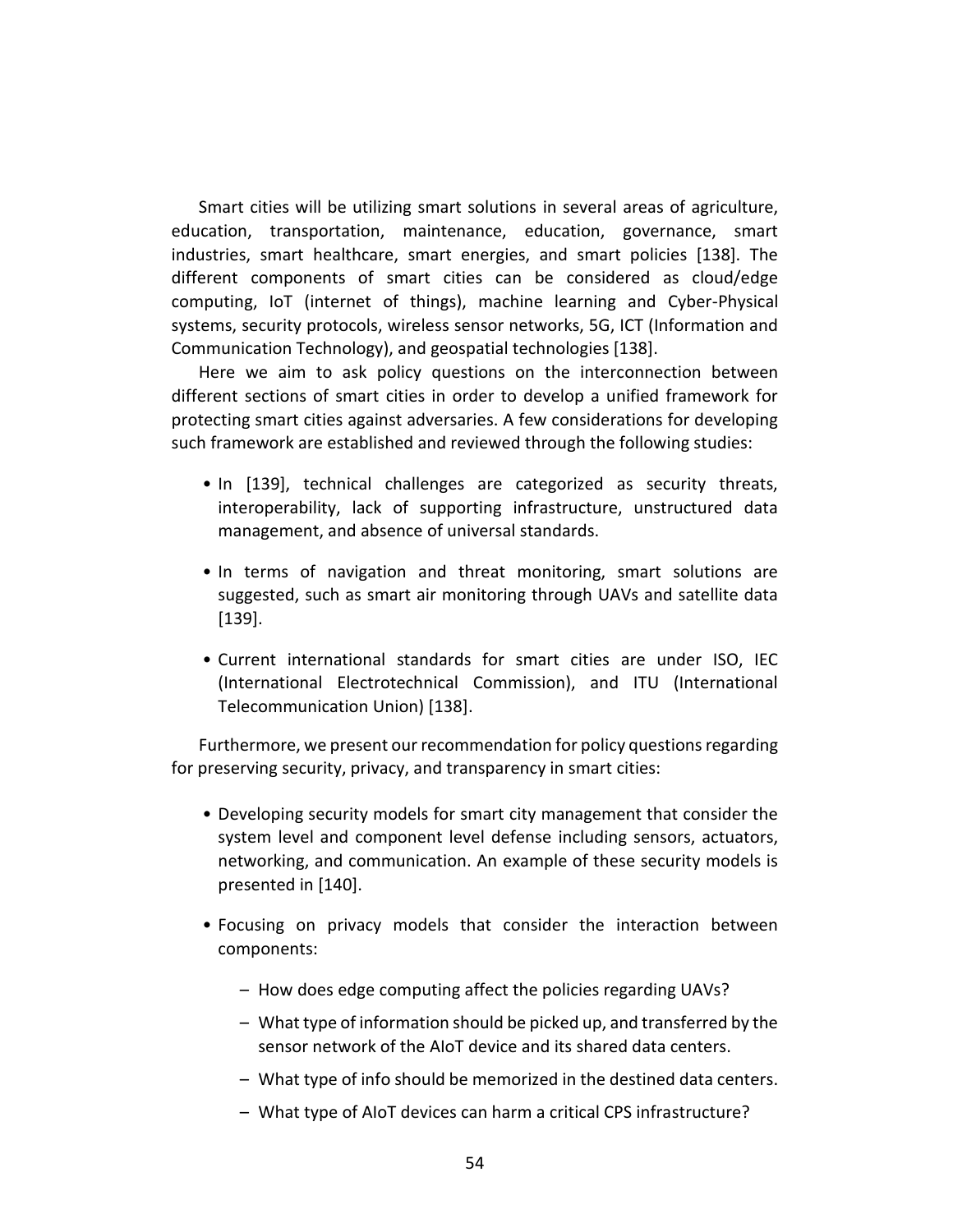Smart cities will be utilizing smart solutions in several areas of agriculture, education, transportation, maintenance, education, governance, smart industries, smart healthcare, smart energies, and smart policies [138]. The different components of smart cities can be considered as cloud/edge computing, IoT (internet of things), machine learning and Cyber-Physical systems, security protocols, wireless sensor networks, 5G, ICT (Information and Communication Technology), and geospatial technologies [138].

Here we aim to ask policy questions on the interconnection between different sections of smart cities in order to develop a unified framework for protecting smart cities against adversaries. A few considerations for developing such framework are established and reviewed through the following studies:

- In [139], technical challenges are categorized as security threats, interoperability, lack of supporting infrastructure, unstructured data management, and absence of universal standards.
- In terms of navigation and threat monitoring, smart solutions are suggested, such as smart air monitoring through UAVs and satellite data [139].
- Current international standards for smart cities are under ISO, IEC (International Electrotechnical Commission), and ITU (International Telecommunication Union) [138].

Furthermore, we present our recommendation for policy questions regarding for preserving security, privacy, and transparency in smart cities:

- Developing security models for smart city management that consider the system level and component level defense including sensors, actuators, networking, and communication. An example of these security models is presented in [140].
- Focusing on privacy models that consider the interaction between components:
  - How does edge computing affect the policies regarding UAVs?
  - What type of information should be picked up, and transferred by the sensor network of the AIoT device and its shared data centers.
  - What type of info should be memorized in the destined data centers.
  - What type of AIoT devices can harm a critical CPS infrastructure?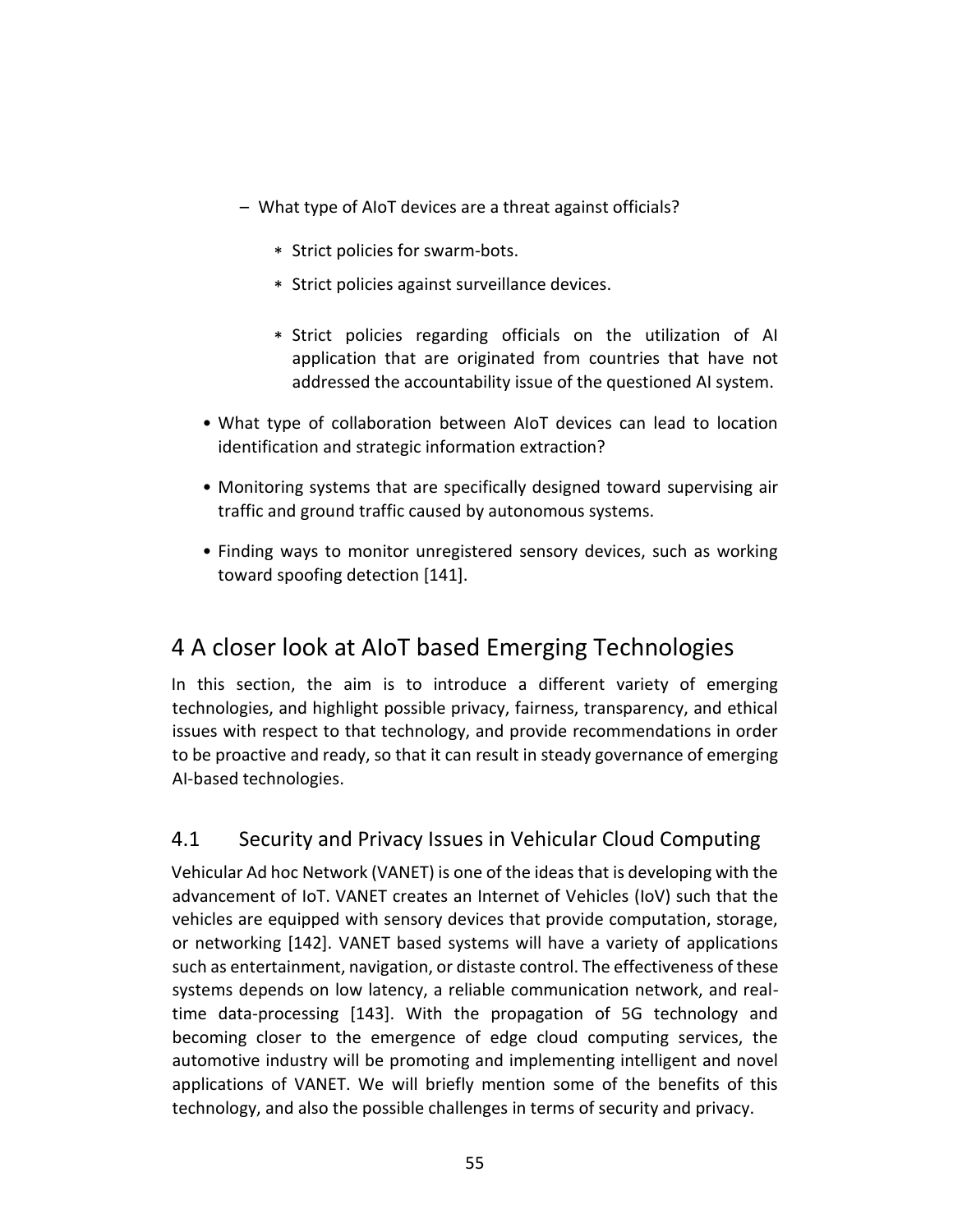- What type of AIoT devices are a threat against officials?
    * Strict policies for swarm-bots.
    * Strict policies against surveillance devices.
    * Strict policies regarding officials on the utilization of AI application that are originated from countries that have not addressed the accountability issue of the questioned AI system.
- What type of collaboration between AIoT devices can lead to location identification and strategic information extraction?
- Monitoring systems that are specifically designed toward supervising air traffic and ground traffic caused by autonomous systems.
- Finding ways to monitor unregistered sensory devices, such as working toward spoofing detection [141].

# 4 A closer look at AIoT based Emerging Technologies

In this section, the aim is to introduce a different variety of emerging technologies, and highlight possible privacy, fairness, transparency, and ethical issues with respect to that technology, and provide recommendations in order to be proactive and ready, so that it can result in steady governance of emerging AI-based technologies.

## 4.1 Security and Privacy Issues in Vehicular Cloud Computing

Vehicular Ad hoc Network (VANET) is one of the ideas that is developing with the advancement of IoT. VANET creates an Internet of Vehicles (IoV) such that the vehicles are equipped with sensory devices that provide computation, storage, or networking [142]. VANET based systems will have a variety of applications such as entertainment, navigation, or distaste control. The effectiveness of these systems depends on low latency, a reliable communication network, and real-time data-processing [143]. With the propagation of 5G technology and becoming closer to the emergence of edge cloud computing services, the automotive industry will be promoting and implementing intelligent and novel applications of VANET. We will briefly mention some of the benefits of this technology, and also the possible challenges in terms of security and privacy.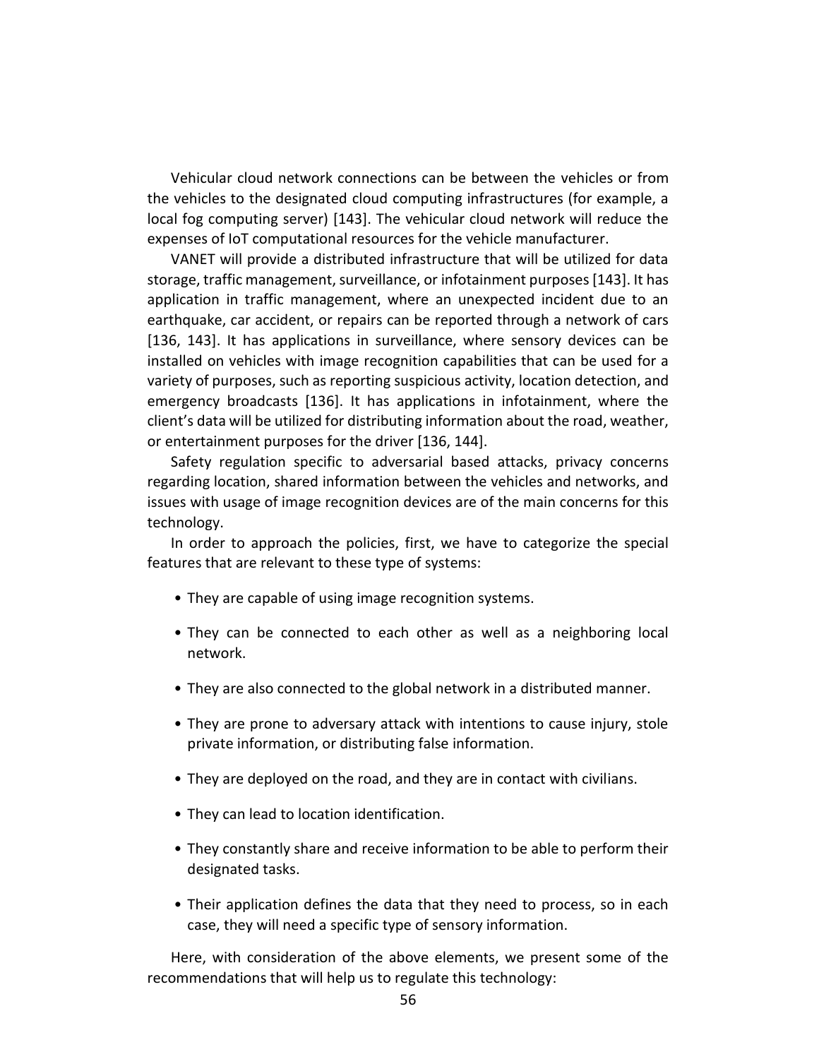Vehicular cloud network connections can be between the vehicles or from the vehicles to the designated cloud computing infrastructures (for example, a local fog computing server) [143]. The vehicular cloud network will reduce the expenses of IoT computational resources for the vehicle manufacturer.

VANET will provide a distributed infrastructure that will be utilized for data storage, traffic management, surveillance, or infotainment purposes [143]. It has application in traffic management, where an unexpected incident due to an earthquake, car accident, or repairs can be reported through a network of cars [136, 143]. It has applications in surveillance, where sensory devices can be installed on vehicles with image recognition capabilities that can be used for a variety of purposes, such as reporting suspicious activity, location detection, and emergency broadcasts [136]. It has applications in infotainment, where the client's data will be utilized for distributing information about the road, weather, or entertainment purposes for the driver [136, 144].

Safety regulation specific to adversarial based attacks, privacy concerns regarding location, shared information between the vehicles and networks, and issues with usage of image recognition devices are of the main concerns for this technology.

In order to approach the policies, first, we have to categorize the special features that are relevant to these type of systems:

- They are capable of using image recognition systems.
- They can be connected to each other as well as a neighboring local network.
- They are also connected to the global network in a distributed manner.
- They are prone to adversary attack with intentions to cause injury, stole private information, or distributing false information.
- They are deployed on the road, and they are in contact with civilians.
- They can lead to location identification.
- They constantly share and receive information to be able to perform their designated tasks.
- Their application defines the data that they need to process, so in each case, they will need a specific type of sensory information.

Here, with consideration of the above elements, we present some of the recommendations that will help us to regulate this technology: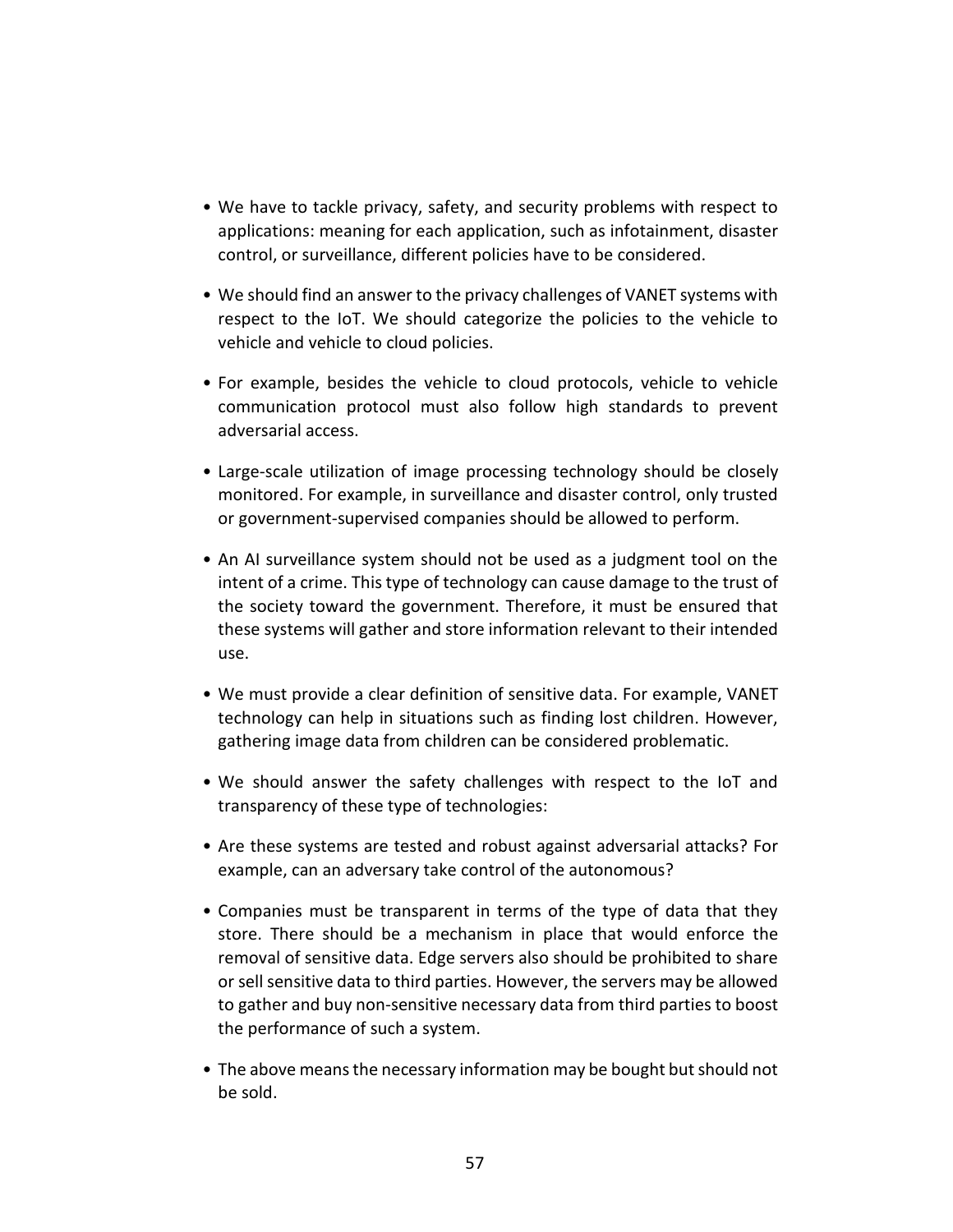- We have to tackle privacy, safety, and security problems with respect to applications: meaning for each application, such as infotainment, disaster control, or surveillance, different policies have to be considered.
- We should find an answer to the privacy challenges of VANET systems with respect to the IoT. We should categorize the policies to the vehicle to vehicle and vehicle to cloud policies.
- For example, besides the vehicle to cloud protocols, vehicle to vehicle communication protocol must also follow high standards to prevent adversarial access.
- Large-scale utilization of image processing technology should be closely monitored. For example, in surveillance and disaster control, only trusted or government-supervised companies should be allowed to perform.
- An AI surveillance system should not be used as a judgment tool on the intent of a crime. This type of technology can cause damage to the trust of the society toward the government. Therefore, it must be ensured that these systems will gather and store information relevant to their intended use.
- We must provide a clear definition of sensitive data. For example, VANET technology can help in situations such as finding lost children. However, gathering image data from children can be considered problematic.
- We should answer the safety challenges with respect to the IoT and transparency of these type of technologies:
- Are these systems are tested and robust against adversarial attacks? For example, can an adversary take control of the autonomous?
- Companies must be transparent in terms of the type of data that they store. There should be a mechanism in place that would enforce the removal of sensitive data. Edge servers also should be prohibited to share or sell sensitive data to third parties. However, the servers may be allowed to gather and buy non-sensitive necessary data from third parties to boost the performance of such a system.
- The above means the necessary information may be bought but should not be sold.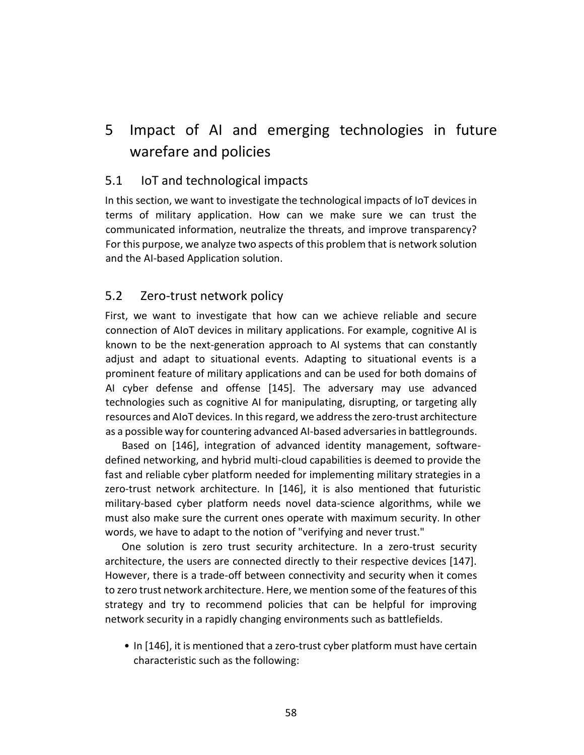# 5 Impact of AI and emerging technologies in future warefare and policies

## 5.1 IoT and technological impacts

In this section, we want to investigate the technological impacts of IoT devices in terms of military application. How can we make sure we can trust the communicated information, neutralize the threats, and improve transparency? For this purpose, we analyze two aspects of this problem that is network solution and the AI-based Application solution.

## 5.2 Zero-trust network policy

First, we want to investigate that how can we achieve reliable and secure connection of AIoT devices in military applications. For example, cognitive AI is known to be the next-generation approach to AI systems that can constantly adjust and adapt to situational events. Adapting to situational events is a prominent feature of military applications and can be used for both domains of AI cyber defense and offense [145]. The adversary may use advanced technologies such as cognitive AI for manipulating, disrupting, or targeting ally resources and AIoT devices. In this regard, we address the zero-trust architecture as a possible way for countering advanced AI-based adversaries in battlegrounds.

Based on [146], integration of advanced identity management, software-defined networking, and hybrid multi-cloud capabilities is deemed to provide the fast and reliable cyber platform needed for implementing military strategies in a zero-trust network architecture. In [146], it is also mentioned that futuristic military-based cyber platform needs novel data-science algorithms, while we must also make sure the current ones operate with maximum security. In other words, we have to adapt to the notion of "verifying and never trust."

One solution is zero trust security architecture. In a zero-trust security architecture, the users are connected directly to their respective devices [147]. However, there is a trade-off between connectivity and security when it comes to zero trust network architecture. Here, we mention some of the features of this strategy and try to recommend policies that can be helpful for improving network security in a rapidly changing environments such as battlefields.

- In [146], it is mentioned that a zero-trust cyber platform must have certain characteristic such as the following: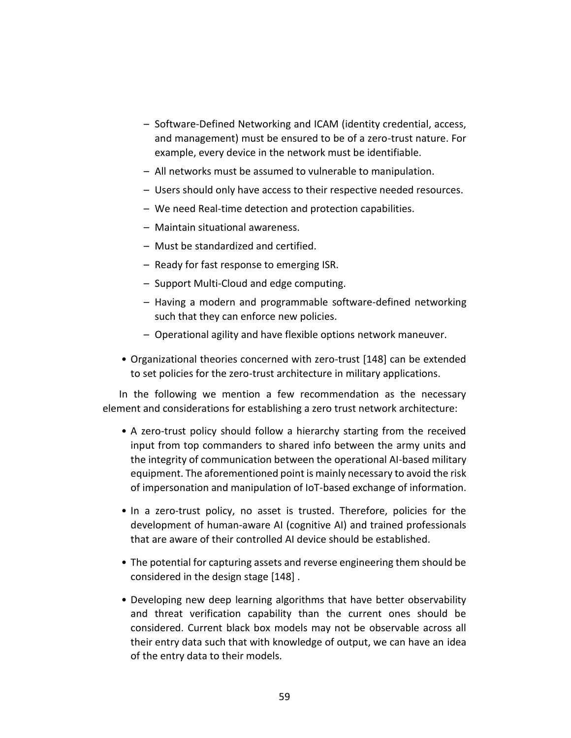- Software-Defined Networking and ICAM (identity credential, access, and management) must be ensured to be of a zero-trust nature. For example, every device in the network must be identifiable.
  - All networks must be assumed to vulnerable to manipulation.
  - Users should only have access to their respective needed resources.
  - We need Real-time detection and protection capabilities.
  - Maintain situational awareness.
  - Must be standardized and certified.
  - Ready for fast response to emerging ISR.
  - Support Multi-Cloud and edge computing.
  - Having a modern and programmable software-defined networking such that they can enforce new policies.
  - Operational agility and have flexible options network maneuver.

- Organizational theories concerned with zero-trust [148] can be extended to set policies for the zero-trust architecture in military applications.

In the following we mention a few recommendation as the necessary element and considerations for establishing a zero trust network architecture:

- A zero-trust policy should follow a hierarchy starting from the received input from top commanders to shared info between the army units and the integrity of communication between the operational AI-based military equipment. The aforementioned point is mainly necessary to avoid the risk of impersonation and manipulation of IoT-based exchange of information.

- In a zero-trust policy, no asset is trusted. Therefore, policies for the development of human-aware AI (cognitive AI) and trained professionals that are aware of their controlled AI device should be established.

- The potential for capturing assets and reverse engineering them should be considered in the design stage [148] .

- Developing new deep learning algorithms that have better observability and threat verification capability than the current ones should be considered. Current black box models may not be observable across all their entry data such that with knowledge of output, we can have an idea of the entry data to their models.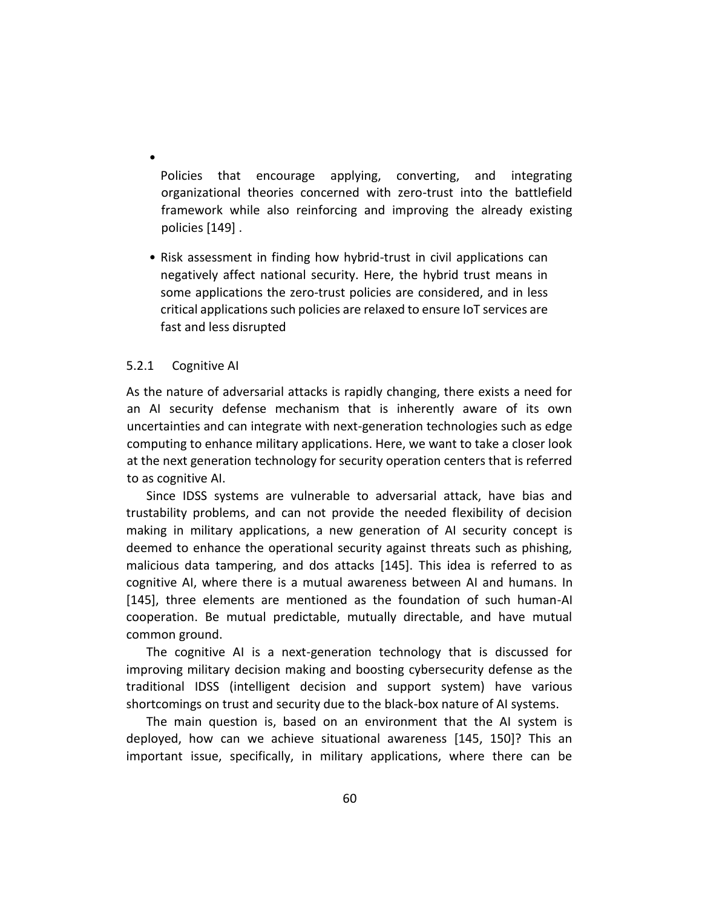- Policies that encourage applying, converting, and integrating organizational theories concerned with zero-trust into the battlefield framework while also reinforcing and improving the already existing policies [149] .

- Risk assessment in finding how hybrid-trust in civil applications can negatively affect national security. Here, the hybrid trust means in some applications the zero-trust policies are considered, and in less critical applications such policies are relaxed to ensure IoT services are fast and less disrupted

### 5.2.1 Cognitive AI

As the nature of adversarial attacks is rapidly changing, there exists a need for an AI security defense mechanism that is inherently aware of its own uncertainties and can integrate with next-generation technologies such as edge computing to enhance military applications. Here, we want to take a closer look at the next generation technology for security operation centers that is referred to as cognitive AI.

Since IDSS systems are vulnerable to adversarial attack, have bias and trustability problems, and can not provide the needed flexibility of decision making in military applications, a new generation of AI security concept is deemed to enhance the operational security against threats such as phishing, malicious data tampering, and dos attacks [145]. This idea is referred to as cognitive AI, where there is a mutual awareness between AI and humans. In [145], three elements are mentioned as the foundation of such human-AI cooperation. Be mutual predictable, mutually directable, and have mutual common ground.

The cognitive AI is a next-generation technology that is discussed for improving military decision making and boosting cybersecurity defense as the traditional IDSS (intelligent decision and support system) have various shortcomings on trust and security due to the black-box nature of AI systems.

The main question is, based on an environment that the AI system is deployed, how can we achieve situational awareness [145, 150]? This an important issue, specifically, in military applications, where there can be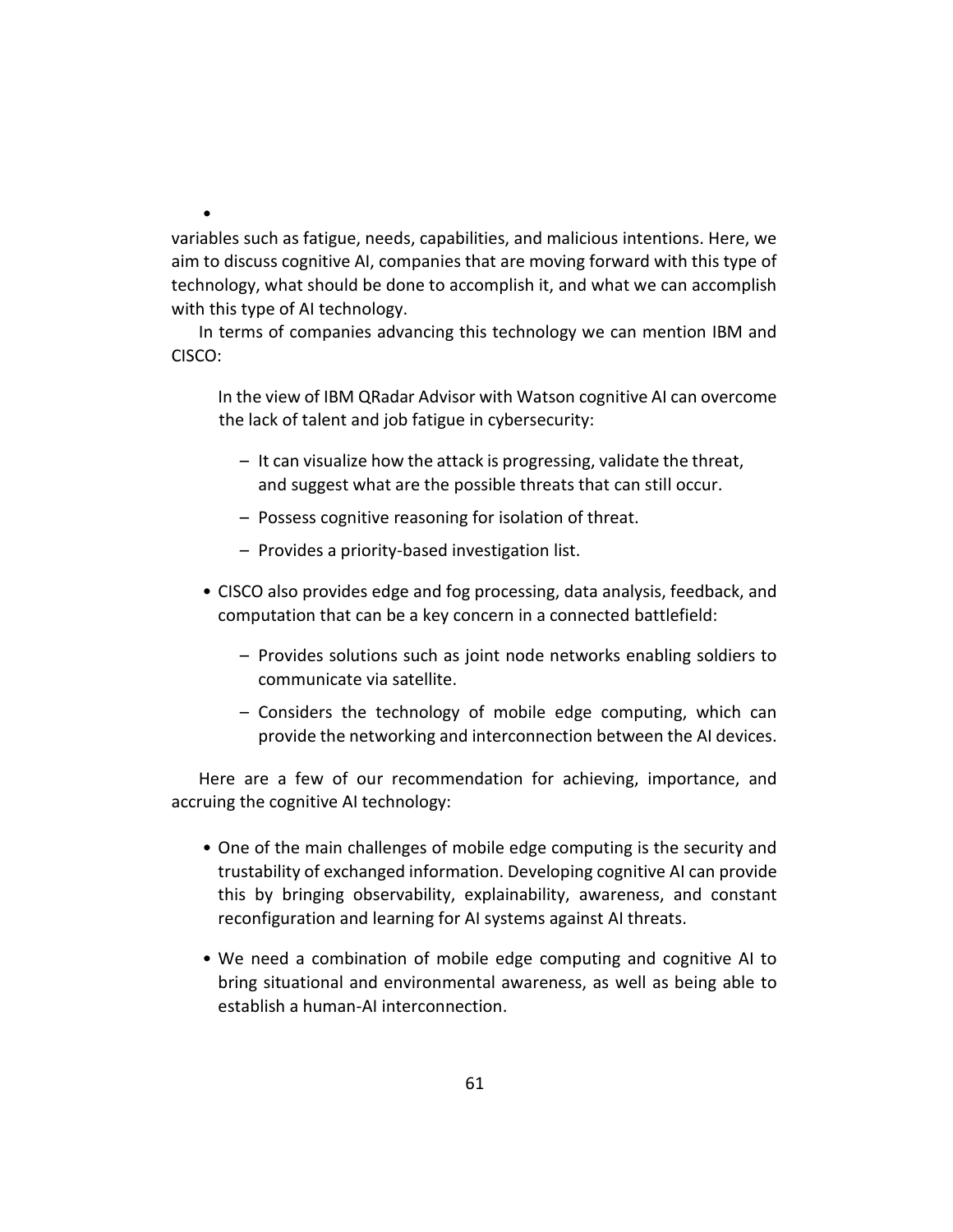•

variables such as fatigue, needs, capabilities, and malicious intentions. Here, we aim to discuss cognitive AI, companies that are moving forward with this type of technology, what should be done to accomplish it, and what we can accomplish with this type of AI technology.

In terms of companies advancing this technology we can mention IBM and CISCO:

In the view of IBM QRadar Advisor with Watson cognitive AI can overcome the lack of talent and job fatigue in cybersecurity:

- It can visualize how the attack is progressing, validate the threat, and suggest what are the possible threats that can still occur.
- Possess cognitive reasoning for isolation of threat.
- Provides a priority-based investigation list.

- CISCO also provides edge and fog processing, data analysis, feedback, and computation that can be a key concern in a connected battlefield:
  - Provides solutions such as joint node networks enabling soldiers to communicate via satellite.
  - Considers the technology of mobile edge computing, which can provide the networking and interconnection between the AI devices.

Here are a few of our recommendation for achieving, importance, and accruing the cognitive AI technology:

- One of the main challenges of mobile edge computing is the security and trustability of exchanged information. Developing cognitive AI can provide this by bringing observability, explainability, awareness, and constant reconfiguration and learning for AI systems against AI threats.
- We need a combination of mobile edge computing and cognitive AI to bring situational and environmental awareness, as well as being able to establish a human-AI interconnection.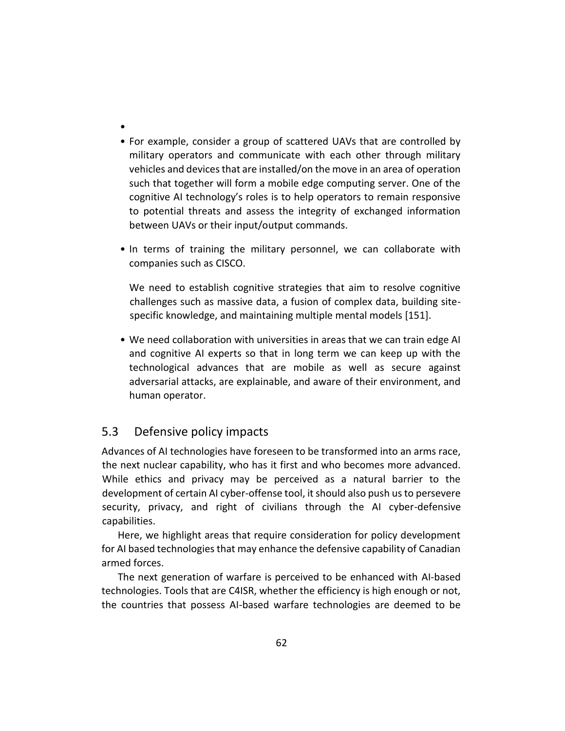- 
- For example, consider a group of scattered UAVs that are controlled by military operators and communicate with each other through military vehicles and devices that are installed/on the move in an area of operation such that together will form a mobile edge computing server. One of the cognitive AI technology's roles is to help operators to remain responsive to potential threats and assess the integrity of exchanged information between UAVs or their input/output commands.

- In terms of training the military personnel, we can collaborate with companies such as CISCO.

  We need to establish cognitive strategies that aim to resolve cognitive challenges such as massive data, a fusion of complex data, building site-specific knowledge, and maintaining multiple mental models [151].

- We need collaboration with universities in areas that we can train edge AI and cognitive AI experts so that in long term we can keep up with the technological advances that are mobile as well as secure against adversarial attacks, are explainable, and aware of their environment, and human operator.

## 5.3 Defensive policy impacts

Advances of AI technologies have foreseen to be transformed into an arms race, the next nuclear capability, who has it first and who becomes more advanced. While ethics and privacy may be perceived as a natural barrier to the development of certain AI cyber-offense tool, it should also push us to persevere security, privacy, and right of civilians through the AI cyber-defensive capabilities.

Here, we highlight areas that require consideration for policy development for AI based technologies that may enhance the defensive capability of Canadian armed forces.

The next generation of warfare is perceived to be enhanced with AI-based technologies. Tools that are C4ISR, whether the efficiency is high enough or not, the countries that possess AI-based warfare technologies are deemed to be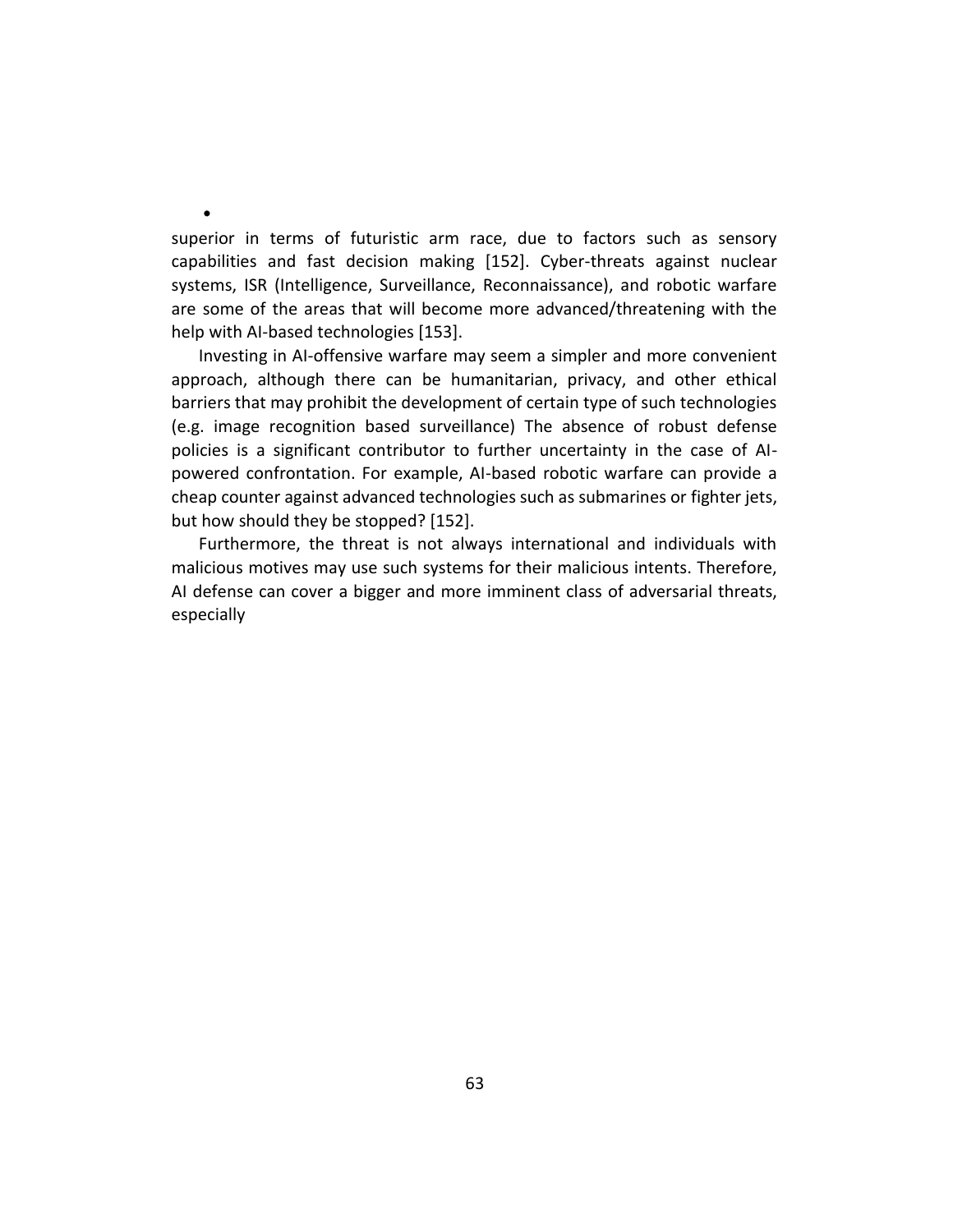•

superior in terms of futuristic arm race, due to factors such as sensory capabilities and fast decision making [152]. Cyber-threats against nuclear systems, ISR (Intelligence, Surveillance, Reconnaissance), and robotic warfare are some of the areas that will become more advanced/threatening with the help with AI-based technologies [153].

Investing in AI-offensive warfare may seem a simpler and more convenient approach, although there can be humanitarian, privacy, and other ethical barriers that may prohibit the development of certain type of such technologies (e.g. image recognition based surveillance) The absence of robust defense policies is a significant contributor to further uncertainty in the case of AI-powered confrontation. For example, AI-based robotic warfare can provide a cheap counter against advanced technologies such as submarines or fighter jets, but how should they be stopped? [152].

Furthermore, the threat is not always international and individuals with malicious motives may use such systems for their malicious intents. Therefore, AI defense can cover a bigger and more imminent class of adversarial threats, especially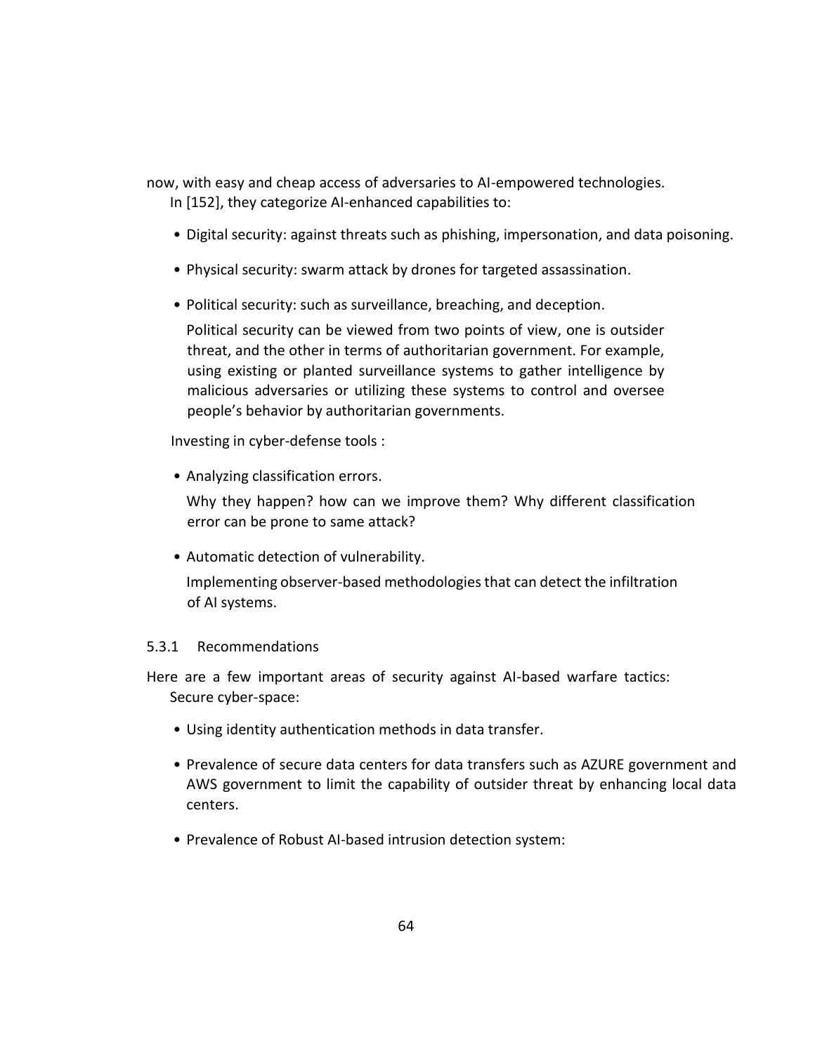now, with easy and cheap access of adversaries to AI-empowered technologies.

In [152], they categorize AI-enhanced capabilities to:

- Digital security: against threats such as phishing, impersonation, and data poisoning.
- Physical security: swarm attack by drones for targeted assassination.
- Political security: such as surveillance, breaching, and deception.

  Political security can be viewed from two points of view, one is outsider threat, and the other in terms of authoritarian government. For example, using existing or planted surveillance systems to gather intelligence by malicious adversaries or utilizing these systems to control and oversee people's behavior by authoritarian governments.

Investing in cyber-defense tools :

- Analyzing classification errors.

  Why they happen? how can we improve them? Why different classification error can be prone to same attack?

- Automatic detection of vulnerability.

  Implementing observer-based methodologies that can detect the infiltration of AI systems.

### 5.3.1 Recommendations

Here are a few important areas of security against AI-based warfare tactics:

Secure cyber-space:

- Using identity authentication methods in data transfer.
- Prevalence of secure data centers for data transfers such as AZURE government and AWS government to limit the capability of outsider threat by enhancing local data centers.
- Prevalence of Robust AI-based intrusion detection system: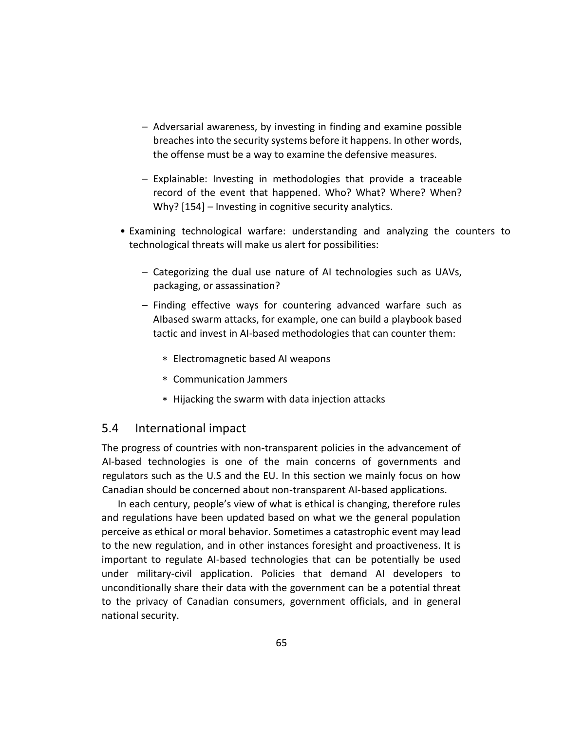- Adversarial awareness, by investing in finding and examine possible breaches into the security systems before it happens. In other words, the offense must be a way to examine the defensive measures.
  - Explainable: Investing in methodologies that provide a traceable record of the event that happened. Who? What? Where? When? Why? [154] – Investing in cognitive security analytics.

- Examining technological warfare: understanding and analyzing the counters to technological threats will make us alert for possibilities:
  - Categorizing the dual use nature of AI technologies such as UAVs, packaging, or assassination?
  - Finding effective ways for countering advanced warfare such as AIbased swarm attacks, for example, one can build a playbook based tactic and invest in AI-based methodologies that can counter them:
    * Electromagnetic based AI weapons
    * Communication Jammers
    * Hijacking the swarm with data injection attacks

## 5.4 International impact

The progress of countries with non-transparent policies in the advancement of AI-based technologies is one of the main concerns of governments and regulators such as the U.S and the EU. In this section we mainly focus on how Canadian should be concerned about non-transparent AI-based applications.

In each century, people's view of what is ethical is changing, therefore rules and regulations have been updated based on what we the general population perceive as ethical or moral behavior. Sometimes a catastrophic event may lead to the new regulation, and in other instances foresight and proactiveness. It is important to regulate AI-based technologies that can be potentially be used under military-civil application. Policies that demand AI developers to unconditionally share their data with the government can be a potential threat to the privacy of Canadian consumers, government officials, and in general national security.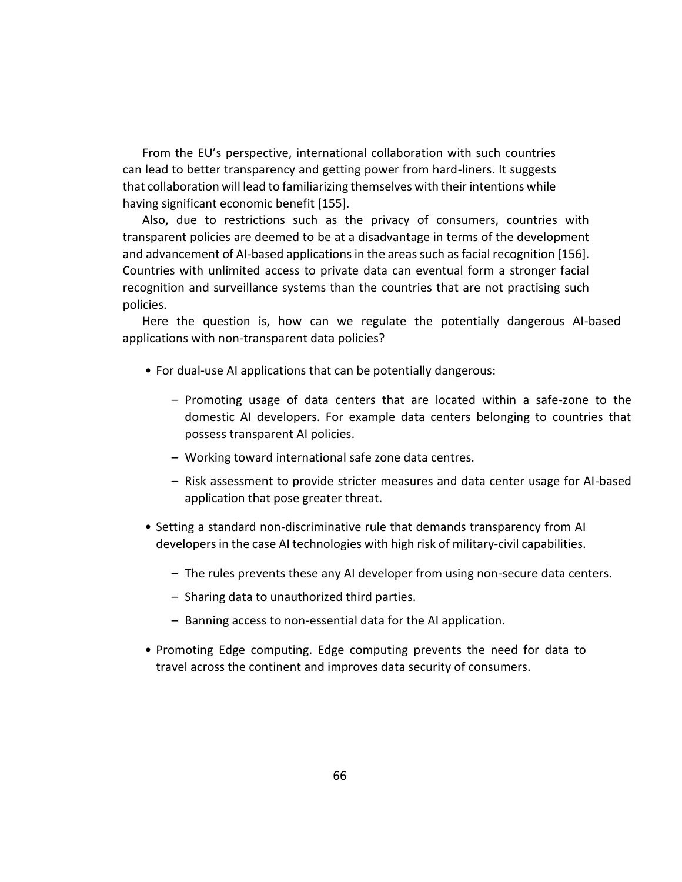From the EU's perspective, international collaboration with such countries can lead to better transparency and getting power from hard-liners. It suggests that collaboration will lead to familiarizing themselves with their intentions while having significant economic benefit [155].

Also, due to restrictions such as the privacy of consumers, countries with transparent policies are deemed to be at a disadvantage in terms of the development and advancement of AI-based applications in the areas such as facial recognition [156]. Countries with unlimited access to private data can eventual form a stronger facial recognition and surveillance systems than the countries that are not practising such policies.

Here the question is, how can we regulate the potentially dangerous AI-based applications with non-transparent data policies?

- For dual-use AI applications that can be potentially dangerous:
  - Promoting usage of data centers that are located within a safe-zone to the domestic AI developers. For example data centers belonging to countries that possess transparent AI policies.
  - Working toward international safe zone data centres.
  - Risk assessment to provide stricter measures and data center usage for AI-based application that pose greater threat.
- Setting a standard non-discriminative rule that demands transparency from AI developers in the case AI technologies with high risk of military-civil capabilities.
  - The rules prevents these any AI developer from using non-secure data centers.
  - Sharing data to unauthorized third parties.
  - Banning access to non-essential data for the AI application.
- Promoting Edge computing. Edge computing prevents the need for data to travel across the continent and improves data security of consumers.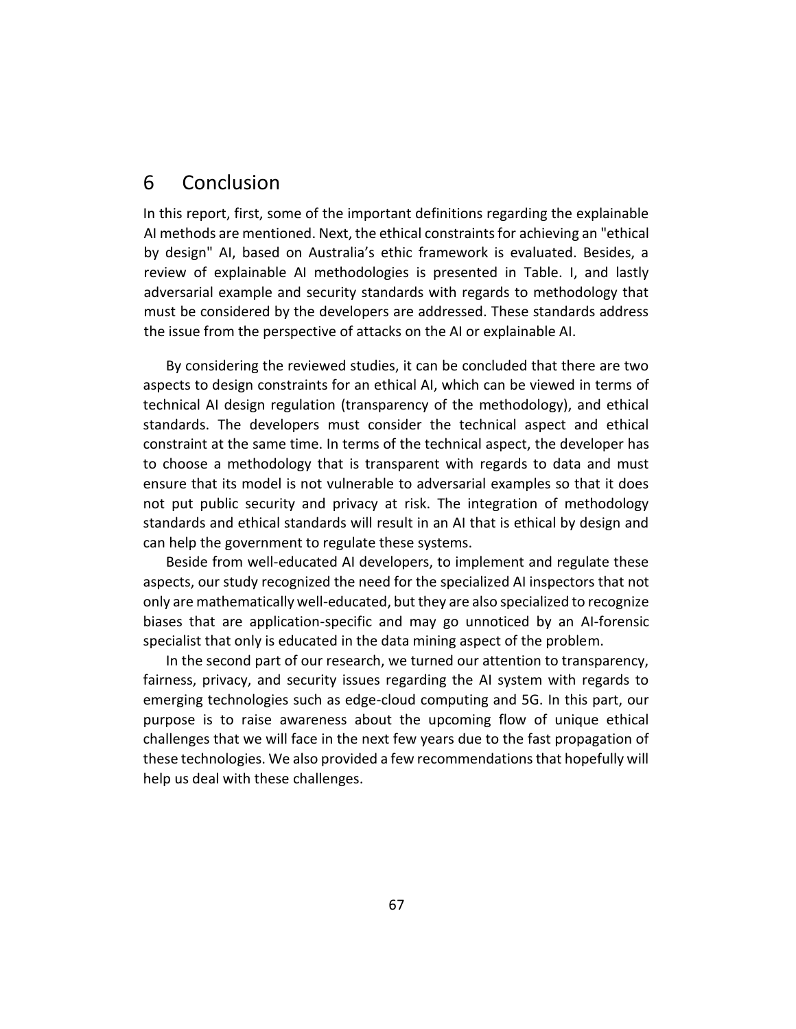# 6 Conclusion

In this report, first, some of the important definitions regarding the explainable AI methods are mentioned. Next, the ethical constraints for achieving an "ethical by design" AI, based on Australia's ethic framework is evaluated. Besides, a review of explainable AI methodologies is presented in Table. I, and lastly adversarial example and security standards with regards to methodology that must be considered by the developers are addressed. These standards address the issue from the perspective of attacks on the AI or explainable AI.

By considering the reviewed studies, it can be concluded that there are two aspects to design constraints for an ethical AI, which can be viewed in terms of technical AI design regulation (transparency of the methodology), and ethical standards. The developers must consider the technical aspect and ethical constraint at the same time. In terms of the technical aspect, the developer has to choose a methodology that is transparent with regards to data and must ensure that its model is not vulnerable to adversarial examples so that it does not put public security and privacy at risk. The integration of methodology standards and ethical standards will result in an AI that is ethical by design and can help the government to regulate these systems.

Beside from well-educated AI developers, to implement and regulate these aspects, our study recognized the need for the specialized AI inspectors that not only are mathematically well-educated, but they are also specialized to recognize biases that are application-specific and may go unnoticed by an AI-forensic specialist that only is educated in the data mining aspect of the problem.

In the second part of our research, we turned our attention to transparency, fairness, privacy, and security issues regarding the AI system with regards to emerging technologies such as edge-cloud computing and 5G. In this part, our purpose is to raise awareness about the upcoming flow of unique ethical challenges that we will face in the next few years due to the fast propagation of these technologies. We also provided a few recommendations that hopefully will help us deal with these challenges.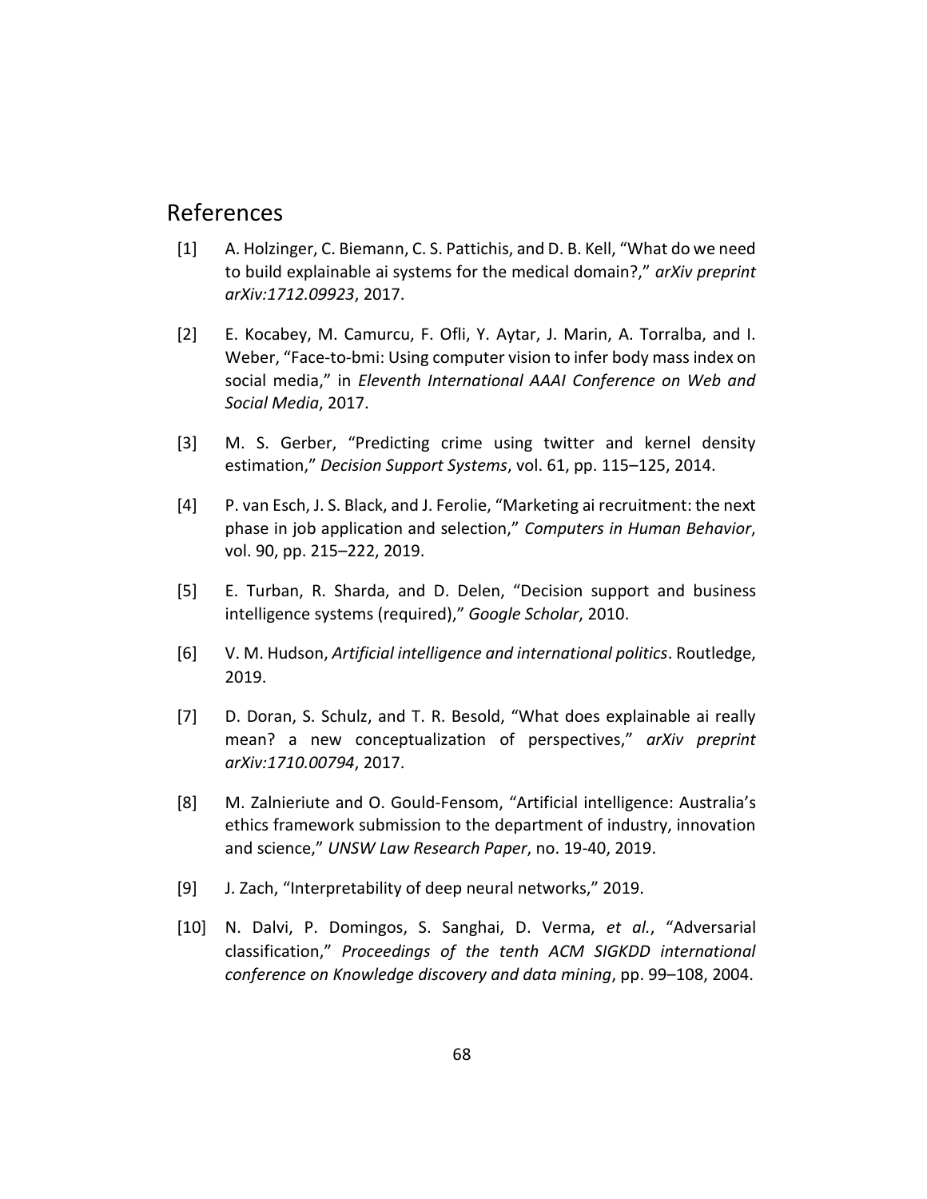## References

[1] A. Holzinger, C. Biemann, C. S. Pattichis, and D. B. Kell, "What do we need to build explainable ai systems for the medical domain?," *arXiv preprint arXiv:1712.09923*, 2017.

[2] E. Kocabey, M. Camurcu, F. Ofli, Y. Aytar, J. Marin, A. Torralba, and I. Weber, "Face-to-bmi: Using computer vision to infer body mass index on social media," in *Eleventh International AAAI Conference on Web and Social Media*, 2017.

[3] M. S. Gerber, "Predicting crime using twitter and kernel density estimation," *Decision Support Systems*, vol. 61, pp. 115–125, 2014.

[4] P. van Esch, J. S. Black, and J. Ferolie, "Marketing ai recruitment: the next phase in job application and selection," *Computers in Human Behavior*, vol. 90, pp. 215–222, 2019.

[5] E. Turban, R. Sharda, and D. Delen, "Decision support and business intelligence systems (required)," *Google Scholar*, 2010.

[6] V. M. Hudson, *Artificial intelligence and international politics*. Routledge, 2019.

[7] D. Doran, S. Schulz, and T. R. Besold, "What does explainable ai really mean? a new conceptualization of perspectives," *arXiv preprint arXiv:1710.00794*, 2017.

[8] M. Zalnieriute and O. Gould-Fensom, "Artificial intelligence: Australia's ethics framework submission to the department of industry, innovation and science," *UNSW Law Research Paper*, no. 19-40, 2019.

[9] J. Zach, "Interpretability of deep neural networks," 2019.

[10] N. Dalvi, P. Domingos, S. Sanghai, D. Verma, *et al.*, "Adversarial classification," *Proceedings of the tenth ACM SIGKDD international conference on Knowledge discovery and data mining*, pp. 99–108, 2004.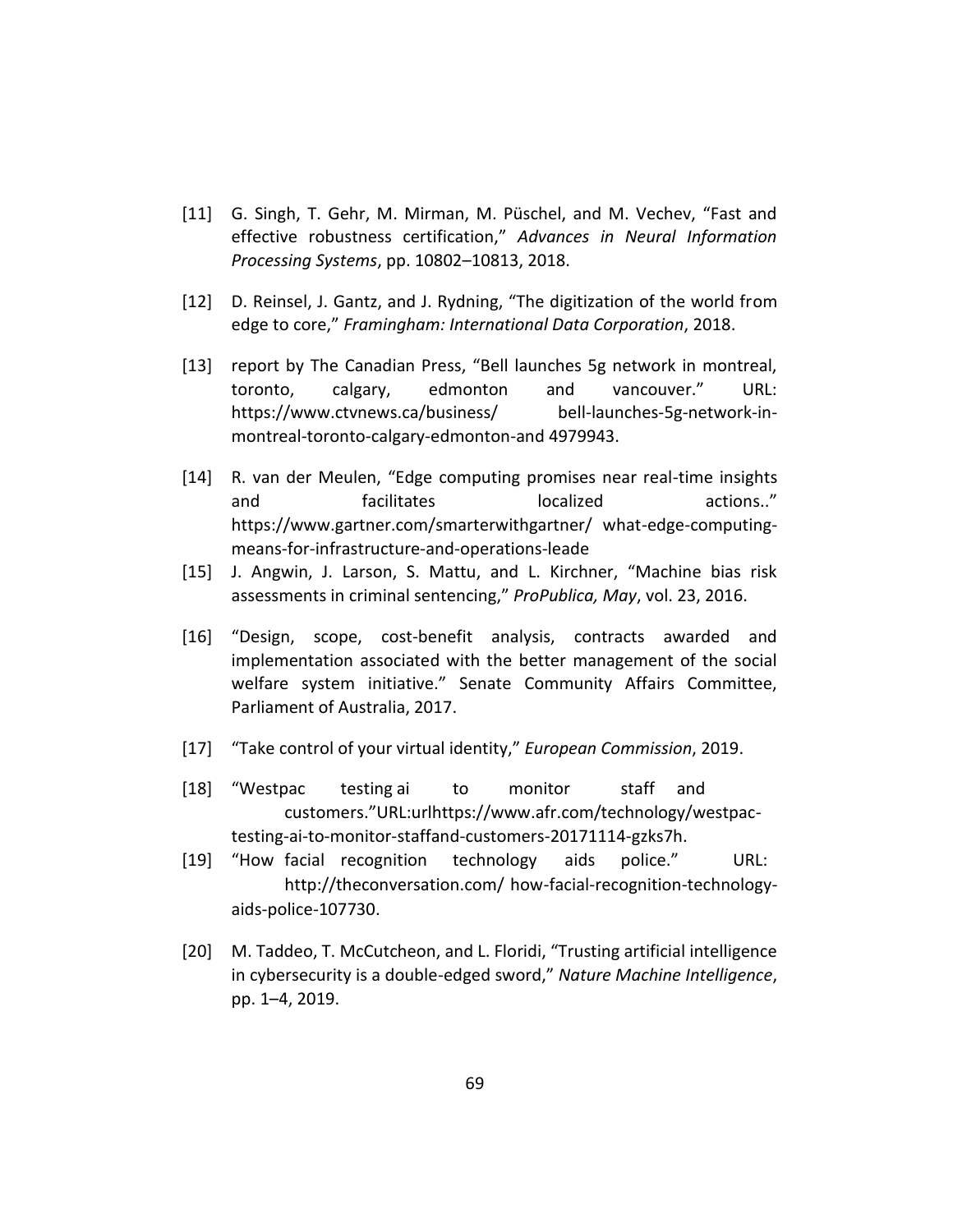[11] G. Singh, T. Gehr, M. Mirman, M. Püschel, and M. Vechev, "Fast and effective robustness certification," *Advances in Neural Information Processing Systems*, pp. 10802–10813, 2018.

[12] D. Reinsel, J. Gantz, and J. Rydning, "The digitization of the world from edge to core," *Framingham: International Data Corporation*, 2018.

[13] report by The Canadian Press, "Bell launches 5g network in montreal, toronto, calgary, edmonton and vancouver." URL: https://www.ctvnews.ca/business/ bell-launches-5g-network-in-montreal-toronto-calgary-edmonton-and 4979943.

[14] R. van der Meulen, "Edge computing promises near real-time insights and facilitates localized actions.." https://www.gartner.com/smarterwithgartner/ what-edge-computing-means-for-infrastructure-and-operations-leade

[15] J. Angwin, J. Larson, S. Mattu, and L. Kirchner, "Machine bias risk assessments in criminal sentencing," *ProPublica, May*, vol. 23, 2016.

[16] "Design, scope, cost-benefit analysis, contracts awarded and implementation associated with the better management of the social welfare system initiative." Senate Community Affairs Committee, Parliament of Australia, 2017.

[17] "Take control of your virtual identity," *European Commission*, 2019.

[18] "Westpac testing ai to monitor staff and customers."URL:urlhttps://www.afr.com/technology/westpac-testing-ai-to-monitor-staffand-customers-20171114-gzks7h.

[19] "How facial recognition technology aids police." URL: http://theconversation.com/ how-facial-recognition-technology-aids-police-107730.

[20] M. Taddeo, T. McCutcheon, and L. Floridi, "Trusting artificial intelligence in cybersecurity is a double-edged sword," *Nature Machine Intelligence*, pp. 1–4, 2019.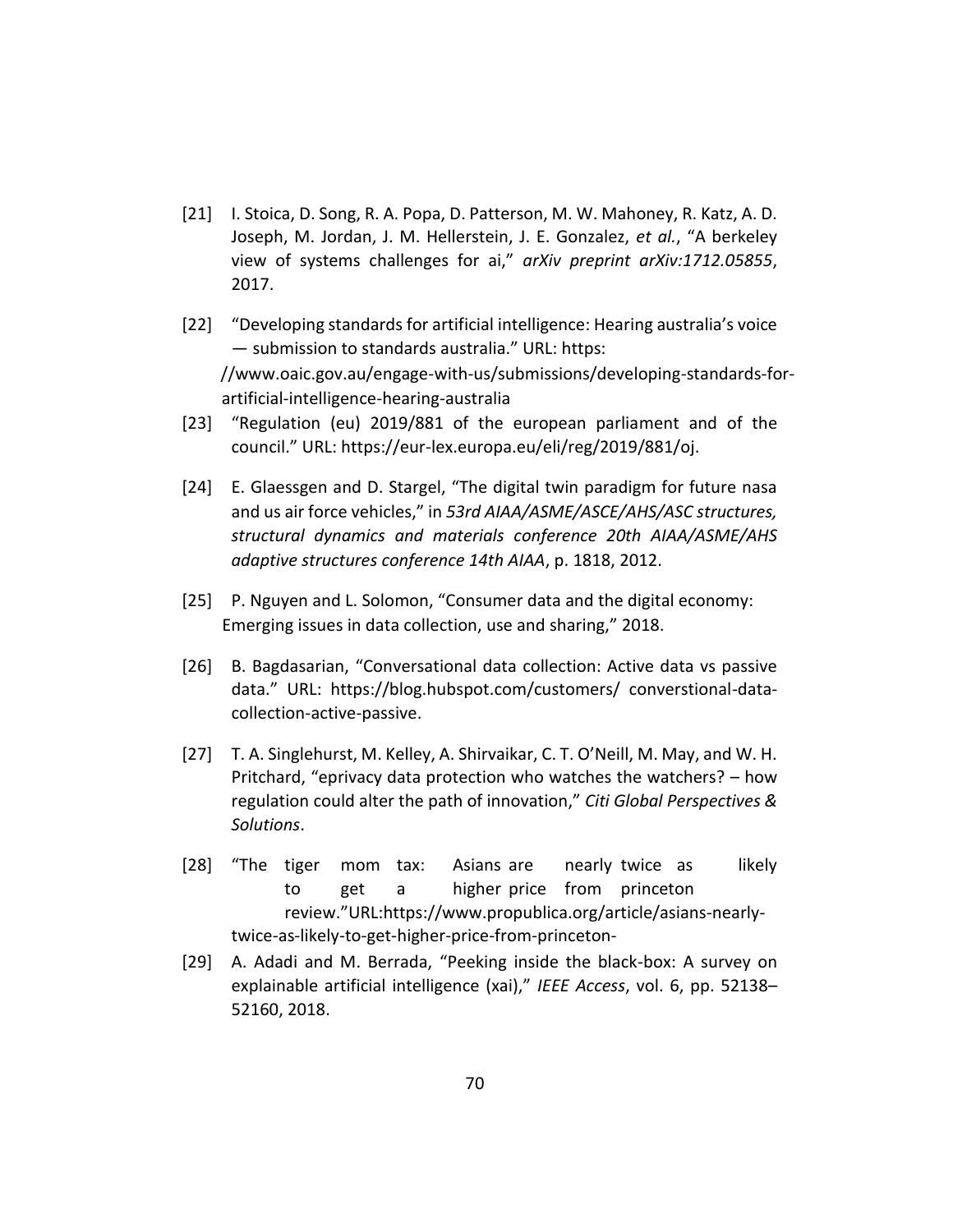[21] I. Stoica, D. Song, R. A. Popa, D. Patterson, M. W. Mahoney, R. Katz, A. D. Joseph, M. Jordan, J. M. Hellerstein, J. E. Gonzalez, *et al.*, "A berkeley view of systems challenges for ai," *arXiv preprint arXiv:1712.05855*, 2017.

[22] "Developing standards for artificial intelligence: Hearing australia's voice — submission to standards australia." URL: https://www.oaic.gov.au/engage-with-us/submissions/developing-standards-for-artificial-intelligence-hearing-australia

[23] "Regulation (eu) 2019/881 of the european parliament and of the council." URL: https://eur-lex.europa.eu/eli/reg/2019/881/oj.

[24] E. Glaessgen and D. Stargel, "The digital twin paradigm for future nasa and us air force vehicles," in *53rd AIAA/ASME/ASCE/AHS/ASC structures, structural dynamics and materials conference 20th AIAA/ASME/AHS adaptive structures conference 14th AIAA*, p. 1818, 2012.

[25] P. Nguyen and L. Solomon, "Consumer data and the digital economy: Emerging issues in data collection, use and sharing," 2018.

[26] B. Bagdasarian, "Conversational data collection: Active data vs passive data." URL: https://blog.hubspot.com/customers/ converstional-data-collection-active-passive.

[27] T. A. Singlehurst, M. Kelley, A. Shirvaikar, C. T. O'Neill, M. May, and W. H. Pritchard, "eprivacy data protection who watches the watchers? – how regulation could alter the path of innovation," *Citi Global Perspectives & Solutions*.

[28] "The tiger mom tax: Asians are nearly twice as likely to get a higher price from princeton review."URL:https://www.propublica.org/article/asians-nearly-twice-as-likely-to-get-higher-price-from-princeton-

[29] A. Adadi and M. Berrada, "Peeking inside the black-box: A survey on explainable artificial intelligence (xai)," *IEEE Access*, vol. 6, pp. 52138–52160, 2018.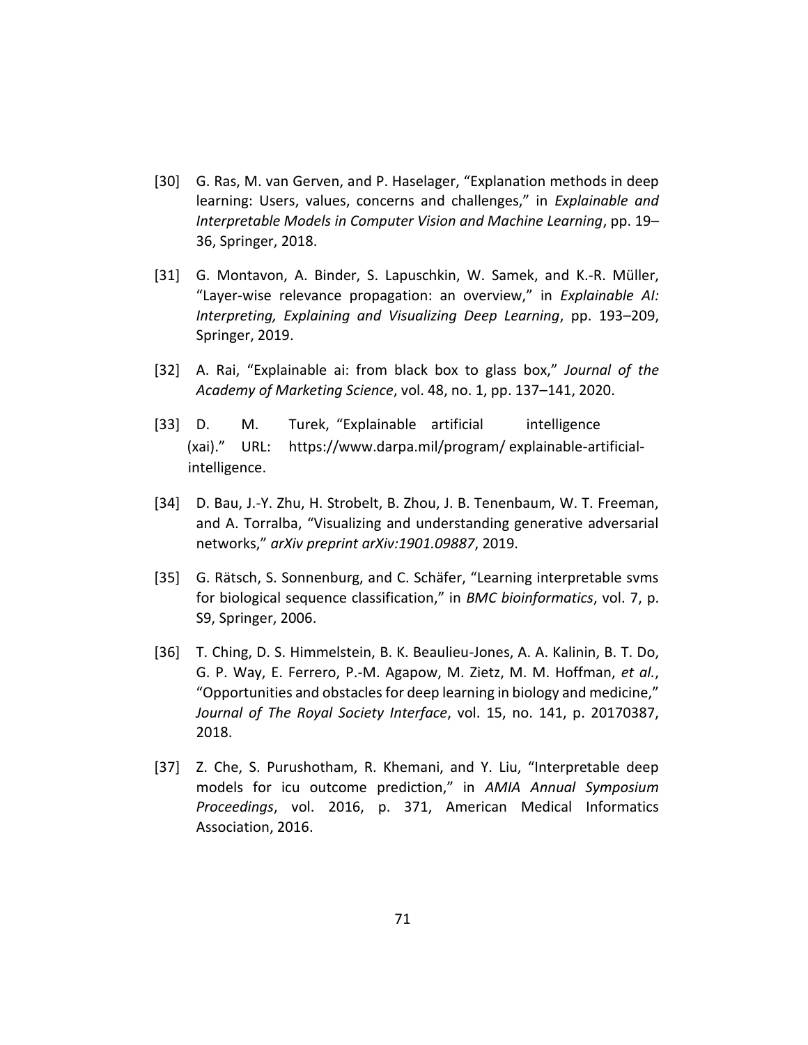[30] G. Ras, M. van Gerven, and P. Haselager, “Explanation methods in deep learning: Users, values, concerns and challenges,” in *Explainable and Interpretable Models in Computer Vision and Machine Learning*, pp. 19–36, Springer, 2018.

[31] G. Montavon, A. Binder, S. Lapuschkin, W. Samek, and K.-R. Müller, “Layer-wise relevance propagation: an overview,” in *Explainable AI: Interpreting, Explaining and Visualizing Deep Learning*, pp. 193–209, Springer, 2019.

[32] A. Rai, “Explainable ai: from black box to glass box,” *Journal of the Academy of Marketing Science*, vol. 48, no. 1, pp. 137–141, 2020.

[33] D. M. Turek, “Explainable artificial intelligence (xai).” URL: https://www.darpa.mil/program/ explainable-artificial-intelligence.

[34] D. Bau, J.-Y. Zhu, H. Strobelt, B. Zhou, J. B. Tenenbaum, W. T. Freeman, and A. Torralba, “Visualizing and understanding generative adversarial networks,” *arXiv preprint arXiv:1901.09887*, 2019.

[35] G. Rätsch, S. Sonnenburg, and C. Schäfer, “Learning interpretable svms for biological sequence classification,” in *BMC bioinformatics*, vol. 7, p. S9, Springer, 2006.

[36] T. Ching, D. S. Himmelstein, B. K. Beaulieu-Jones, A. A. Kalinin, B. T. Do, G. P. Way, E. Ferrero, P.-M. Agapow, M. Zietz, M. M. Hoffman, *et al.*, “Opportunities and obstacles for deep learning in biology and medicine,” *Journal of The Royal Society Interface*, vol. 15, no. 141, p. 20170387, 2018.

[37] Z. Che, S. Purushotham, R. Khemani, and Y. Liu, “Interpretable deep models for icu outcome prediction,” in *AMIA Annual Symposium Proceedings*, vol. 2016, p. 371, American Medical Informatics Association, 2016.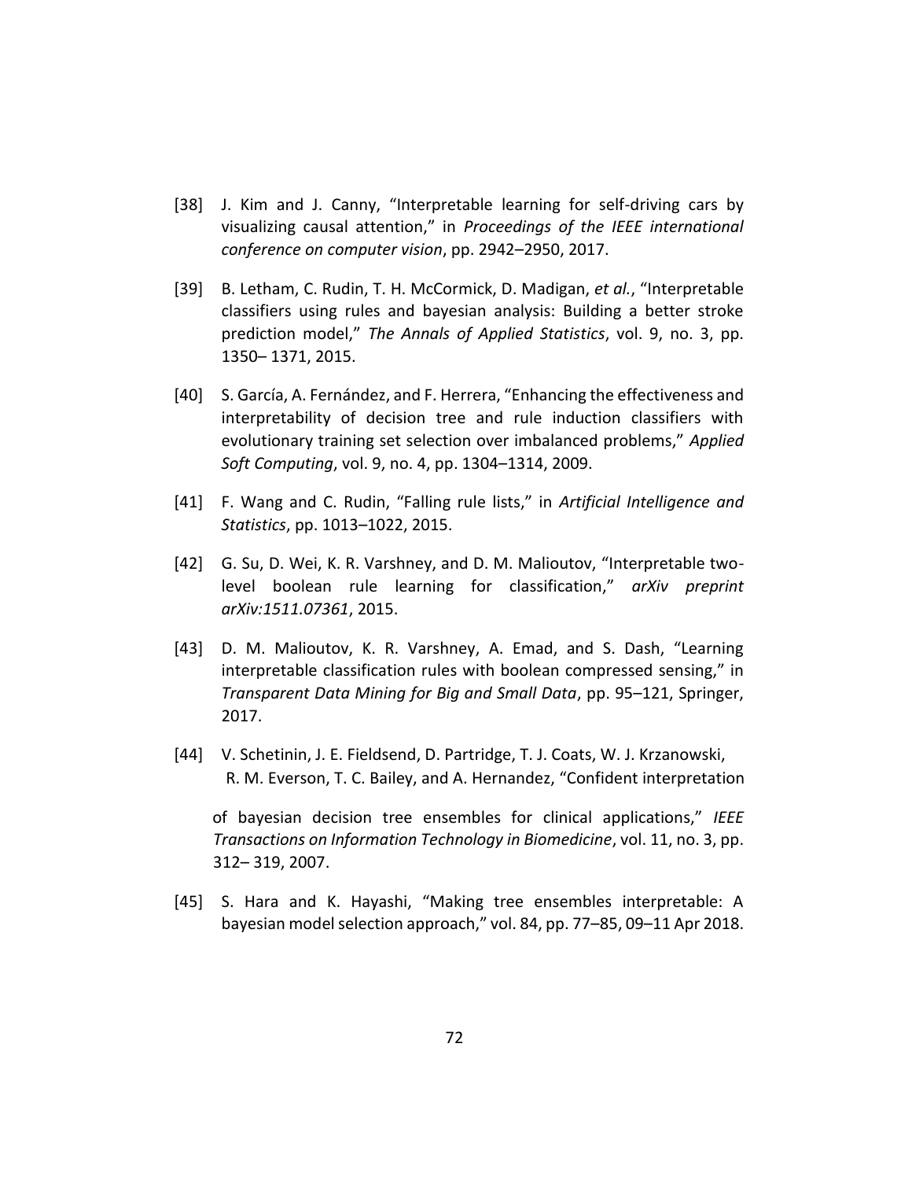[38] J. Kim and J. Canny, “Interpretable learning for self-driving cars by visualizing causal attention,” in *Proceedings of the IEEE international conference on computer vision*, pp. 2942–2950, 2017.

[39] B. Letham, C. Rudin, T. H. McCormick, D. Madigan, *et al.*, “Interpretable classifiers using rules and bayesian analysis: Building a better stroke prediction model,” *The Annals of Applied Statistics*, vol. 9, no. 3, pp. 1350– 1371, 2015.

[40] S. García, A. Fernández, and F. Herrera, “Enhancing the effectiveness and interpretability of decision tree and rule induction classifiers with evolutionary training set selection over imbalanced problems,” *Applied Soft Computing*, vol. 9, no. 4, pp. 1304–1314, 2009.

[41] F. Wang and C. Rudin, “Falling rule lists,” in *Artificial Intelligence and Statistics*, pp. 1013–1022, 2015.

[42] G. Su, D. Wei, K. R. Varshney, and D. M. Malioutov, “Interpretable two-level boolean rule learning for classification,” *arXiv preprint arXiv:1511.07361*, 2015.

[43] D. M. Malioutov, K. R. Varshney, A. Emad, and S. Dash, “Learning interpretable classification rules with boolean compressed sensing,” in *Transparent Data Mining for Big and Small Data*, pp. 95–121, Springer, 2017.

[44] V. Schetinin, J. E. Fieldsend, D. Partridge, T. J. Coats, W. J. Krzanowski, R. M. Everson, T. C. Bailey, and A. Hernandez, “Confident interpretation of bayesian decision tree ensembles for clinical applications,” *IEEE Transactions on Information Technology in Biomedicine*, vol. 11, no. 3, pp. 312– 319, 2007.

[45] S. Hara and K. Hayashi, “Making tree ensembles interpretable: A bayesian model selection approach,” vol. 84, pp. 77–85, 09–11 Apr 2018.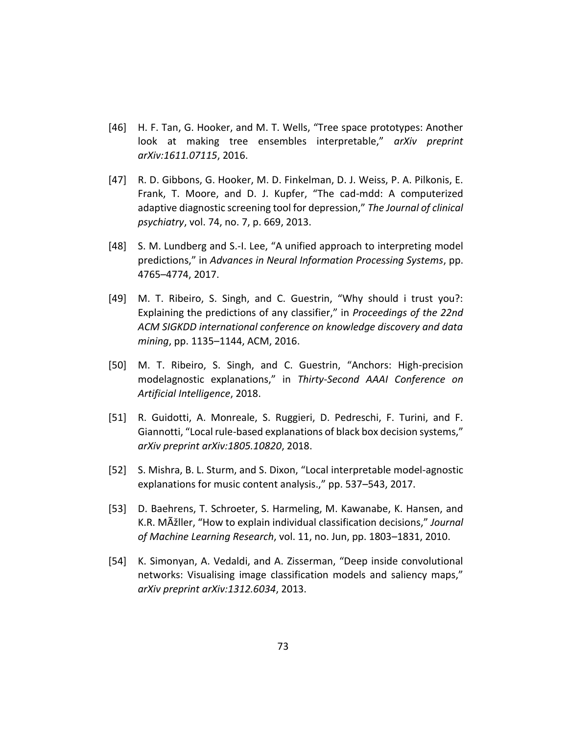[46] H. F. Tan, G. Hooker, and M. T. Wells, “Tree space prototypes: Another look at making tree ensembles interpretable,” *arXiv preprint arXiv:1611.07115*, 2016.

[47] R. D. Gibbons, G. Hooker, M. D. Finkelman, D. J. Weiss, P. A. Pilkonis, E. Frank, T. Moore, and D. J. Kupfer, “The cad-mdd: A computerized adaptive diagnostic screening tool for depression,” *The Journal of clinical psychiatry*, vol. 74, no. 7, p. 669, 2013.

[48] S. M. Lundberg and S.-I. Lee, “A unified approach to interpreting model predictions,” in *Advances in Neural Information Processing Systems*, pp. 4765–4774, 2017.

[49] M. T. Ribeiro, S. Singh, and C. Guestrin, “Why should i trust you?: Explaining the predictions of any classifier,” in *Proceedings of the 22nd ACM SIGKDD international conference on knowledge discovery and data mining*, pp. 1135–1144, ACM, 2016.

[50] M. T. Ribeiro, S. Singh, and C. Guestrin, “Anchors: High-precision modelagnostic explanations,” in *Thirty-Second AAAI Conference on Artificial Intelligence*, 2018.

[51] R. Guidotti, A. Monreale, S. Ruggieri, D. Pedreschi, F. Turini, and F. Giannotti, “Local rule-based explanations of black box decision systems,” *arXiv preprint arXiv:1805.10820*, 2018.

[52] S. Mishra, B. L. Sturm, and S. Dixon, “Local interpretable model-agnostic explanations for music content analysis.,” pp. 537–543, 2017.

[53] D. Baehrens, T. Schroeter, S. Harmeling, M. Kawanabe, K. Hansen, and K.R. MÃžller, “How to explain individual classification decisions,” *Journal of Machine Learning Research*, vol. 11, no. Jun, pp. 1803–1831, 2010.

[54] K. Simonyan, A. Vedaldi, and A. Zisserman, “Deep inside convolutional networks: Visualising image classification models and saliency maps,” *arXiv preprint arXiv:1312.6034*, 2013.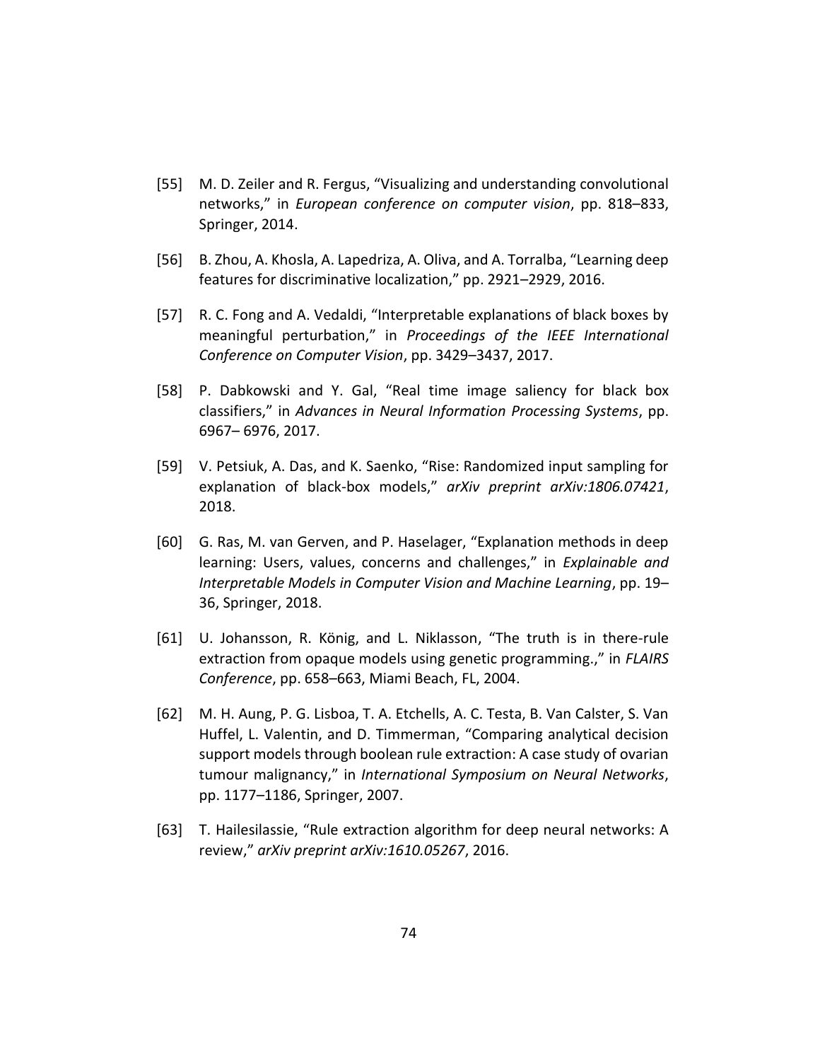[55] M. D. Zeiler and R. Fergus, "Visualizing and understanding convolutional networks," in *European conference on computer vision*, pp. 818–833, Springer, 2014.

[56] B. Zhou, A. Khosla, A. Lapedriza, A. Oliva, and A. Torralba, "Learning deep features for discriminative localization," pp. 2921–2929, 2016.

[57] R. C. Fong and A. Vedaldi, "Interpretable explanations of black boxes by meaningful perturbation," in *Proceedings of the IEEE International Conference on Computer Vision*, pp. 3429–3437, 2017.

[58] P. Dabkowski and Y. Gal, "Real time image saliency for black box classifiers," in *Advances in Neural Information Processing Systems*, pp. 6967– 6976, 2017.

[59] V. Petsiuk, A. Das, and K. Saenko, "Rise: Randomized input sampling for explanation of black-box models," *arXiv preprint arXiv:1806.07421*, 2018.

[60] G. Ras, M. van Gerven, and P. Haselager, "Explanation methods in deep learning: Users, values, concerns and challenges," in *Explainable and Interpretable Models in Computer Vision and Machine Learning*, pp. 19–36, Springer, 2018.

[61] U. Johansson, R. König, and L. Niklasson, "The truth is in there-rule extraction from opaque models using genetic programming.," in *FLAIRS Conference*, pp. 658–663, Miami Beach, FL, 2004.

[62] M. H. Aung, P. G. Lisboa, T. A. Etchells, A. C. Testa, B. Van Calster, S. Van Huffel, L. Valentin, and D. Timmerman, "Comparing analytical decision support models through boolean rule extraction: A case study of ovarian tumour malignancy," in *International Symposium on Neural Networks*, pp. 1177–1186, Springer, 2007.

[63] T. Hailesilassie, "Rule extraction algorithm for deep neural networks: A review," *arXiv preprint arXiv:1610.05267*, 2016.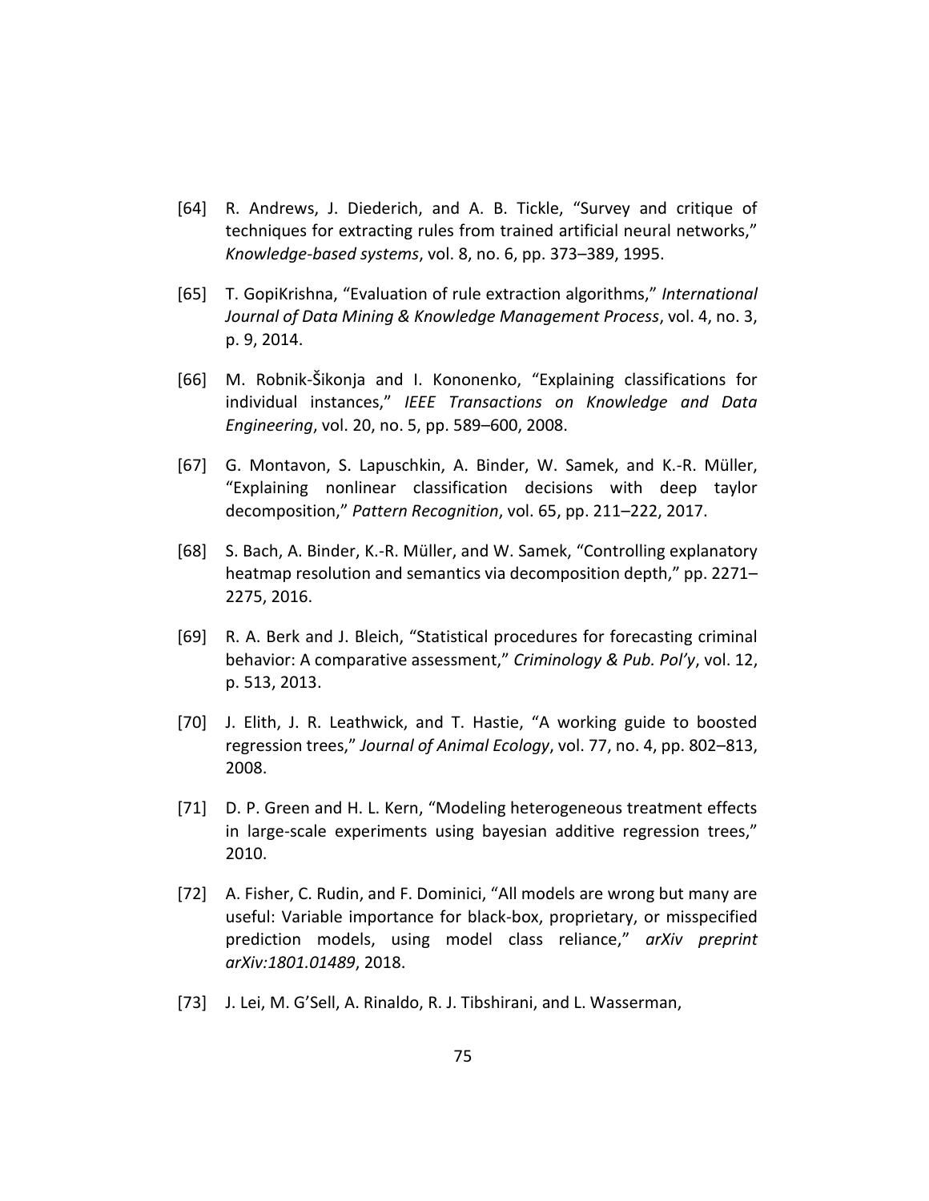[64] R. Andrews, J. Diederich, and A. B. Tickle, "Survey and critique of techniques for extracting rules from trained artificial neural networks," *Knowledge-based systems*, vol. 8, no. 6, pp. 373–389, 1995.

[65] T. GopiKrishna, "Evaluation of rule extraction algorithms," *International Journal of Data Mining & Knowledge Management Process*, vol. 4, no. 3, p. 9, 2014.

[66] M. Robnik-Šikonja and I. Kononenko, "Explaining classifications for individual instances," *IEEE Transactions on Knowledge and Data Engineering*, vol. 20, no. 5, pp. 589–600, 2008.

[67] G. Montavon, S. Lapuschkin, A. Binder, W. Samek, and K.-R. Müller, "Explaining nonlinear classification decisions with deep taylor decomposition," *Pattern Recognition*, vol. 65, pp. 211–222, 2017.

[68] S. Bach, A. Binder, K.-R. Müller, and W. Samek, "Controlling explanatory heatmap resolution and semantics via decomposition depth," pp. 2271–2275, 2016.

[69] R. A. Berk and J. Bleich, "Statistical procedures for forecasting criminal behavior: A comparative assessment," *Criminology & Pub. Pol'y*, vol. 12, p. 513, 2013.

[70] J. Elith, J. R. Leathwick, and T. Hastie, "A working guide to boosted regression trees," *Journal of Animal Ecology*, vol. 77, no. 4, pp. 802–813, 2008.

[71] D. P. Green and H. L. Kern, "Modeling heterogeneous treatment effects in large-scale experiments using bayesian additive regression trees," 2010.

[72] A. Fisher, C. Rudin, and F. Dominici, "All models are wrong but many are useful: Variable importance for black-box, proprietary, or misspecified prediction models, using model class reliance," *arXiv preprint arXiv:1801.01489*, 2018.

[73] J. Lei, M. G'Sell, A. Rinaldo, R. J. Tibshirani, and L. Wasserman,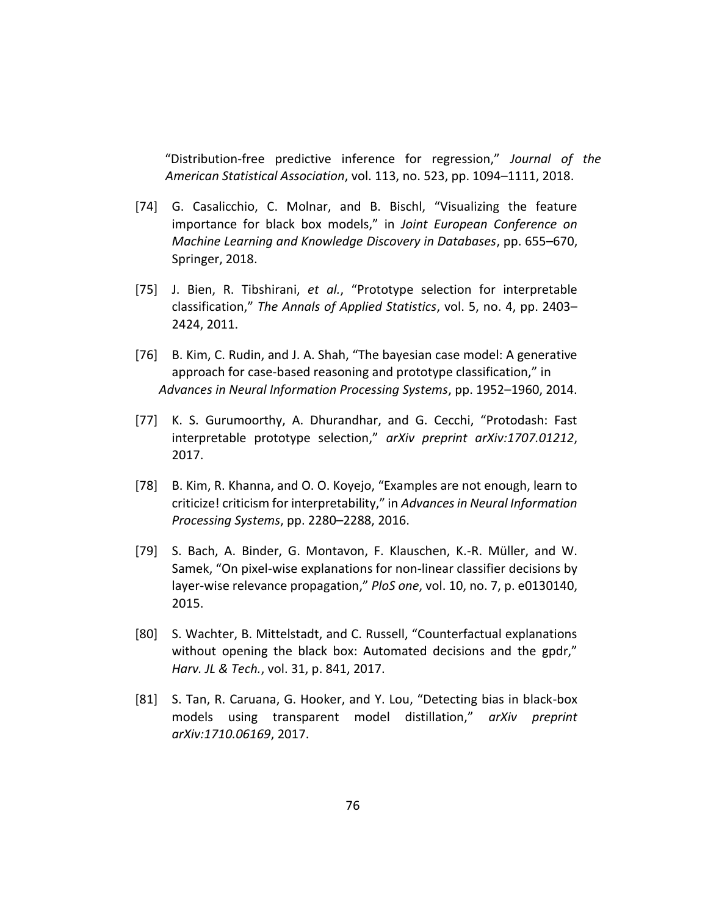"Distribution-free predictive inference for regression," *Journal of the American Statistical Association*, vol. 113, no. 523, pp. 1094–1111, 2018.

[74] G. Casalicchio, C. Molnar, and B. Bischl, "Visualizing the feature importance for black box models," in *Joint European Conference on Machine Learning and Knowledge Discovery in Databases*, pp. 655–670, Springer, 2018.

[75] J. Bien, R. Tibshirani, *et al.*, "Prototype selection for interpretable classification," *The Annals of Applied Statistics*, vol. 5, no. 4, pp. 2403–2424, 2011.

[76] B. Kim, C. Rudin, and J. A. Shah, "The bayesian case model: A generative approach for case-based reasoning and prototype classification," in *Advances in Neural Information Processing Systems*, pp. 1952–1960, 2014.

[77] K. S. Gurumoorthy, A. Dhurandhar, and G. Cecchi, "Protodash: Fast interpretable prototype selection," *arXiv preprint arXiv:1707.01212*, 2017.

[78] B. Kim, R. Khanna, and O. O. Koyejo, "Examples are not enough, learn to criticize! criticism for interpretability," in *Advances in Neural Information Processing Systems*, pp. 2280–2288, 2016.

[79] S. Bach, A. Binder, G. Montavon, F. Klauschen, K.-R. Müller, and W. Samek, "On pixel-wise explanations for non-linear classifier decisions by layer-wise relevance propagation," *PloS one*, vol. 10, no. 7, p. e0130140, 2015.

[80] S. Wachter, B. Mittelstadt, and C. Russell, "Counterfactual explanations without opening the black box: Automated decisions and the gpdr," *Harv. JL & Tech.*, vol. 31, p. 841, 2017.

[81] S. Tan, R. Caruana, G. Hooker, and Y. Lou, "Detecting bias in black-box models using transparent model distillation," *arXiv preprint arXiv:1710.06169*, 2017.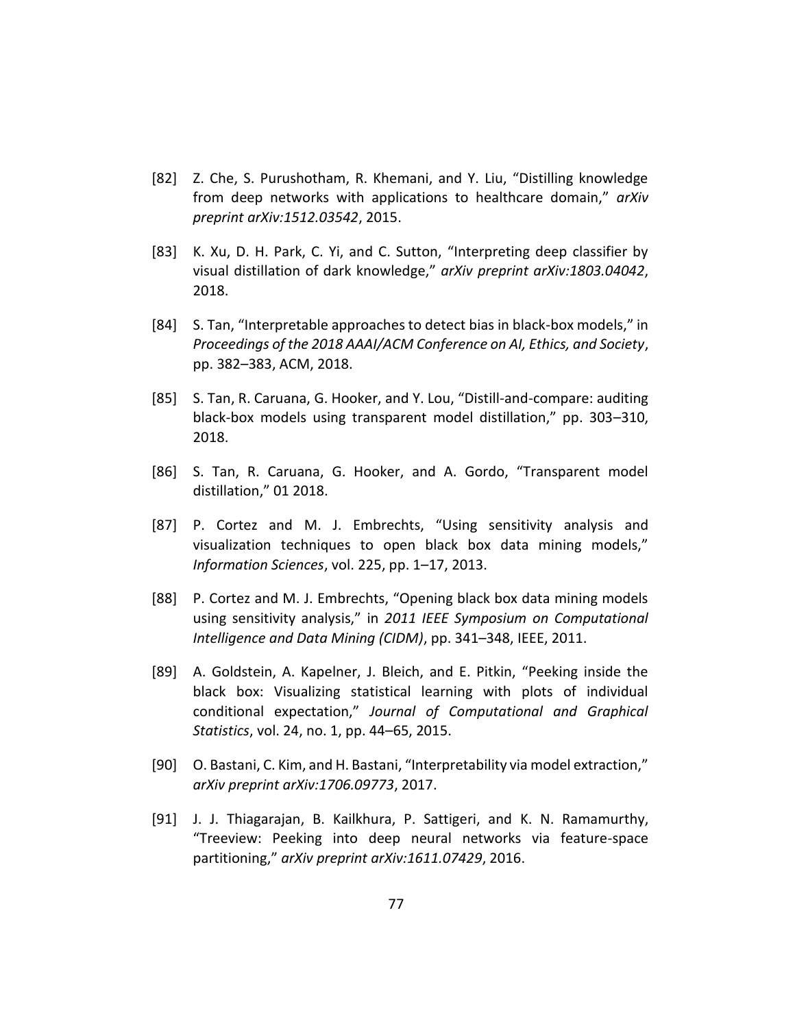[82] Z. Che, S. Purushotham, R. Khemani, and Y. Liu, “Distilling knowledge from deep networks with applications to healthcare domain,” *arXiv preprint arXiv:1512.03542*, 2015.

[83] K. Xu, D. H. Park, C. Yi, and C. Sutton, “Interpreting deep classifier by visual distillation of dark knowledge,” *arXiv preprint arXiv:1803.04042*, 2018.

[84] S. Tan, “Interpretable approaches to detect bias in black-box models,” in *Proceedings of the 2018 AAAI/ACM Conference on AI, Ethics, and Society*, pp. 382–383, ACM, 2018.

[85] S. Tan, R. Caruana, G. Hooker, and Y. Lou, “Distill-and-compare: auditing black-box models using transparent model distillation,” pp. 303–310, 2018.

[86] S. Tan, R. Caruana, G. Hooker, and A. Gordo, “Transparent model distillation,” 01 2018.

[87] P. Cortez and M. J. Embrechts, “Using sensitivity analysis and visualization techniques to open black box data mining models,” *Information Sciences*, vol. 225, pp. 1–17, 2013.

[88] P. Cortez and M. J. Embrechts, “Opening black box data mining models using sensitivity analysis,” in *2011 IEEE Symposium on Computational Intelligence and Data Mining (CIDM)*, pp. 341–348, IEEE, 2011.

[89] A. Goldstein, A. Kapelner, J. Bleich, and E. Pitkin, “Peeking inside the black box: Visualizing statistical learning with plots of individual conditional expectation,” *Journal of Computational and Graphical Statistics*, vol. 24, no. 1, pp. 44–65, 2015.

[90] O. Bastani, C. Kim, and H. Bastani, “Interpretability via model extraction,” *arXiv preprint arXiv:1706.09773*, 2017.

[91] J. J. Thiagarajan, B. Kailkhura, P. Sattigeri, and K. N. Ramamurthy, “Treeview: Peeking into deep neural networks via feature-space partitioning,” *arXiv preprint arXiv:1611.07429*, 2016.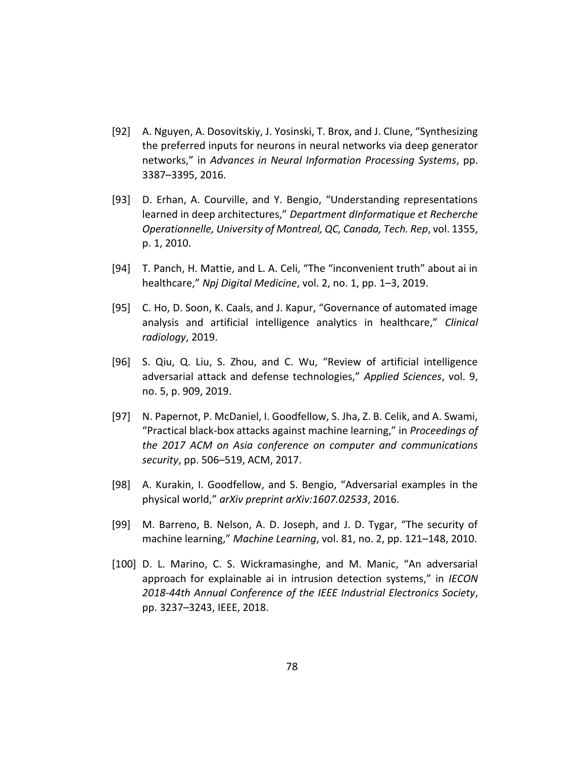[92] A. Nguyen, A. Dosovitskiy, J. Yosinski, T. Brox, and J. Clune, "Synthesizing the preferred inputs for neurons in neural networks via deep generator networks," in *Advances in Neural Information Processing Systems*, pp. 3387–3395, 2016.

[93] D. Erhan, A. Courville, and Y. Bengio, "Understanding representations learned in deep architectures," *Department dInformatique et Recherche Operationnelle, University of Montreal, QC, Canada, Tech. Rep*, vol. 1355, p. 1, 2010.

[94] T. Panch, H. Mattie, and L. A. Celi, "The "inconvenient truth" about ai in healthcare," *Npj Digital Medicine*, vol. 2, no. 1, pp. 1–3, 2019.

[95] C. Ho, D. Soon, K. Caals, and J. Kapur, "Governance of automated image analysis and artificial intelligence analytics in healthcare," *Clinical radiology*, 2019.

[96] S. Qiu, Q. Liu, S. Zhou, and C. Wu, "Review of artificial intelligence adversarial attack and defense technologies," *Applied Sciences*, vol. 9, no. 5, p. 909, 2019.

[97] N. Papernot, P. McDaniel, I. Goodfellow, S. Jha, Z. B. Celik, and A. Swami, "Practical black-box attacks against machine learning," in *Proceedings of the 2017 ACM on Asia conference on computer and communications security*, pp. 506–519, ACM, 2017.

[98] A. Kurakin, I. Goodfellow, and S. Bengio, "Adversarial examples in the physical world," *arXiv preprint arXiv:1607.02533*, 2016.

[99] M. Barreno, B. Nelson, A. D. Joseph, and J. D. Tygar, "The security of machine learning," *Machine Learning*, vol. 81, no. 2, pp. 121–148, 2010.

[100] D. L. Marino, C. S. Wickramasinghe, and M. Manic, "An adversarial approach for explainable ai in intrusion detection systems," in *IECON 2018-44th Annual Conference of the IEEE Industrial Electronics Society*, pp. 3237–3243, IEEE, 2018.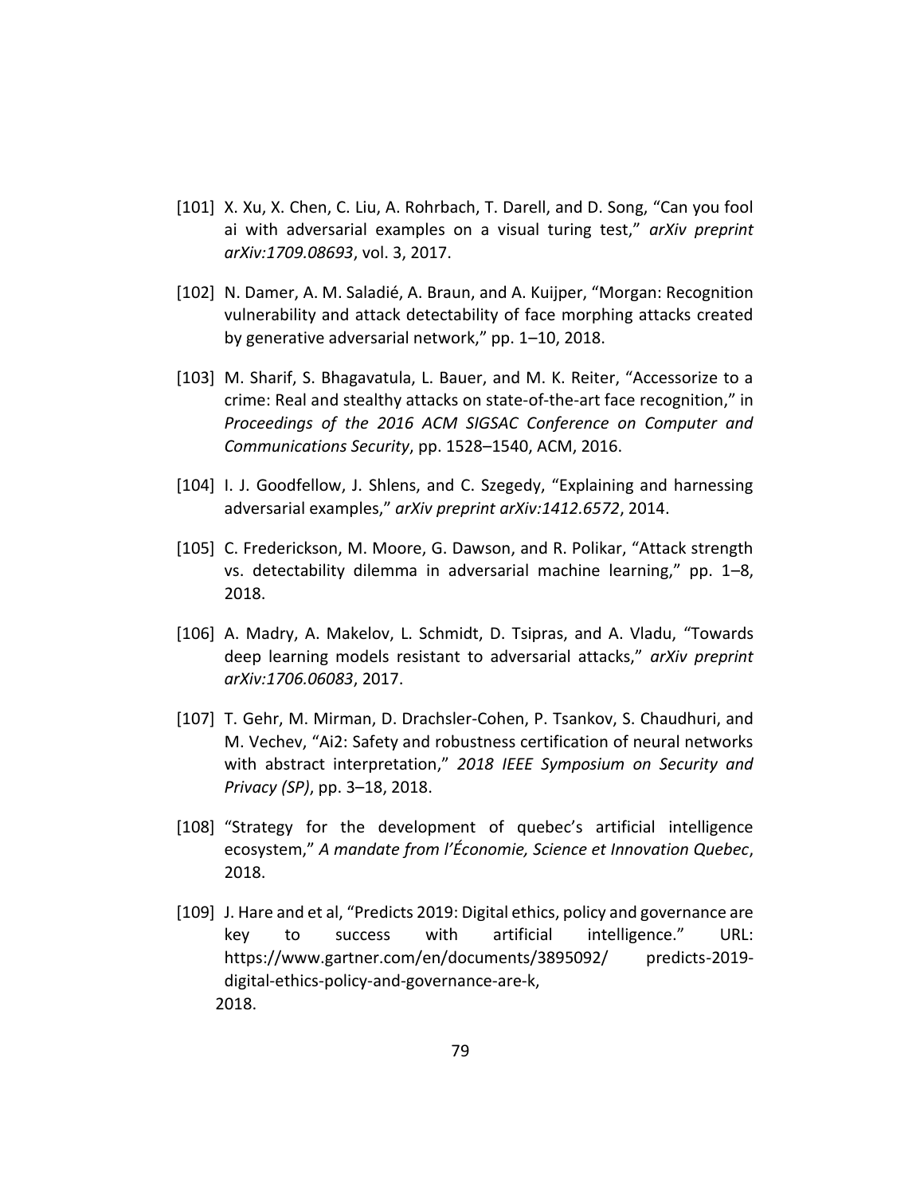[101] X. Xu, X. Chen, C. Liu, A. Rohrbach, T. Darell, and D. Song, "Can you fool ai with adversarial examples on a visual turing test," *arXiv preprint arXiv:1709.08693*, vol. 3, 2017.

[102] N. Damer, A. M. Saladié, A. Braun, and A. Kuijper, "Morgan: Recognition vulnerability and attack detectability of face morphing attacks created by generative adversarial network," pp. 1–10, 2018.

[103] M. Sharif, S. Bhagavatula, L. Bauer, and M. K. Reiter, "Accessorize to a crime: Real and stealthy attacks on state-of-the-art face recognition," in *Proceedings of the 2016 ACM SIGSAC Conference on Computer and Communications Security*, pp. 1528–1540, ACM, 2016.

[104] I. J. Goodfellow, J. Shlens, and C. Szegedy, "Explaining and harnessing adversarial examples," *arXiv preprint arXiv:1412.6572*, 2014.

[105] C. Frederickson, M. Moore, G. Dawson, and R. Polikar, "Attack strength vs. detectability dilemma in adversarial machine learning," pp. 1–8, 2018.

[106] A. Madry, A. Makelov, L. Schmidt, D. Tsipras, and A. Vladu, "Towards deep learning models resistant to adversarial attacks," *arXiv preprint arXiv:1706.06083*, 2017.

[107] T. Gehr, M. Mirman, D. Drachsler-Cohen, P. Tsankov, S. Chaudhuri, and M. Vechev, "Ai2: Safety and robustness certification of neural networks with abstract interpretation," *2018 IEEE Symposium on Security and Privacy (SP)*, pp. 3–18, 2018.

[108] "Strategy for the development of quebec's artificial intelligence ecosystem," *A mandate from l'Économie, Science et Innovation Quebec*, 2018.

[109] J. Hare and et al, "Predicts 2019: Digital ethics, policy and governance are key to success with artificial intelligence." URL: https://www.gartner.com/en/documents/3895092/ predicts-2019-digital-ethics-policy-and-governance-are-k, 2018.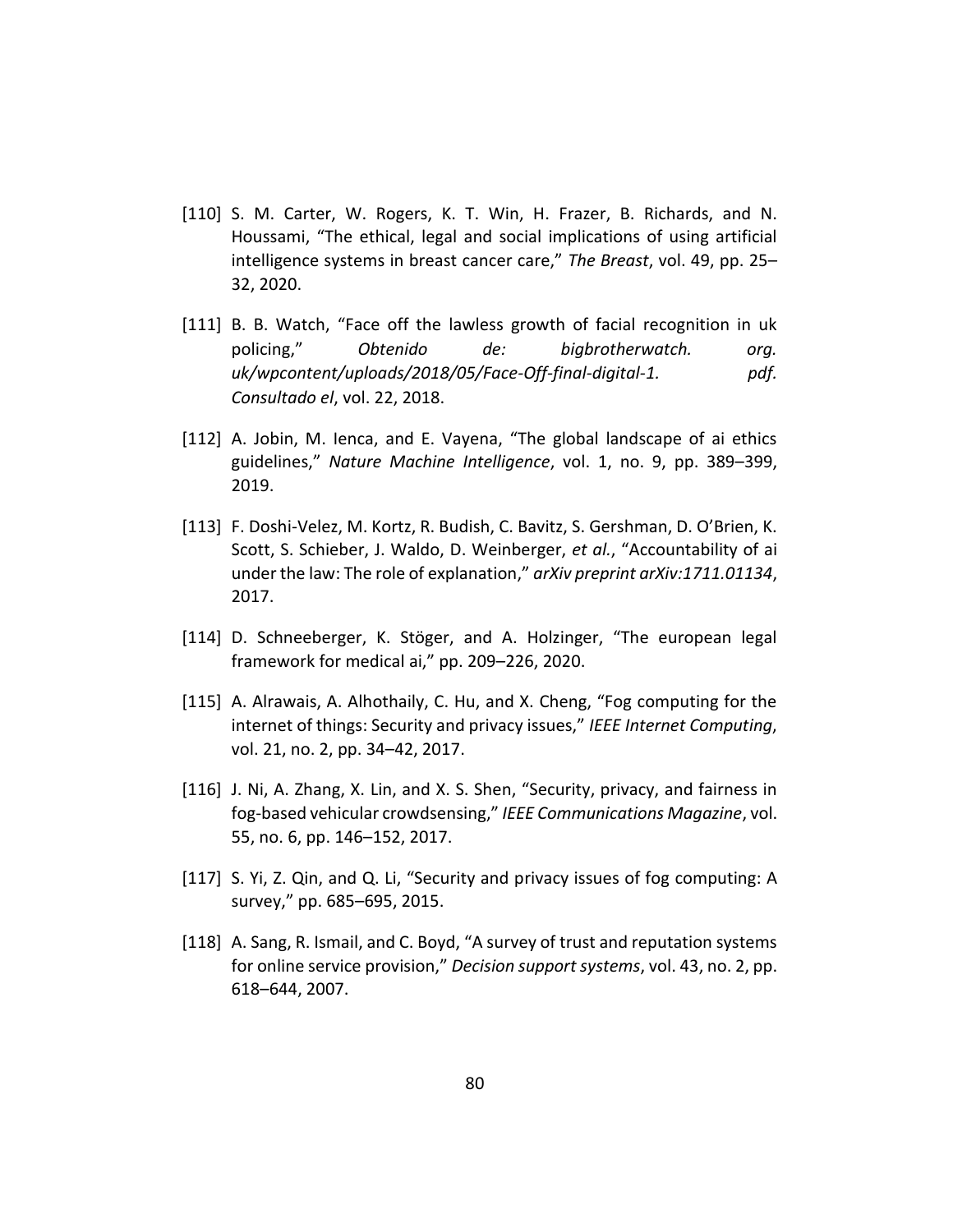[110] S. M. Carter, W. Rogers, K. T. Win, H. Frazer, B. Richards, and N. Houssami, "The ethical, legal and social implications of using artificial intelligence systems in breast cancer care," *The Breast*, vol. 49, pp. 25–32, 2020.

[111] B. B. Watch, "Face off the lawless growth of facial recognition in uk policing," *Obtenido de: bigbrotherwatch. org. uk/wpcontent/uploads/2018/05/Face-Off-final-digital-1. pdf. Consultado el*, vol. 22, 2018.

[112] A. Jobin, M. Ienca, and E. Vayena, "The global landscape of ai ethics guidelines," *Nature Machine Intelligence*, vol. 1, no. 9, pp. 389–399, 2019.

[113] F. Doshi-Velez, M. Kortz, R. Budish, C. Bavitz, S. Gershman, D. O'Brien, K. Scott, S. Schieber, J. Waldo, D. Weinberger, *et al.*, "Accountability of ai under the law: The role of explanation," *arXiv preprint arXiv:1711.01134*, 2017.

[114] D. Schneeberger, K. Stöger, and A. Holzinger, "The european legal framework for medical ai," pp. 209–226, 2020.

[115] A. Alrawais, A. Alhothaily, C. Hu, and X. Cheng, "Fog computing for the internet of things: Security and privacy issues," *IEEE Internet Computing*, vol. 21, no. 2, pp. 34–42, 2017.

[116] J. Ni, A. Zhang, X. Lin, and X. S. Shen, "Security, privacy, and fairness in fog-based vehicular crowdsensing," *IEEE Communications Magazine*, vol. 55, no. 6, pp. 146–152, 2017.

[117] S. Yi, Z. Qin, and Q. Li, "Security and privacy issues of fog computing: A survey," pp. 685–695, 2015.

[118] A. Sang, R. Ismail, and C. Boyd, "A survey of trust and reputation systems for online service provision," *Decision support systems*, vol. 43, no. 2, pp. 618–644, 2007.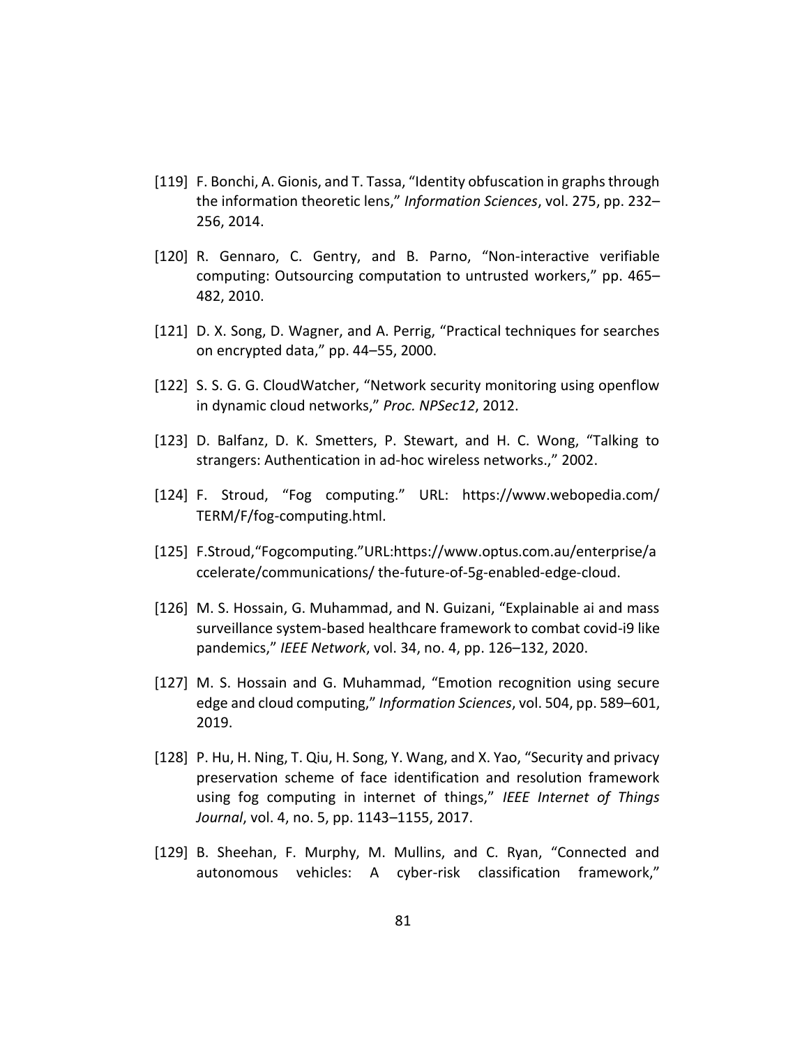[119] F. Bonchi, A. Gionis, and T. Tassa, “Identity obfuscation in graphs through the information theoretic lens,” *Information Sciences*, vol. 275, pp. 232–256, 2014.

[120] R. Gennaro, C. Gentry, and B. Parno, “Non-interactive verifiable computing: Outsourcing computation to untrusted workers,” pp. 465–482, 2010.

[121] D. X. Song, D. Wagner, and A. Perrig, “Practical techniques for searches on encrypted data,” pp. 44–55, 2000.

[122] S. S. G. G. CloudWatcher, “Network security monitoring using openflow in dynamic cloud networks,” *Proc. NPSec12*, 2012.

[123] D. Balfanz, D. K. Smetters, P. Stewart, and H. C. Wong, “Talking to strangers: Authentication in ad-hoc wireless networks.,” 2002.

[124] F. Stroud, “Fog computing.” URL: https://www.webopedia.com/TERM/F/fog-computing.html.

[125] F.Stroud,“Fogcomputing.”URL:https://www.optus.com.au/enterprise/accelerate/communications/ the-future-of-5g-enabled-edge-cloud.

[126] M. S. Hossain, G. Muhammad, and N. Guizani, “Explainable ai and mass surveillance system-based healthcare framework to combat covid-i9 like pandemics,” *IEEE Network*, vol. 34, no. 4, pp. 126–132, 2020.

[127] M. S. Hossain and G. Muhammad, “Emotion recognition using secure edge and cloud computing,” *Information Sciences*, vol. 504, pp. 589–601, 2019.

[128] P. Hu, H. Ning, T. Qiu, H. Song, Y. Wang, and X. Yao, “Security and privacy preservation scheme of face identification and resolution framework using fog computing in internet of things,” *IEEE Internet of Things Journal*, vol. 4, no. 5, pp. 1143–1155, 2017.

[129] B. Sheehan, F. Murphy, M. Mullins, and C. Ryan, “Connected and autonomous vehicles: A cyber-risk classification framework,”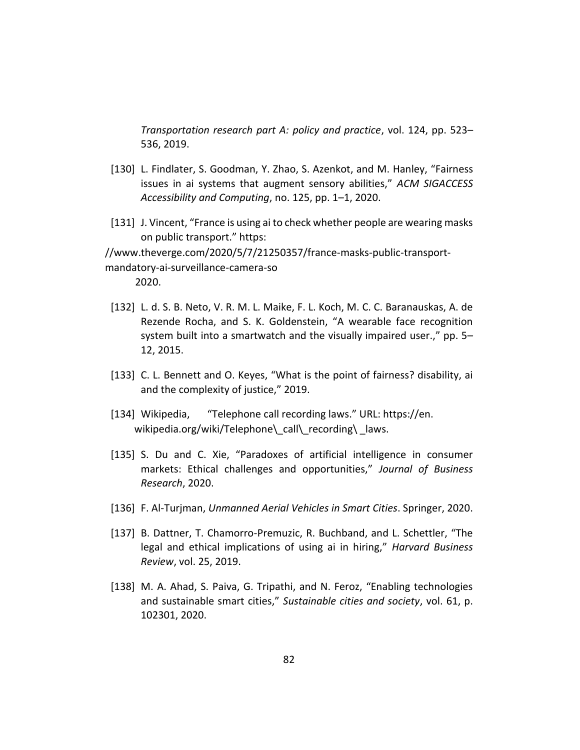*Transportation research part A: policy and practice*, vol. 124, pp. 523–536, 2019.

[130] L. Findlater, S. Goodman, Y. Zhao, S. Azenkot, and M. Hanley, "Fairness issues in ai systems that augment sensory abilities," *ACM SIGACCESS Accessibility and Computing*, no. 125, pp. 1–1, 2020.

[131] J. Vincent, "France is using ai to check whether people are wearing masks on public transport." https://www.theverge.com/2020/5/7/21250357/france-masks-public-transport-mandatory-ai-surveillance-camera-so 2020.

[132] L. d. S. B. Neto, V. R. M. L. Maike, F. L. Koch, M. C. C. Baranauskas, A. de Rezende Rocha, and S. K. Goldenstein, "A wearable face recognition system built into a smartwatch and the visually impaired user.," pp. 5–12, 2015.

[133] C. L. Bennett and O. Keyes, "What is the point of fairness? disability, ai and the complexity of justice," 2019.

[134] Wikipedia, "Telephone call recording laws." URL: https://en.wikipedia.org/wiki/Telephone\_call\_recording\ _laws.

[135] S. Du and C. Xie, "Paradoxes of artificial intelligence in consumer markets: Ethical challenges and opportunities," *Journal of Business Research*, 2020.

[136] F. Al-Turjman, *Unmanned Aerial Vehicles in Smart Cities*. Springer, 2020.

[137] B. Dattner, T. Chamorro-Premuzic, R. Buchband, and L. Schettler, "The legal and ethical implications of using ai in hiring," *Harvard Business Review*, vol. 25, 2019.

[138] M. A. Ahad, S. Paiva, G. Tripathi, and N. Feroz, "Enabling technologies and sustainable smart cities," *Sustainable cities and society*, vol. 61, p. 102301, 2020.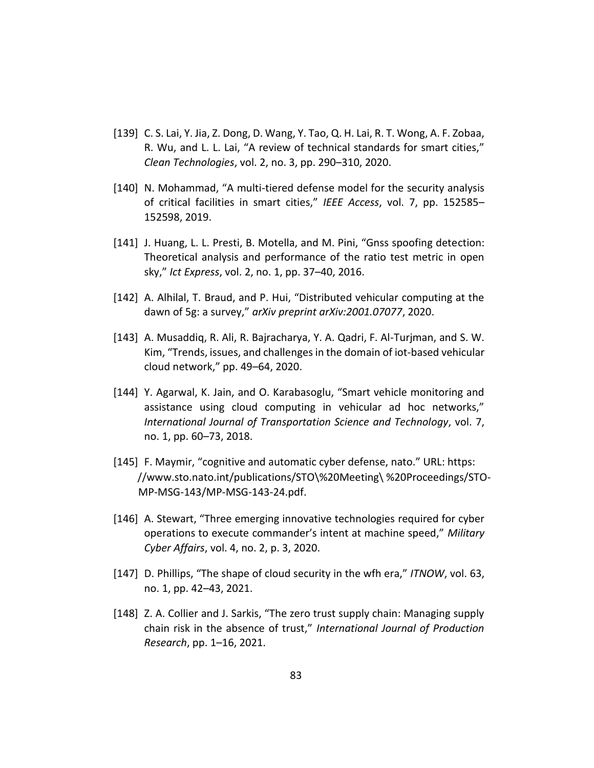[139] C. S. Lai, Y. Jia, Z. Dong, D. Wang, Y. Tao, Q. H. Lai, R. T. Wong, A. F. Zobaa, R. Wu, and L. L. Lai, "A review of technical standards for smart cities," *Clean Technologies*, vol. 2, no. 3, pp. 290–310, 2020.

[140] N. Mohammad, "A multi-tiered defense model for the security analysis of critical facilities in smart cities," *IEEE Access*, vol. 7, pp. 152585–152598, 2019.

[141] J. Huang, L. L. Presti, B. Motella, and M. Pini, "Gnss spoofing detection: Theoretical analysis and performance of the ratio test metric in open sky," *Ict Express*, vol. 2, no. 1, pp. 37–40, 2016.

[142] A. Alhilal, T. Braud, and P. Hui, "Distributed vehicular computing at the dawn of 5g: a survey," *arXiv preprint arXiv:2001.07077*, 2020.

[143] A. Musaddiq, R. Ali, R. Bajracharya, Y. A. Qadri, F. Al-Turjman, and S. W. Kim, "Trends, issues, and challenges in the domain of iot-based vehicular cloud network," pp. 49–64, 2020.

[144] Y. Agarwal, K. Jain, and O. Karabasoglu, "Smart vehicle monitoring and assistance using cloud computing in vehicular ad hoc networks," *International Journal of Transportation Science and Technology*, vol. 7, no. 1, pp. 60–73, 2018.

[145] F. Maymir, "cognitive and automatic cyber defense, nato." URL: https://www.sto.nato.int/publications/STO\%20Meeting\ %20Proceedings/STO-MP-MSG-143/MP-MSG-143-24.pdf.

[146] A. Stewart, "Three emerging innovative technologies required for cyber operations to execute commander's intent at machine speed," *Military Cyber Affairs*, vol. 4, no. 2, p. 3, 2020.

[147] D. Phillips, "The shape of cloud security in the wfh era," *ITNOW*, vol. 63, no. 1, pp. 42–43, 2021.

[148] Z. A. Collier and J. Sarkis, "The zero trust supply chain: Managing supply chain risk in the absence of trust," *International Journal of Production Research*, pp. 1–16, 2021.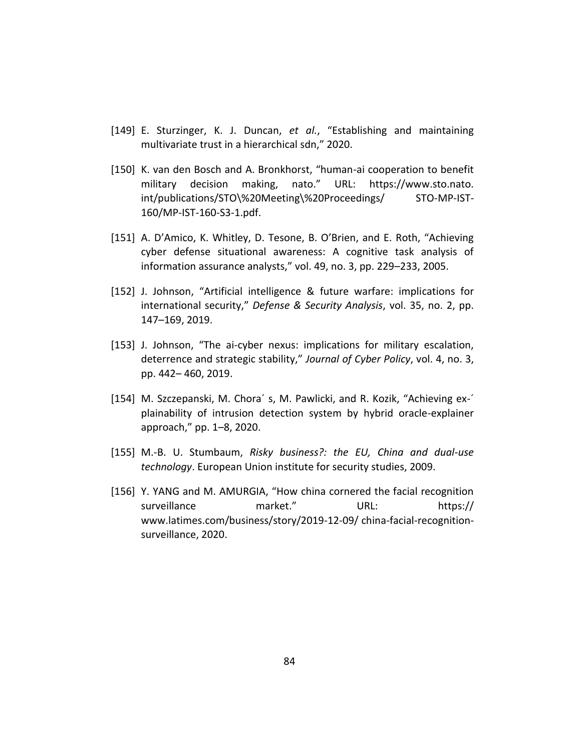[149] E. Sturzinger, K. J. Duncan, *et al.*, "Establishing and maintaining multivariate trust in a hierarchical sdn," 2020.

[150] K. van den Bosch and A. Bronkhorst, "human-ai cooperation to benefit military decision making, nato." URL: https://www.sto.nato. int/publications/STO\%20Meeting\%20Proceedings/ STO-MP-IST-160/MP-IST-160-S3-1.pdf.

[151] A. D'Amico, K. Whitley, D. Tesone, B. O'Brien, and E. Roth, "Achieving cyber defense situational awareness: A cognitive task analysis of information assurance analysts," vol. 49, no. 3, pp. 229–233, 2005.

[152] J. Johnson, "Artificial intelligence & future warfare: implications for international security," *Defense & Security Analysis*, vol. 35, no. 2, pp. 147–169, 2019.

[153] J. Johnson, "The ai-cyber nexus: implications for military escalation, deterrence and strategic stability," *Journal of Cyber Policy*, vol. 4, no. 3, pp. 442– 460, 2019.

[154] M. Szczepanski, M. Chora´ s, M. Pawlicki, and R. Kozik, "Achieving ex-´ plainability of intrusion detection system by hybrid oracle-explainer approach," pp. 1–8, 2020.

[155] M.-B. U. Stumbaum, *Risky business?: the EU, China and dual-use technology*. European Union institute for security studies, 2009.

[156] Y. YANG and M. AMURGIA, "How china cornered the facial recognition surveillance market." URL: https:// www.latimes.com/business/story/2019-12-09/ china-facial-recognition-surveillance, 2020.